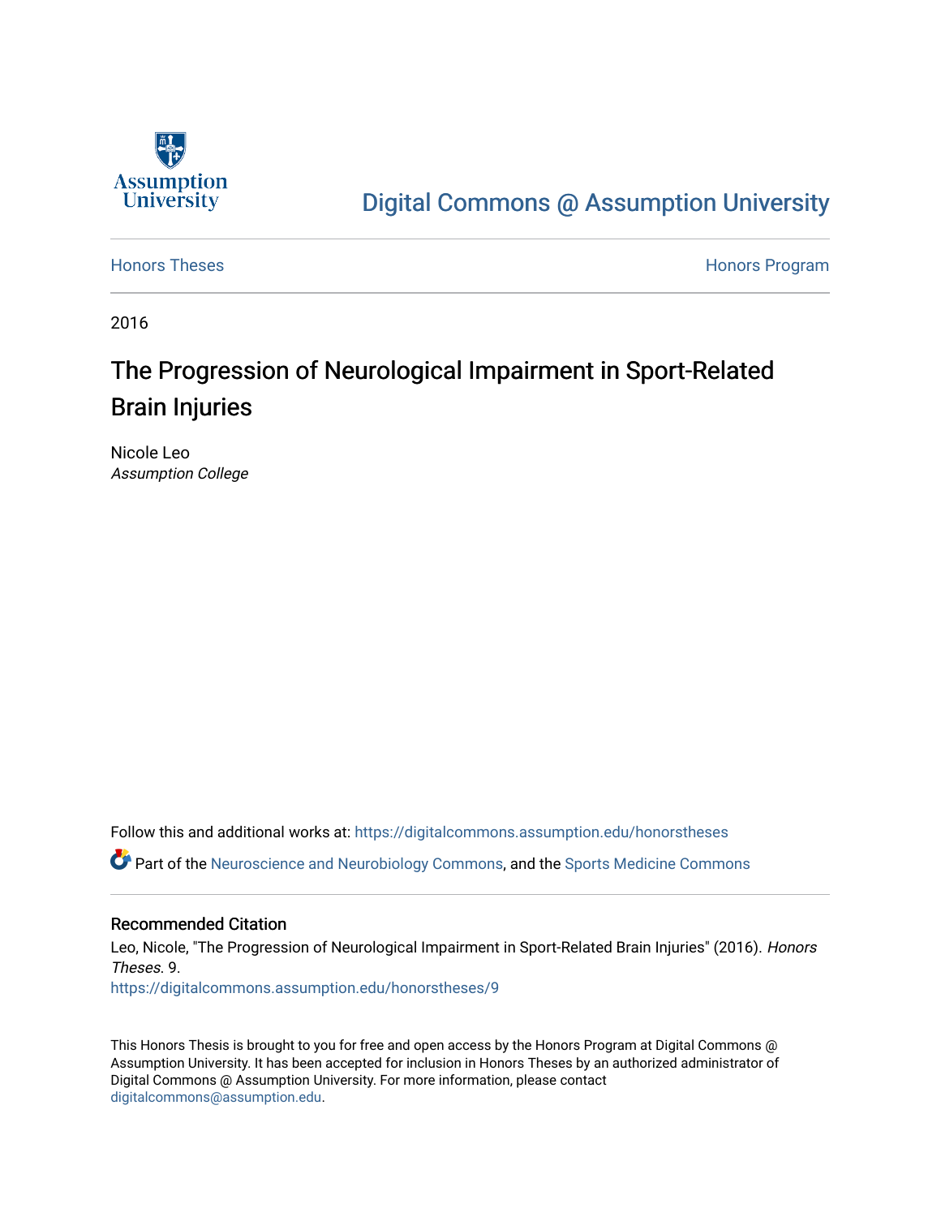Assumption University

Digital Commons @ Assumption University

Honors Theses

Honors Program

2016

# The Progression of Neurological Impairment in Sport-Related Brain Injuries

Nicole Leo
*Assumption College*

Follow this and additional works at: https://digitalcommons.assumption.edu/honorstheses

Part of the Neuroscience and Neurobiology Commons, and the Sports Medicine Commons

## Recommended Citation

Leo, Nicole, "The Progression of Neurological Impairment in Sport-Related Brain Injuries" (2016). *Honors Theses*. 9.
https://digitalcommons.assumption.edu/honorstheses/9

This Honors Thesis is brought to you for free and open access by the Honors Program at Digital Commons @ Assumption University. It has been accepted for inclusion in Honors Theses by an authorized administrator of Digital Commons @ Assumption University. For more information, please contact digitalcommons@assumption.edu.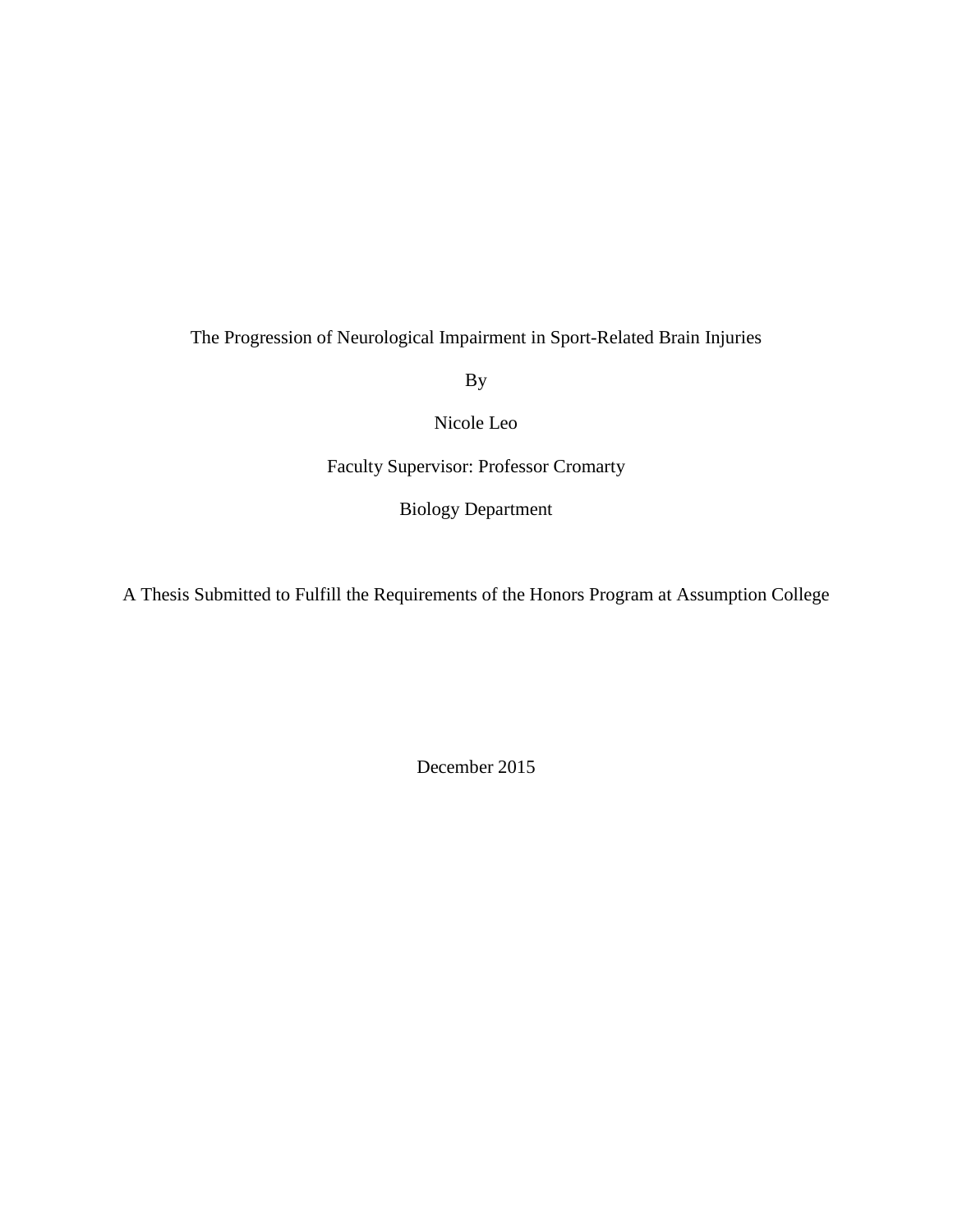The Progression of Neurological Impairment in Sport-Related Brain Injuries

By

Nicole Leo

Faculty Supervisor: Professor Cromarty

Biology Department

A Thesis Submitted to Fulfill the Requirements of the Honors Program at Assumption College

December 2015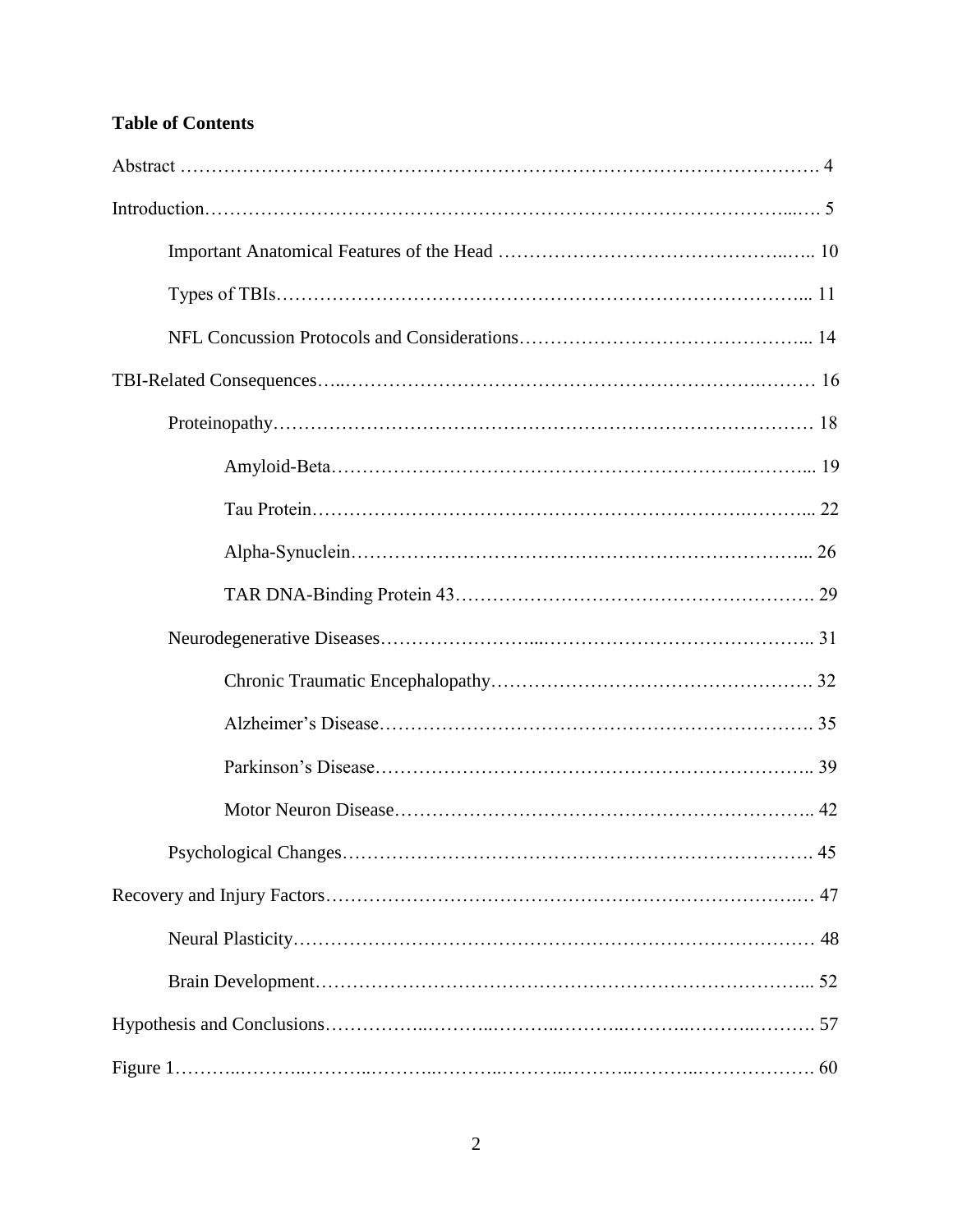**Table of Contents**

Abstract ........................................................................................................ 4

Introduction.................................................................................................... 5

- Important Anatomical Features of the Head ........................................... 10
- Types of TBIs.......................................................................................... 11
- NFL Concussion Protocols and Considerations........................................ 14

TBI-Related Consequences............................................................................. 16

- Proteinopathy........................................................................................... 18
  - Amyloid-Beta...................................................................................... 19
  - Tau Protein.......................................................................................... 22
  - Alpha-Synuclein................................................................................... 26
  - TAR DNA-Binding Protein 43.............................................................. 29
- Neurodegenerative Diseases..................................................................... 31
  - Chronic Traumatic Encephalopathy....................................................... 32
  - Alzheimer's Disease.............................................................................. 35
  - Parkinson's Disease............................................................................... 39
  - Motor Neuron Disease........................................................................... 42
- Psychological Changes.............................................................................. 45

Recovery and Injury Factors............................................................................ 47

- Neural Plasticity....................................................................................... 48
- Brain Development................................................................................... 52

Hypothesis and Conclusions............................................................................ 57

Figure 1.......................................................................................................... 60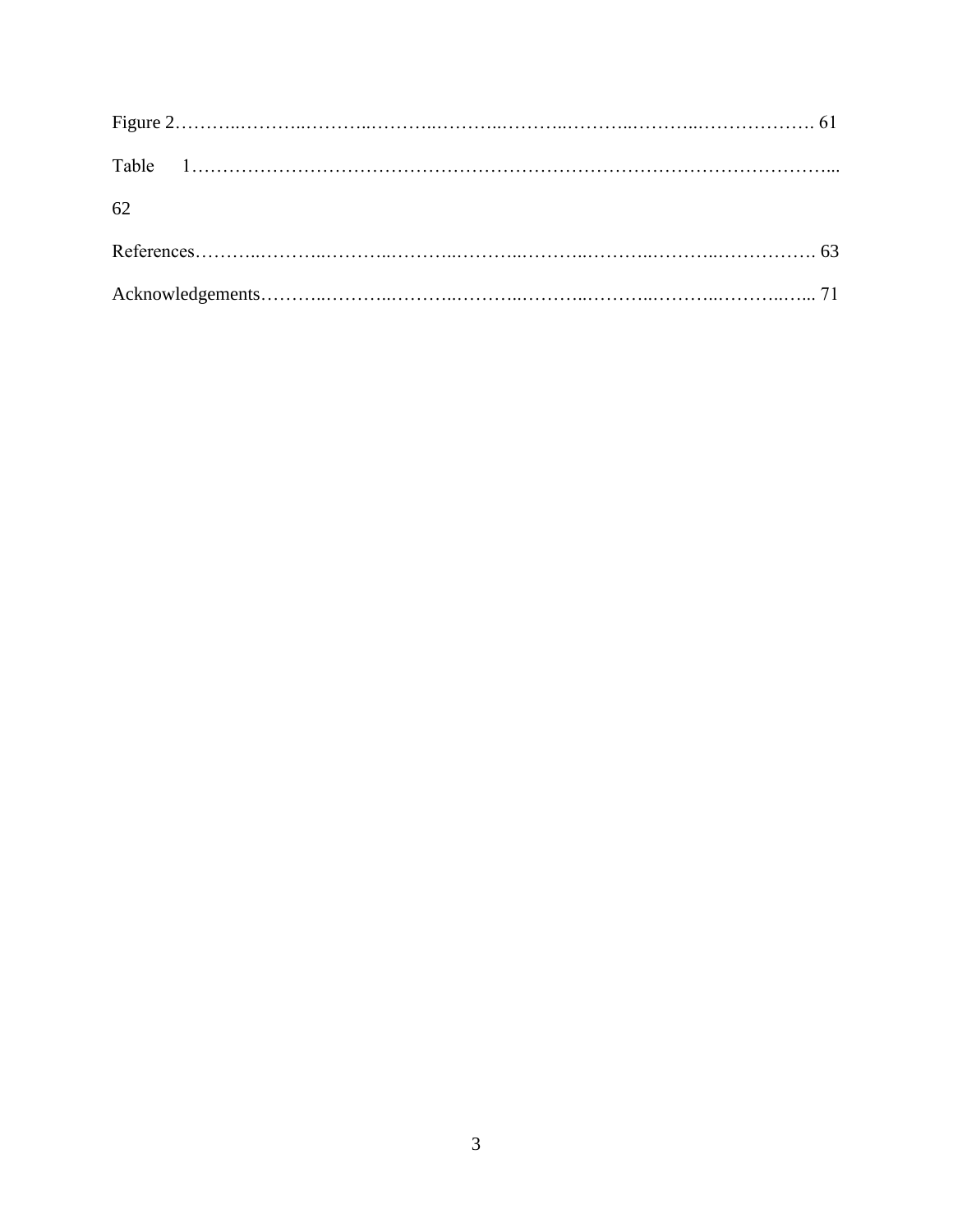Figure 2………..………..………..………..………..………..………..………..………………. 61

Table 1…………………………………………………………………………………………...

62

References………..………..………..………..………..………..………..………..……………. 63

Acknowledgements………..………..………..………..………..………..………..………..…... 71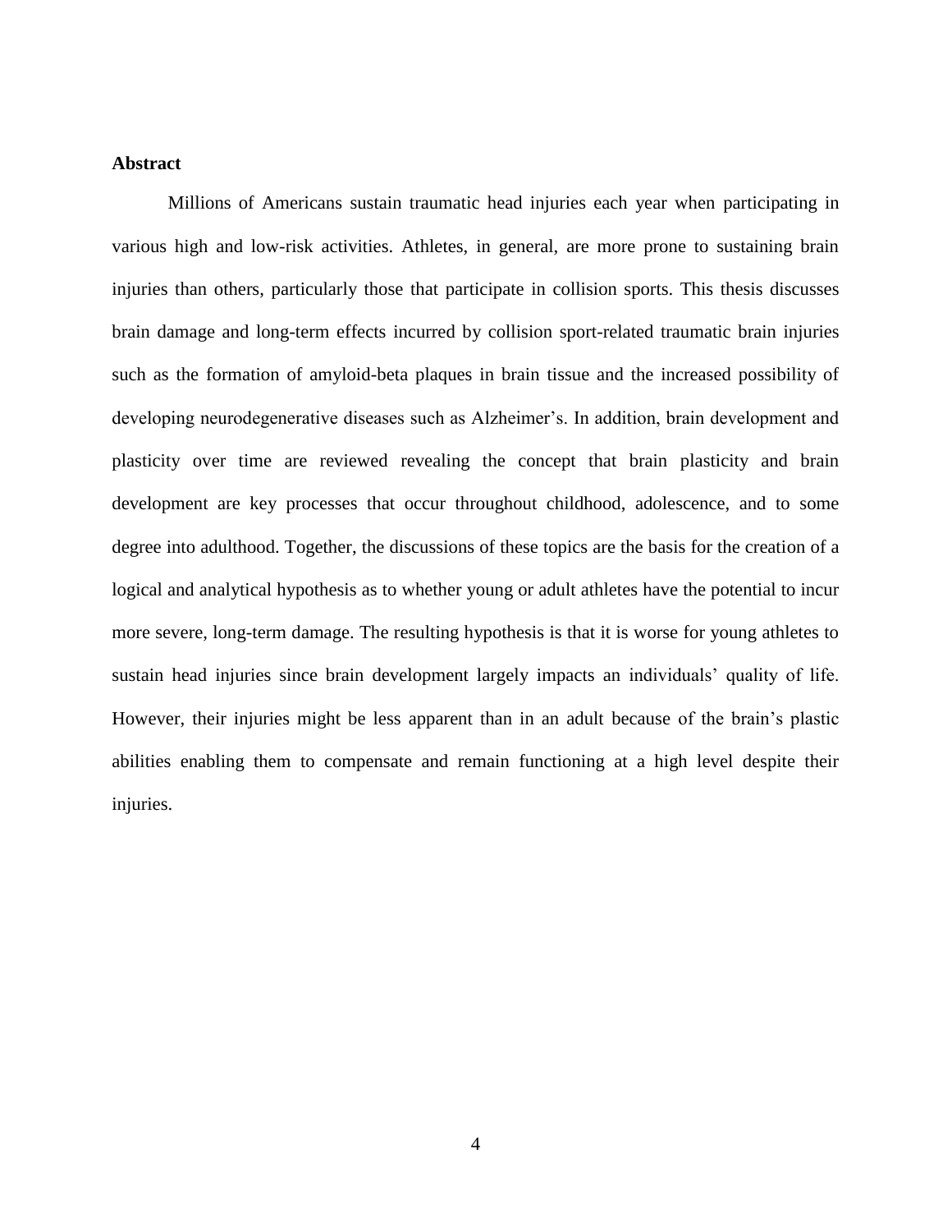**Abstract**

Millions of Americans sustain traumatic head injuries each year when participating in various high and low-risk activities. Athletes, in general, are more prone to sustaining brain injuries than others, particularly those that participate in collision sports. This thesis discusses brain damage and long-term effects incurred by collision sport-related traumatic brain injuries such as the formation of amyloid-beta plaques in brain tissue and the increased possibility of developing neurodegenerative diseases such as Alzheimer's. In addition, brain development and plasticity over time are reviewed revealing the concept that brain plasticity and brain development are key processes that occur throughout childhood, adolescence, and to some degree into adulthood. Together, the discussions of these topics are the basis for the creation of a logical and analytical hypothesis as to whether young or adult athletes have the potential to incur more severe, long-term damage. The resulting hypothesis is that it is worse for young athletes to sustain head injuries since brain development largely impacts an individuals' quality of life. However, their injuries might be less apparent than in an adult because of the brain's plastic abilities enabling them to compensate and remain functioning at a high level despite their injuries.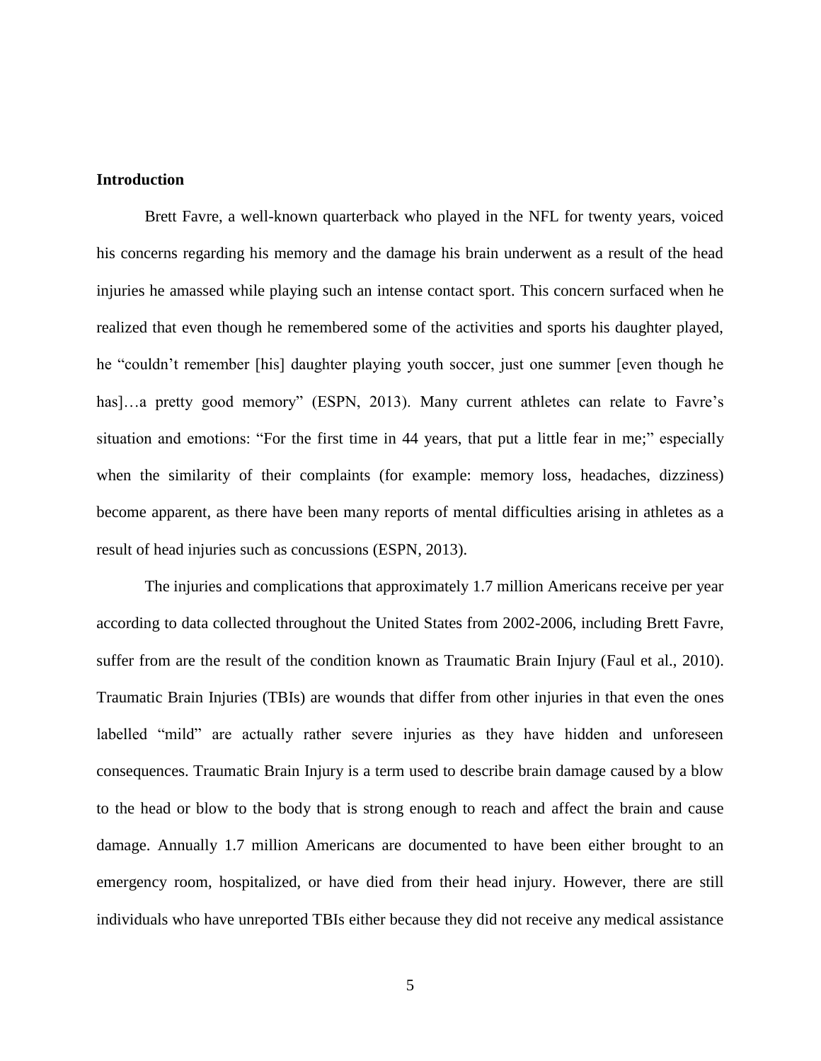**Introduction**

Brett Favre, a well-known quarterback who played in the NFL for twenty years, voiced his concerns regarding his memory and the damage his brain underwent as a result of the head injuries he amassed while playing such an intense contact sport. This concern surfaced when he realized that even though he remembered some of the activities and sports his daughter played, he "couldn't remember [his] daughter playing youth soccer, just one summer [even though he has]…a pretty good memory" (ESPN, 2013). Many current athletes can relate to Favre's situation and emotions: "For the first time in 44 years, that put a little fear in me;" especially when the similarity of their complaints (for example: memory loss, headaches, dizziness) become apparent, as there have been many reports of mental difficulties arising in athletes as a result of head injuries such as concussions (ESPN, 2013).

The injuries and complications that approximately 1.7 million Americans receive per year according to data collected throughout the United States from 2002-2006, including Brett Favre, suffer from are the result of the condition known as Traumatic Brain Injury (Faul et al., 2010). Traumatic Brain Injuries (TBIs) are wounds that differ from other injuries in that even the ones labelled "mild" are actually rather severe injuries as they have hidden and unforeseen consequences. Traumatic Brain Injury is a term used to describe brain damage caused by a blow to the head or blow to the body that is strong enough to reach and affect the brain and cause damage. Annually 1.7 million Americans are documented to have been either brought to an emergency room, hospitalized, or have died from their head injury. However, there are still individuals who have unreported TBIs either because they did not receive any medical assistance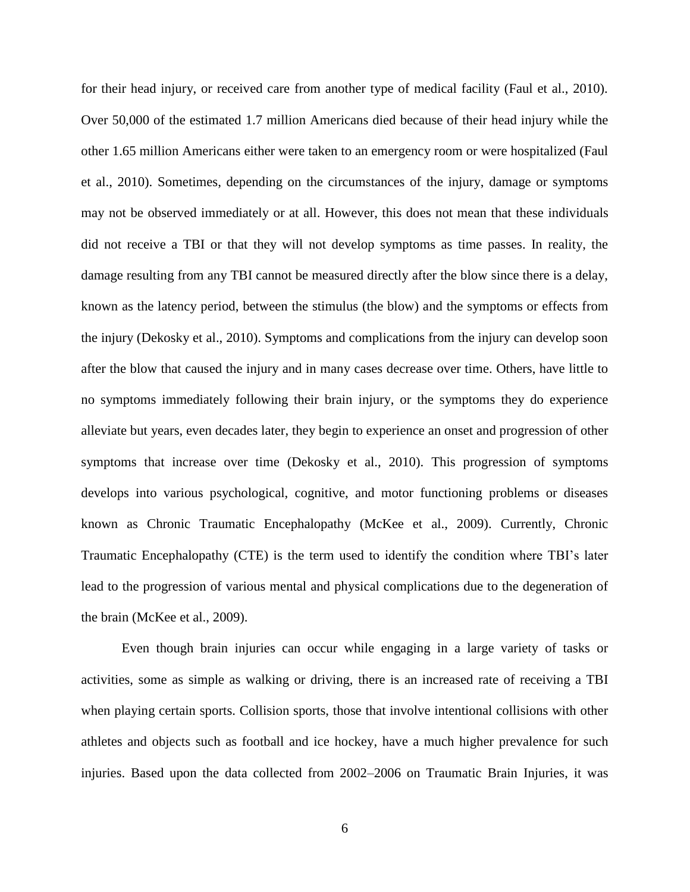for their head injury, or received care from another type of medical facility (Faul et al., 2010). Over 50,000 of the estimated 1.7 million Americans died because of their head injury while the other 1.65 million Americans either were taken to an emergency room or were hospitalized (Faul et al., 2010). Sometimes, depending on the circumstances of the injury, damage or symptoms may not be observed immediately or at all. However, this does not mean that these individuals did not receive a TBI or that they will not develop symptoms as time passes. In reality, the damage resulting from any TBI cannot be measured directly after the blow since there is a delay, known as the latency period, between the stimulus (the blow) and the symptoms or effects from the injury (Dekosky et al., 2010). Symptoms and complications from the injury can develop soon after the blow that caused the injury and in many cases decrease over time. Others, have little to no symptoms immediately following their brain injury, or the symptoms they do experience alleviate but years, even decades later, they begin to experience an onset and progression of other symptoms that increase over time (Dekosky et al., 2010). This progression of symptoms develops into various psychological, cognitive, and motor functioning problems or diseases known as Chronic Traumatic Encephalopathy (McKee et al., 2009). Currently, Chronic Traumatic Encephalopathy (CTE) is the term used to identify the condition where TBI's later lead to the progression of various mental and physical complications due to the degeneration of the brain (McKee et al., 2009).

Even though brain injuries can occur while engaging in a large variety of tasks or activities, some as simple as walking or driving, there is an increased rate of receiving a TBI when playing certain sports. Collision sports, those that involve intentional collisions with other athletes and objects such as football and ice hockey, have a much higher prevalence for such injuries. Based upon the data collected from 2002–2006 on Traumatic Brain Injuries, it was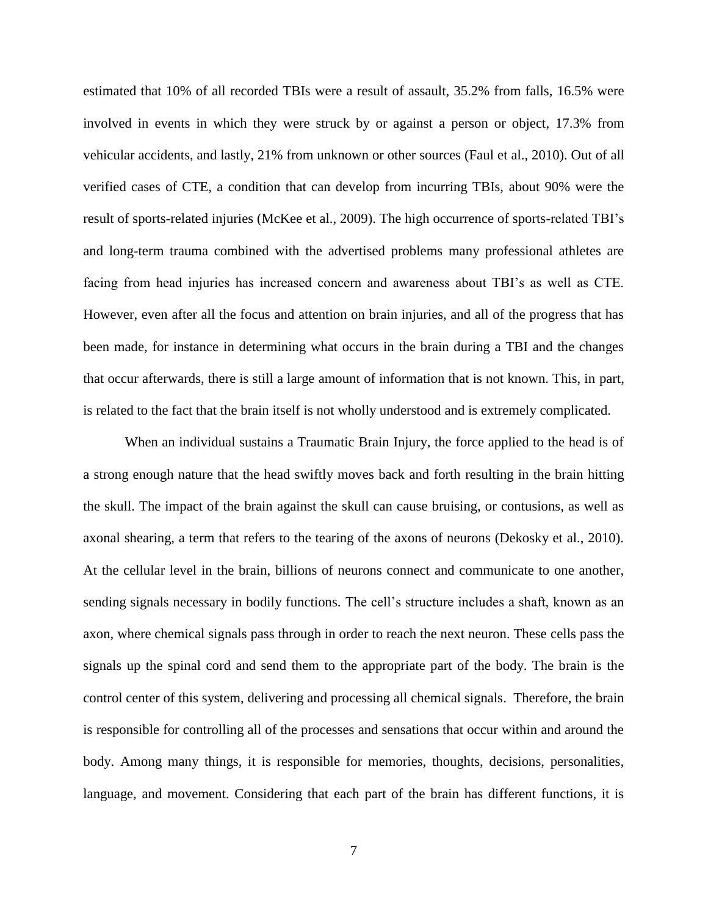estimated that 10% of all recorded TBIs were a result of assault, 35.2% from falls, 16.5% were involved in events in which they were struck by or against a person or object, 17.3% from vehicular accidents, and lastly, 21% from unknown or other sources (Faul et al., 2010). Out of all verified cases of CTE, a condition that can develop from incurring TBIs, about 90% were the result of sports-related injuries (McKee et al., 2009). The high occurrence of sports-related TBI's and long-term trauma combined with the advertised problems many professional athletes are facing from head injuries has increased concern and awareness about TBI's as well as CTE. However, even after all the focus and attention on brain injuries, and all of the progress that has been made, for instance in determining what occurs in the brain during a TBI and the changes that occur afterwards, there is still a large amount of information that is not known. This, in part, is related to the fact that the brain itself is not wholly understood and is extremely complicated.

When an individual sustains a Traumatic Brain Injury, the force applied to the head is of a strong enough nature that the head swiftly moves back and forth resulting in the brain hitting the skull. The impact of the brain against the skull can cause bruising, or contusions, as well as axonal shearing, a term that refers to the tearing of the axons of neurons (Dekosky et al., 2010). At the cellular level in the brain, billions of neurons connect and communicate to one another, sending signals necessary in bodily functions. The cell's structure includes a shaft, known as an axon, where chemical signals pass through in order to reach the next neuron. These cells pass the signals up the spinal cord and send them to the appropriate part of the body. The brain is the control center of this system, delivering and processing all chemical signals. Therefore, the brain is responsible for controlling all of the processes and sensations that occur within and around the body. Among many things, it is responsible for memories, thoughts, decisions, personalities, language, and movement. Considering that each part of the brain has different functions, it is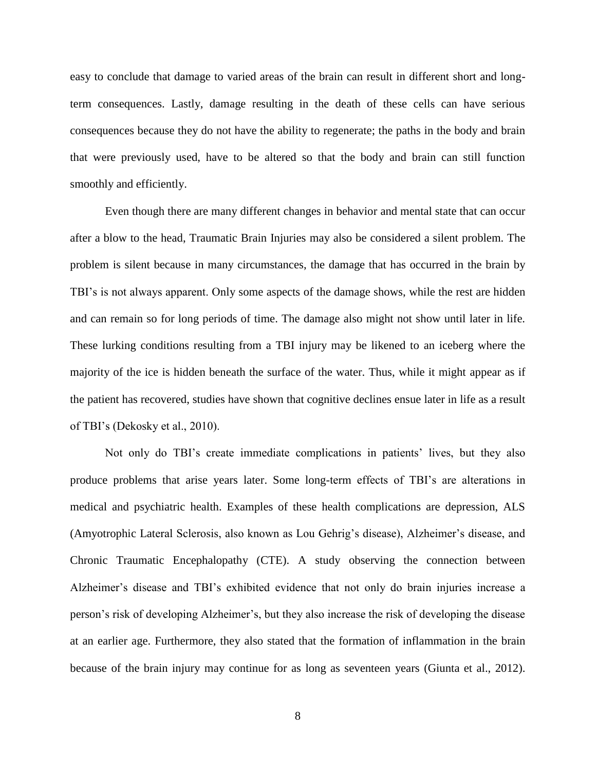easy to conclude that damage to varied areas of the brain can result in different short and long-term consequences. Lastly, damage resulting in the death of these cells can have serious consequences because they do not have the ability to regenerate; the paths in the body and brain that were previously used, have to be altered so that the body and brain can still function smoothly and efficiently.

Even though there are many different changes in behavior and mental state that can occur after a blow to the head, Traumatic Brain Injuries may also be considered a silent problem. The problem is silent because in many circumstances, the damage that has occurred in the brain by TBI's is not always apparent. Only some aspects of the damage shows, while the rest are hidden and can remain so for long periods of time. The damage also might not show until later in life. These lurking conditions resulting from a TBI injury may be likened to an iceberg where the majority of the ice is hidden beneath the surface of the water. Thus, while it might appear as if the patient has recovered, studies have shown that cognitive declines ensue later in life as a result of TBI's (Dekosky et al., 2010).

Not only do TBI's create immediate complications in patients' lives, but they also produce problems that arise years later. Some long-term effects of TBI's are alterations in medical and psychiatric health. Examples of these health complications are depression, ALS (Amyotrophic Lateral Sclerosis, also known as Lou Gehrig's disease), Alzheimer's disease, and Chronic Traumatic Encephalopathy (CTE). A study observing the connection between Alzheimer's disease and TBI's exhibited evidence that not only do brain injuries increase a person's risk of developing Alzheimer's, but they also increase the risk of developing the disease at an earlier age. Furthermore, they also stated that the formation of inflammation in the brain because of the brain injury may continue for as long as seventeen years (Giunta et al., 2012).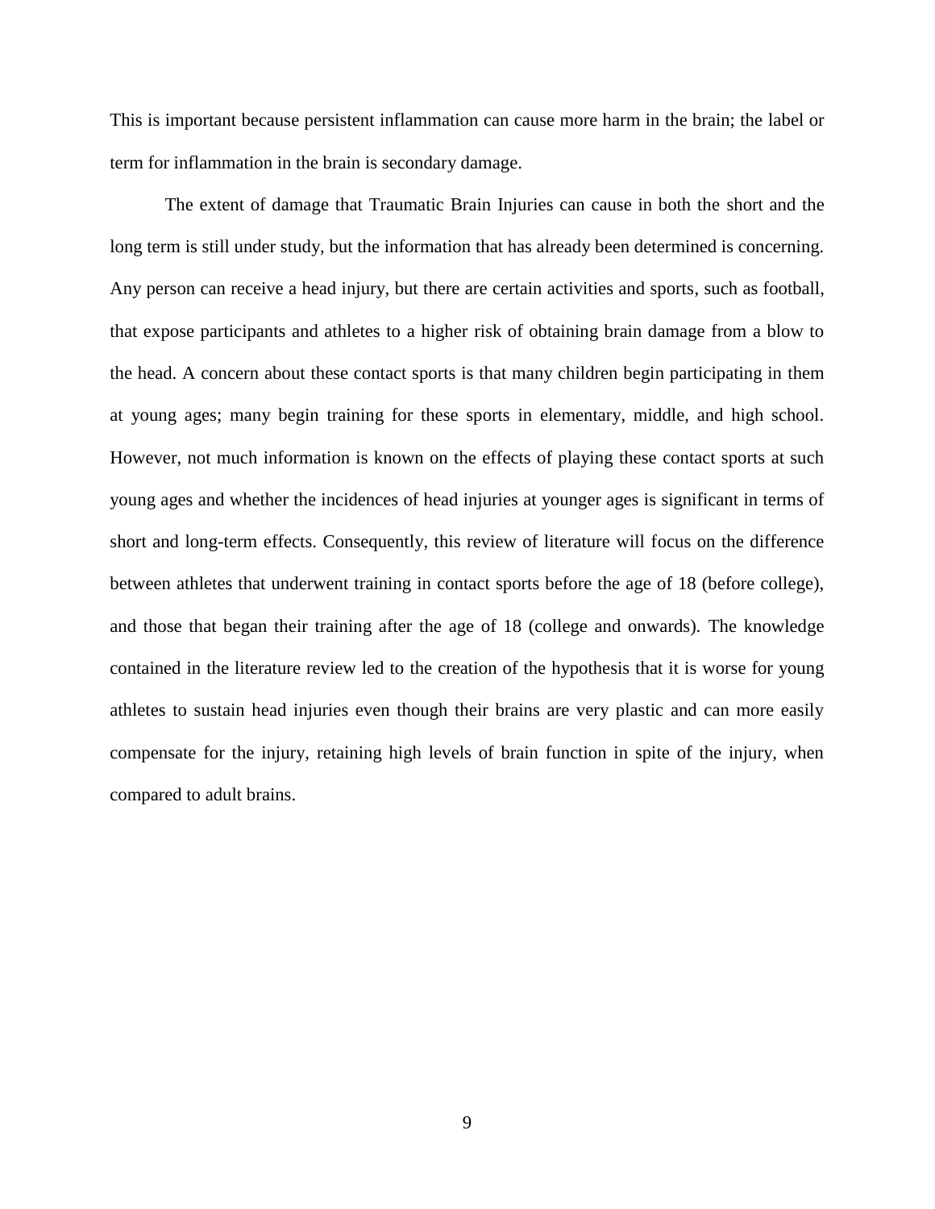This is important because persistent inflammation can cause more harm in the brain; the label or term for inflammation in the brain is secondary damage.

The extent of damage that Traumatic Brain Injuries can cause in both the short and the long term is still under study, but the information that has already been determined is concerning. Any person can receive a head injury, but there are certain activities and sports, such as football, that expose participants and athletes to a higher risk of obtaining brain damage from a blow to the head. A concern about these contact sports is that many children begin participating in them at young ages; many begin training for these sports in elementary, middle, and high school. However, not much information is known on the effects of playing these contact sports at such young ages and whether the incidences of head injuries at younger ages is significant in terms of short and long-term effects. Consequently, this review of literature will focus on the difference between athletes that underwent training in contact sports before the age of 18 (before college), and those that began their training after the age of 18 (college and onwards). The knowledge contained in the literature review led to the creation of the hypothesis that it is worse for young athletes to sustain head injuries even though their brains are very plastic and can more easily compensate for the injury, retaining high levels of brain function in spite of the injury, when compared to adult brains.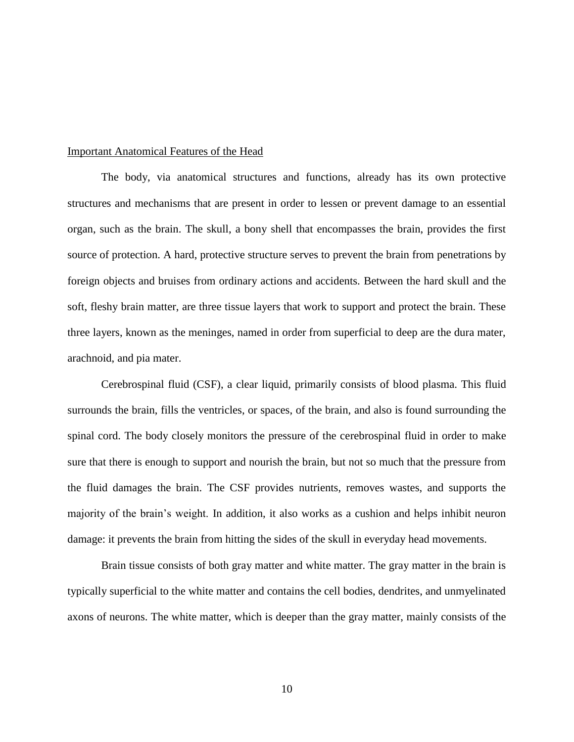Important Anatomical Features of the Head

The body, via anatomical structures and functions, already has its own protective structures and mechanisms that are present in order to lessen or prevent damage to an essential organ, such as the brain. The skull, a bony shell that encompasses the brain, provides the first source of protection. A hard, protective structure serves to prevent the brain from penetrations by foreign objects and bruises from ordinary actions and accidents. Between the hard skull and the soft, fleshy brain matter, are three tissue layers that work to support and protect the brain. These three layers, known as the meninges, named in order from superficial to deep are the dura mater, arachnoid, and pia mater.

Cerebrospinal fluid (CSF), a clear liquid, primarily consists of blood plasma. This fluid surrounds the brain, fills the ventricles, or spaces, of the brain, and also is found surrounding the spinal cord. The body closely monitors the pressure of the cerebrospinal fluid in order to make sure that there is enough to support and nourish the brain, but not so much that the pressure from the fluid damages the brain. The CSF provides nutrients, removes wastes, and supports the majority of the brain's weight. In addition, it also works as a cushion and helps inhibit neuron damage: it prevents the brain from hitting the sides of the skull in everyday head movements.

Brain tissue consists of both gray matter and white matter. The gray matter in the brain is typically superficial to the white matter and contains the cell bodies, dendrites, and unmyelinated axons of neurons. The white matter, which is deeper than the gray matter, mainly consists of the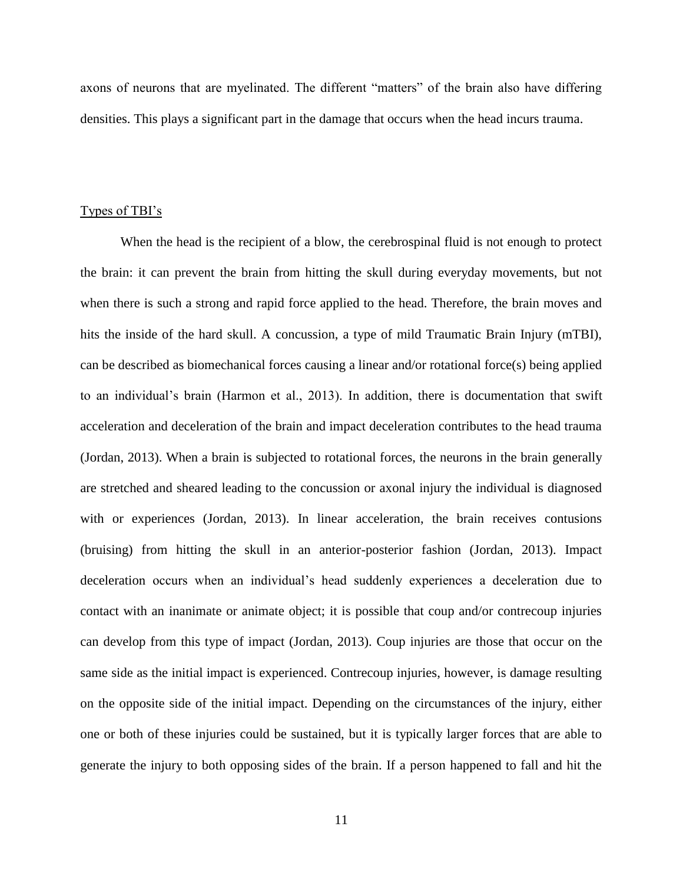axons of neurons that are myelinated. The different "matters" of the brain also have differing densities. This plays a significant part in the damage that occurs when the head incurs trauma.

## Types of TBI's

When the head is the recipient of a blow, the cerebrospinal fluid is not enough to protect the brain: it can prevent the brain from hitting the skull during everyday movements, but not when there is such a strong and rapid force applied to the head. Therefore, the brain moves and hits the inside of the hard skull. A concussion, a type of mild Traumatic Brain Injury (mTBI), can be described as biomechanical forces causing a linear and/or rotational force(s) being applied to an individual's brain (Harmon et al., 2013). In addition, there is documentation that swift acceleration and deceleration of the brain and impact deceleration contributes to the head trauma (Jordan, 2013). When a brain is subjected to rotational forces, the neurons in the brain generally are stretched and sheared leading to the concussion or axonal injury the individual is diagnosed with or experiences (Jordan, 2013). In linear acceleration, the brain receives contusions (bruising) from hitting the skull in an anterior-posterior fashion (Jordan, 2013). Impact deceleration occurs when an individual's head suddenly experiences a deceleration due to contact with an inanimate or animate object; it is possible that coup and/or contrecoup injuries can develop from this type of impact (Jordan, 2013). Coup injuries are those that occur on the same side as the initial impact is experienced. Contrecoup injuries, however, is damage resulting on the opposite side of the initial impact. Depending on the circumstances of the injury, either one or both of these injuries could be sustained, but it is typically larger forces that are able to generate the injury to both opposing sides of the brain. If a person happened to fall and hit the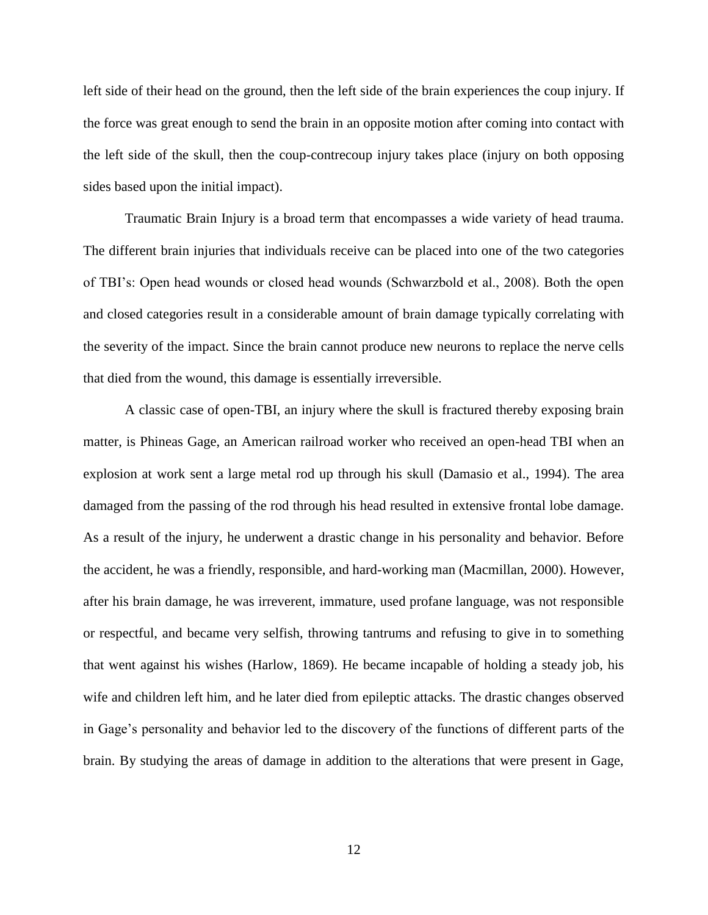left side of their head on the ground, then the left side of the brain experiences the coup injury. If the force was great enough to send the brain in an opposite motion after coming into contact with the left side of the skull, then the coup-contrecoup injury takes place (injury on both opposing sides based upon the initial impact).

Traumatic Brain Injury is a broad term that encompasses a wide variety of head trauma. The different brain injuries that individuals receive can be placed into one of the two categories of TBI's: Open head wounds or closed head wounds (Schwarzbold et al., 2008). Both the open and closed categories result in a considerable amount of brain damage typically correlating with the severity of the impact. Since the brain cannot produce new neurons to replace the nerve cells that died from the wound, this damage is essentially irreversible.

A classic case of open-TBI, an injury where the skull is fractured thereby exposing brain matter, is Phineas Gage, an American railroad worker who received an open-head TBI when an explosion at work sent a large metal rod up through his skull (Damasio et al., 1994). The area damaged from the passing of the rod through his head resulted in extensive frontal lobe damage. As a result of the injury, he underwent a drastic change in his personality and behavior. Before the accident, he was a friendly, responsible, and hard-working man (Macmillan, 2000). However, after his brain damage, he was irreverent, immature, used profane language, was not responsible or respectful, and became very selfish, throwing tantrums and refusing to give in to something that went against his wishes (Harlow, 1869). He became incapable of holding a steady job, his wife and children left him, and he later died from epileptic attacks. The drastic changes observed in Gage's personality and behavior led to the discovery of the functions of different parts of the brain. By studying the areas of damage in addition to the alterations that were present in Gage,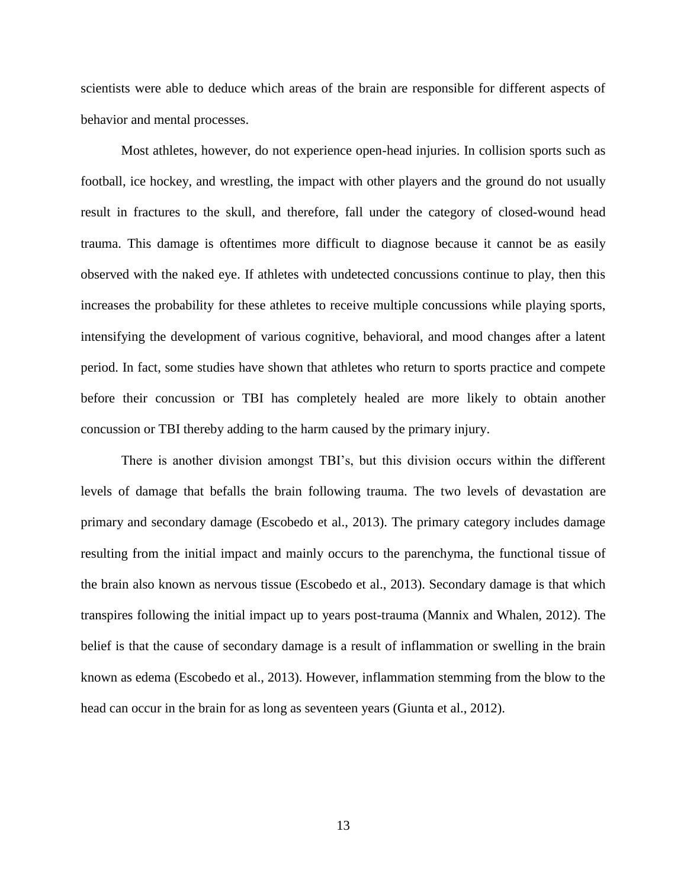scientists were able to deduce which areas of the brain are responsible for different aspects of behavior and mental processes.

Most athletes, however, do not experience open-head injuries. In collision sports such as football, ice hockey, and wrestling, the impact with other players and the ground do not usually result in fractures to the skull, and therefore, fall under the category of closed-wound head trauma. This damage is oftentimes more difficult to diagnose because it cannot be as easily observed with the naked eye. If athletes with undetected concussions continue to play, then this increases the probability for these athletes to receive multiple concussions while playing sports, intensifying the development of various cognitive, behavioral, and mood changes after a latent period. In fact, some studies have shown that athletes who return to sports practice and compete before their concussion or TBI has completely healed are more likely to obtain another concussion or TBI thereby adding to the harm caused by the primary injury.

There is another division amongst TBI's, but this division occurs within the different levels of damage that befalls the brain following trauma. The two levels of devastation are primary and secondary damage (Escobedo et al., 2013). The primary category includes damage resulting from the initial impact and mainly occurs to the parenchyma, the functional tissue of the brain also known as nervous tissue (Escobedo et al., 2013). Secondary damage is that which transpires following the initial impact up to years post-trauma (Mannix and Whalen, 2012). The belief is that the cause of secondary damage is a result of inflammation or swelling in the brain known as edema (Escobedo et al., 2013). However, inflammation stemming from the blow to the head can occur in the brain for as long as seventeen years (Giunta et al., 2012).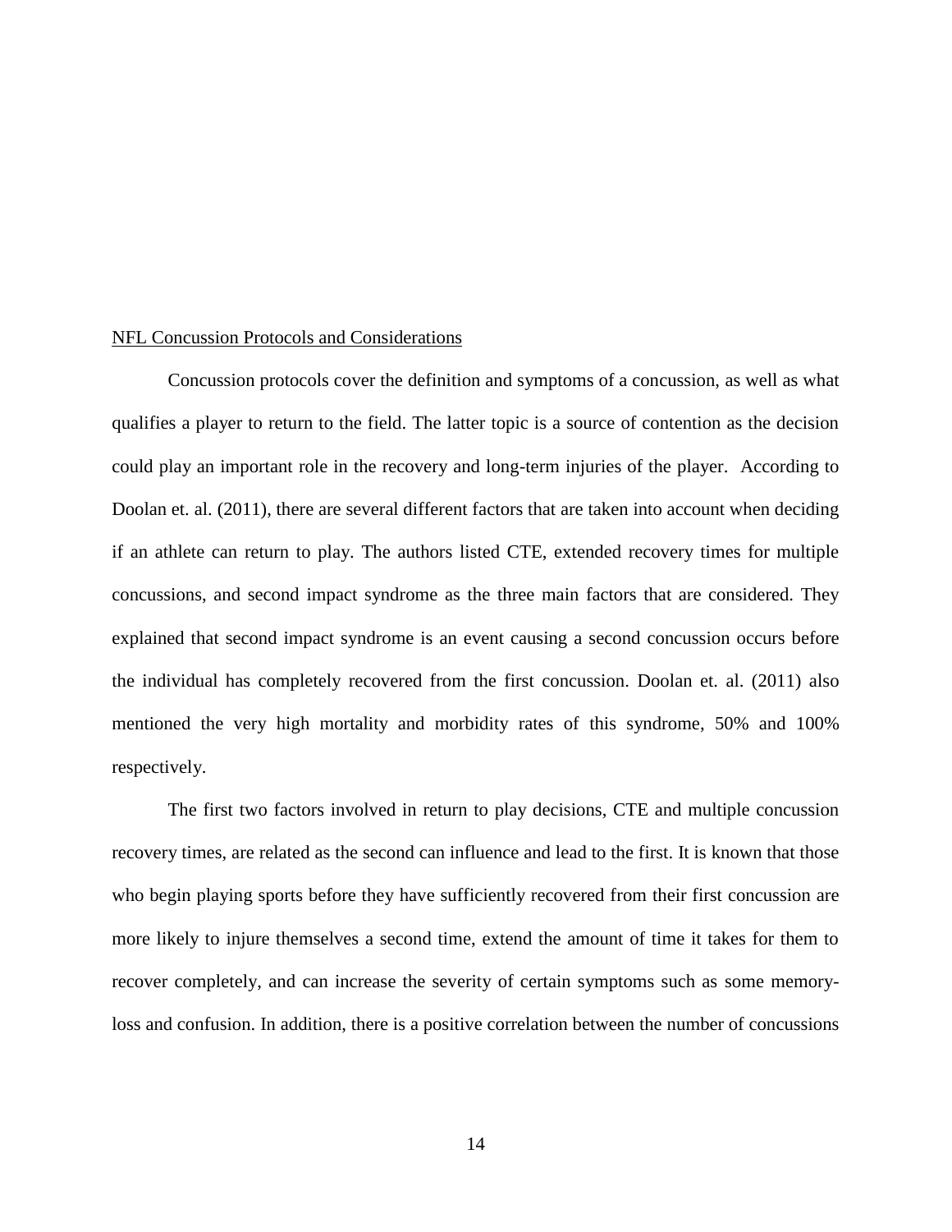## NFL Concussion Protocols and Considerations

Concussion protocols cover the definition and symptoms of a concussion, as well as what qualifies a player to return to the field. The latter topic is a source of contention as the decision could play an important role in the recovery and long-term injuries of the player. According to Doolan et. al. (2011), there are several different factors that are taken into account when deciding if an athlete can return to play. The authors listed CTE, extended recovery times for multiple concussions, and second impact syndrome as the three main factors that are considered. They explained that second impact syndrome is an event causing a second concussion occurs before the individual has completely recovered from the first concussion. Doolan et. al. (2011) also mentioned the very high mortality and morbidity rates of this syndrome, 50% and 100% respectively.

The first two factors involved in return to play decisions, CTE and multiple concussion recovery times, are related as the second can influence and lead to the first. It is known that those who begin playing sports before they have sufficiently recovered from their first concussion are more likely to injure themselves a second time, extend the amount of time it takes for them to recover completely, and can increase the severity of certain symptoms such as some memory-loss and confusion. In addition, there is a positive correlation between the number of concussions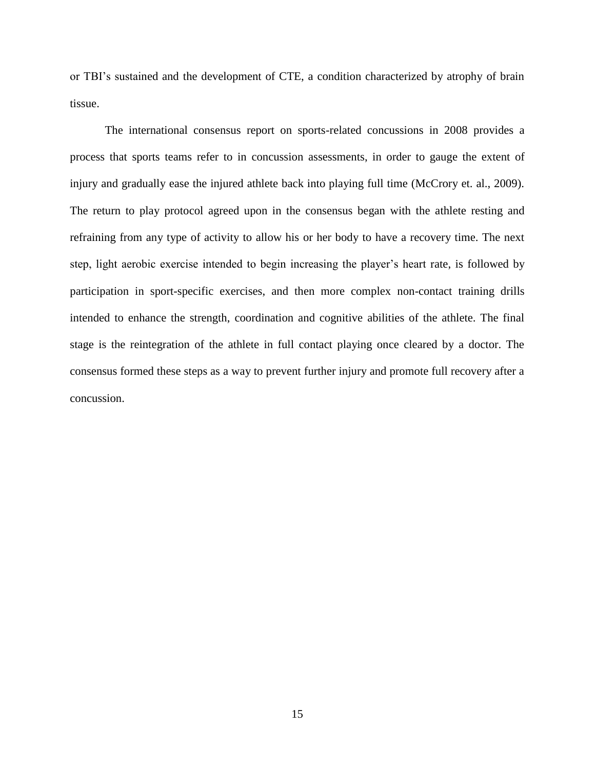or TBI's sustained and the development of CTE, a condition characterized by atrophy of brain tissue.

The international consensus report on sports-related concussions in 2008 provides a process that sports teams refer to in concussion assessments, in order to gauge the extent of injury and gradually ease the injured athlete back into playing full time (McCrory et. al., 2009). The return to play protocol agreed upon in the consensus began with the athlete resting and refraining from any type of activity to allow his or her body to have a recovery time. The next step, light aerobic exercise intended to begin increasing the player's heart rate, is followed by participation in sport-specific exercises, and then more complex non-contact training drills intended to enhance the strength, coordination and cognitive abilities of the athlete. The final stage is the reintegration of the athlete in full contact playing once cleared by a doctor. The consensus formed these steps as a way to prevent further injury and promote full recovery after a concussion.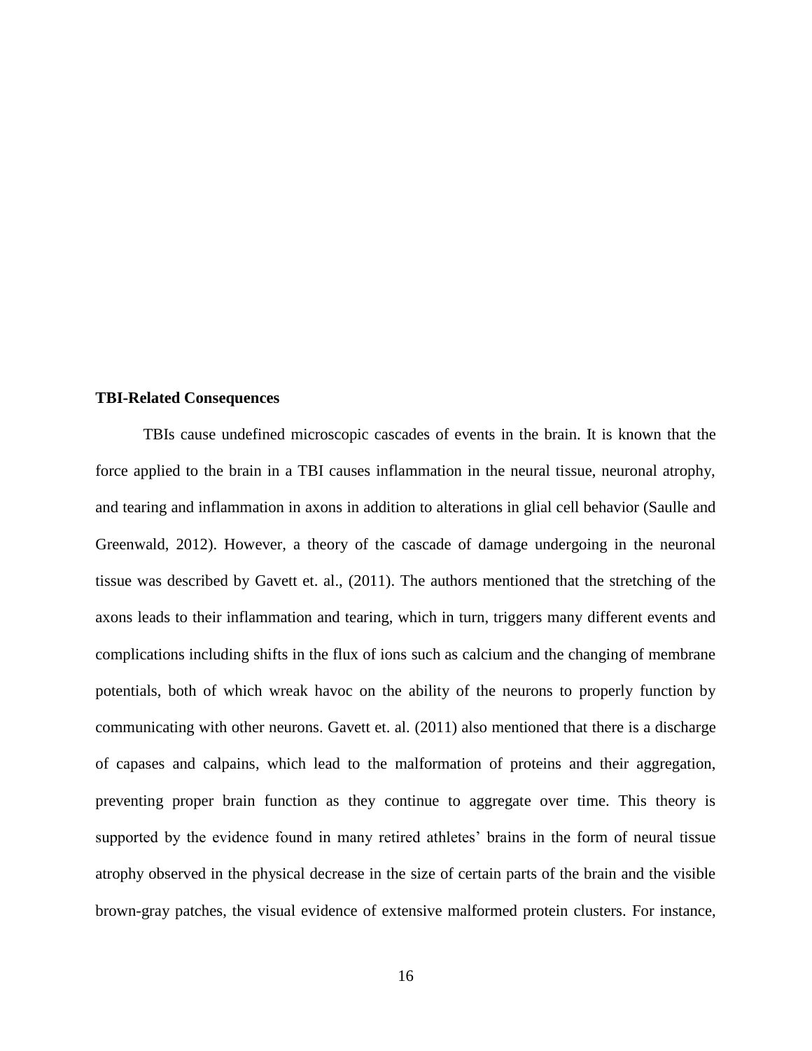**TBI-Related Consequences**

TBIs cause undefined microscopic cascades of events in the brain. It is known that the force applied to the brain in a TBI causes inflammation in the neural tissue, neuronal atrophy, and tearing and inflammation in axons in addition to alterations in glial cell behavior (Saulle and Greenwald, 2012). However, a theory of the cascade of damage undergoing in the neuronal tissue was described by Gavett et. al., (2011). The authors mentioned that the stretching of the axons leads to their inflammation and tearing, which in turn, triggers many different events and complications including shifts in the flux of ions such as calcium and the changing of membrane potentials, both of which wreak havoc on the ability of the neurons to properly function by communicating with other neurons. Gavett et. al. (2011) also mentioned that there is a discharge of capases and calpains, which lead to the malformation of proteins and their aggregation, preventing proper brain function as they continue to aggregate over time. This theory is supported by the evidence found in many retired athletes' brains in the form of neural tissue atrophy observed in the physical decrease in the size of certain parts of the brain and the visible brown-gray patches, the visual evidence of extensive malformed protein clusters. For instance,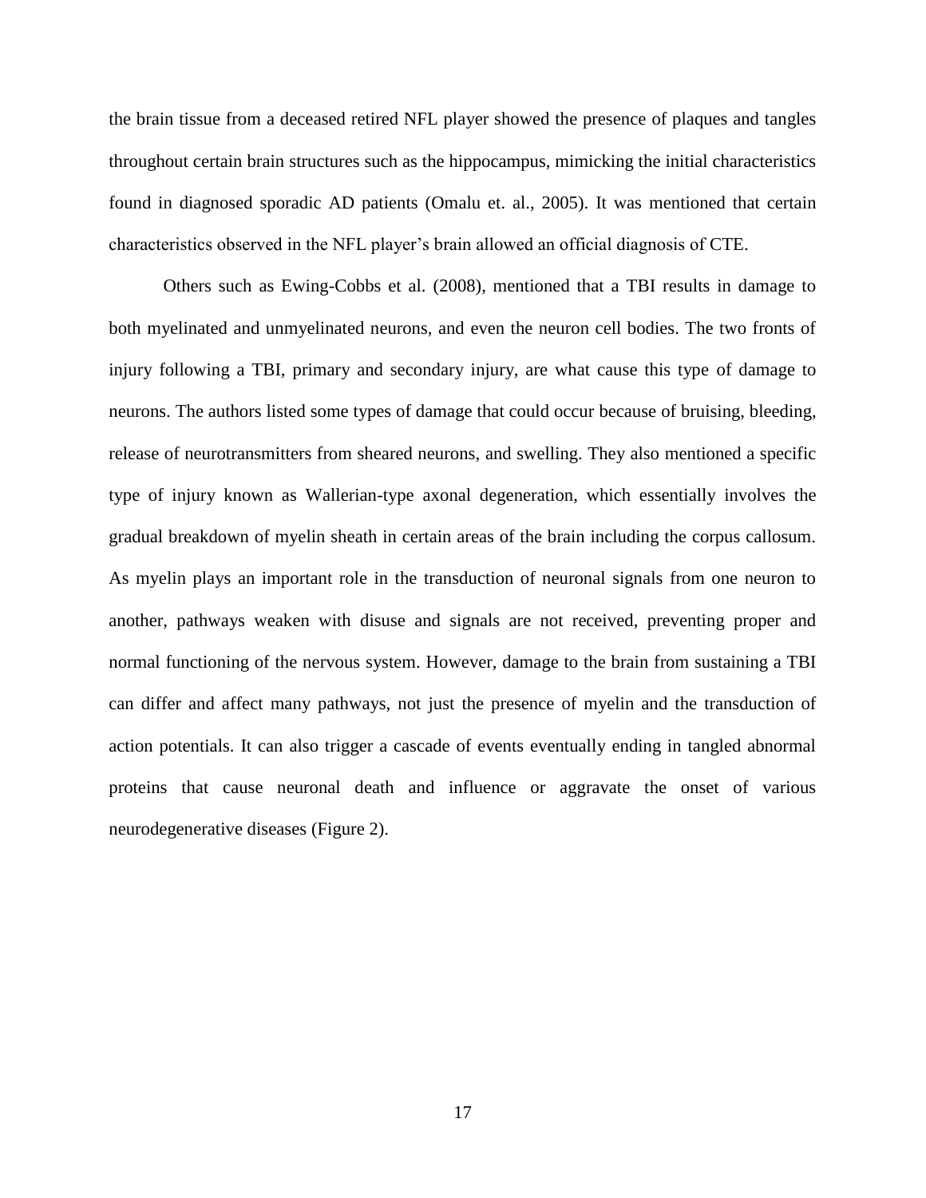the brain tissue from a deceased retired NFL player showed the presence of plaques and tangles throughout certain brain structures such as the hippocampus, mimicking the initial characteristics found in diagnosed sporadic AD patients (Omalu et. al., 2005). It was mentioned that certain characteristics observed in the NFL player's brain allowed an official diagnosis of CTE.

Others such as Ewing-Cobbs et al. (2008), mentioned that a TBI results in damage to both myelinated and unmyelinated neurons, and even the neuron cell bodies. The two fronts of injury following a TBI, primary and secondary injury, are what cause this type of damage to neurons. The authors listed some types of damage that could occur because of bruising, bleeding, release of neurotransmitters from sheared neurons, and swelling. They also mentioned a specific type of injury known as Wallerian-type axonal degeneration, which essentially involves the gradual breakdown of myelin sheath in certain areas of the brain including the corpus callosum. As myelin plays an important role in the transduction of neuronal signals from one neuron to another, pathways weaken with disuse and signals are not received, preventing proper and normal functioning of the nervous system. However, damage to the brain from sustaining a TBI can differ and affect many pathways, not just the presence of myelin and the transduction of action potentials. It can also trigger a cascade of events eventually ending in tangled abnormal proteins that cause neuronal death and influence or aggravate the onset of various neurodegenerative diseases (Figure 2).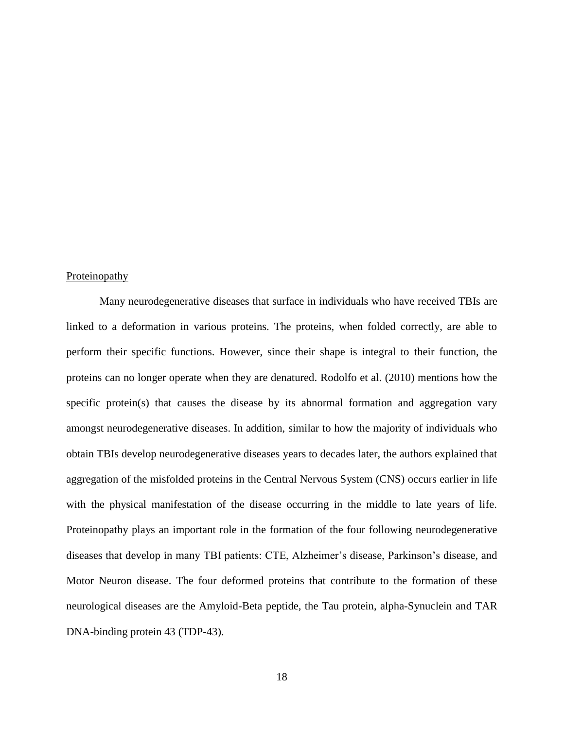Proteinopathy

Many neurodegenerative diseases that surface in individuals who have received TBIs are linked to a deformation in various proteins. The proteins, when folded correctly, are able to perform their specific functions. However, since their shape is integral to their function, the proteins can no longer operate when they are denatured. Rodolfo et al. (2010) mentions how the specific protein(s) that causes the disease by its abnormal formation and aggregation vary amongst neurodegenerative diseases. In addition, similar to how the majority of individuals who obtain TBIs develop neurodegenerative diseases years to decades later, the authors explained that aggregation of the misfolded proteins in the Central Nervous System (CNS) occurs earlier in life with the physical manifestation of the disease occurring in the middle to late years of life. Proteinopathy plays an important role in the formation of the four following neurodegenerative diseases that develop in many TBI patients: CTE, Alzheimer's disease, Parkinson's disease, and Motor Neuron disease. The four deformed proteins that contribute to the formation of these neurological diseases are the Amyloid-Beta peptide, the Tau protein, alpha-Synuclein and TAR DNA-binding protein 43 (TDP-43).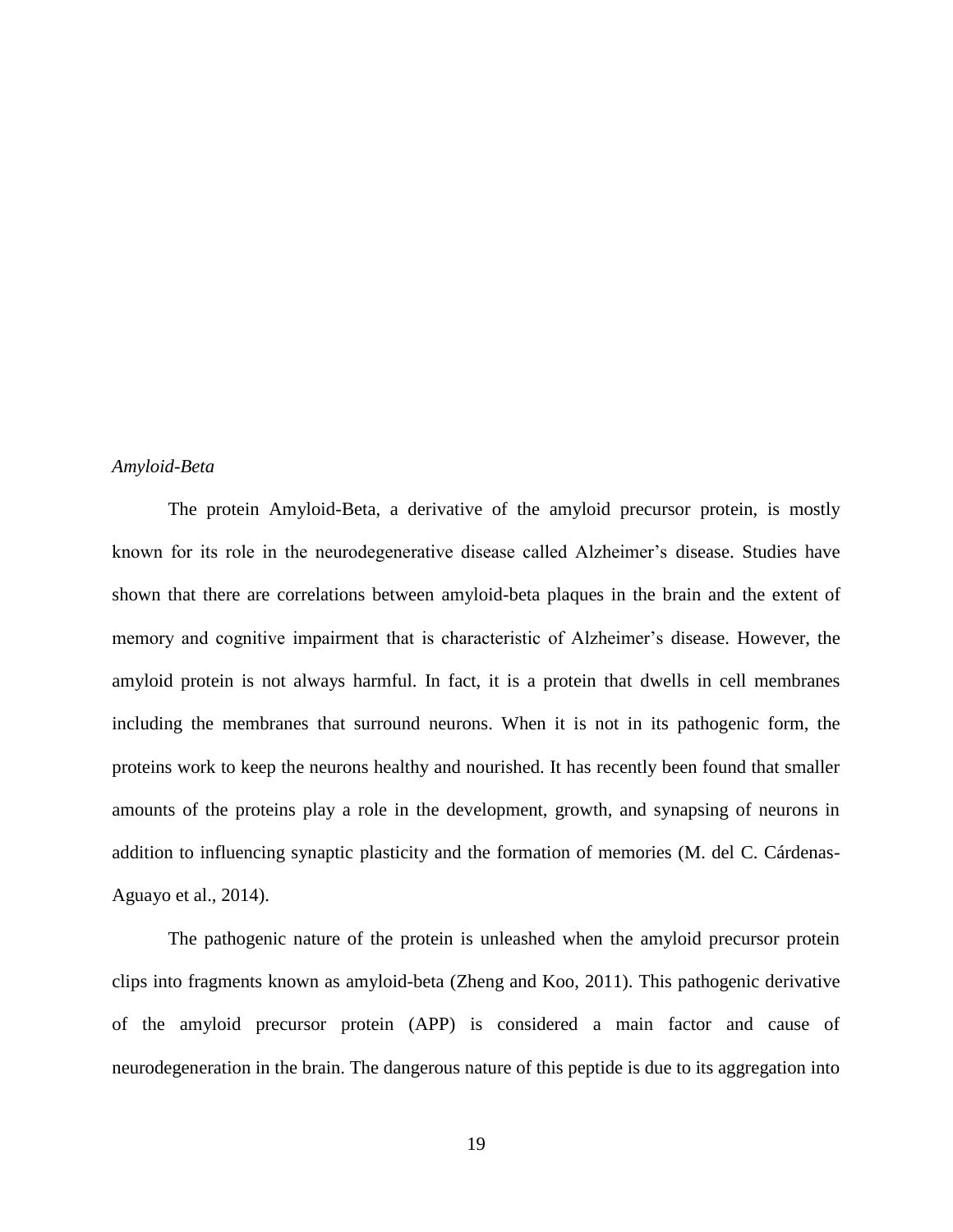*Amyloid-Beta*

The protein Amyloid-Beta, a derivative of the amyloid precursor protein, is mostly known for its role in the neurodegenerative disease called Alzheimer's disease. Studies have shown that there are correlations between amyloid-beta plaques in the brain and the extent of memory and cognitive impairment that is characteristic of Alzheimer's disease. However, the amyloid protein is not always harmful. In fact, it is a protein that dwells in cell membranes including the membranes that surround neurons. When it is not in its pathogenic form, the proteins work to keep the neurons healthy and nourished. It has recently been found that smaller amounts of the proteins play a role in the development, growth, and synapsing of neurons in addition to influencing synaptic plasticity and the formation of memories (M. del C. Cárdenas-Aguayo et al., 2014).

The pathogenic nature of the protein is unleashed when the amyloid precursor protein clips into fragments known as amyloid-beta (Zheng and Koo, 2011). This pathogenic derivative of the amyloid precursor protein (APP) is considered a main factor and cause of neurodegeneration in the brain. The dangerous nature of this peptide is due to its aggregation into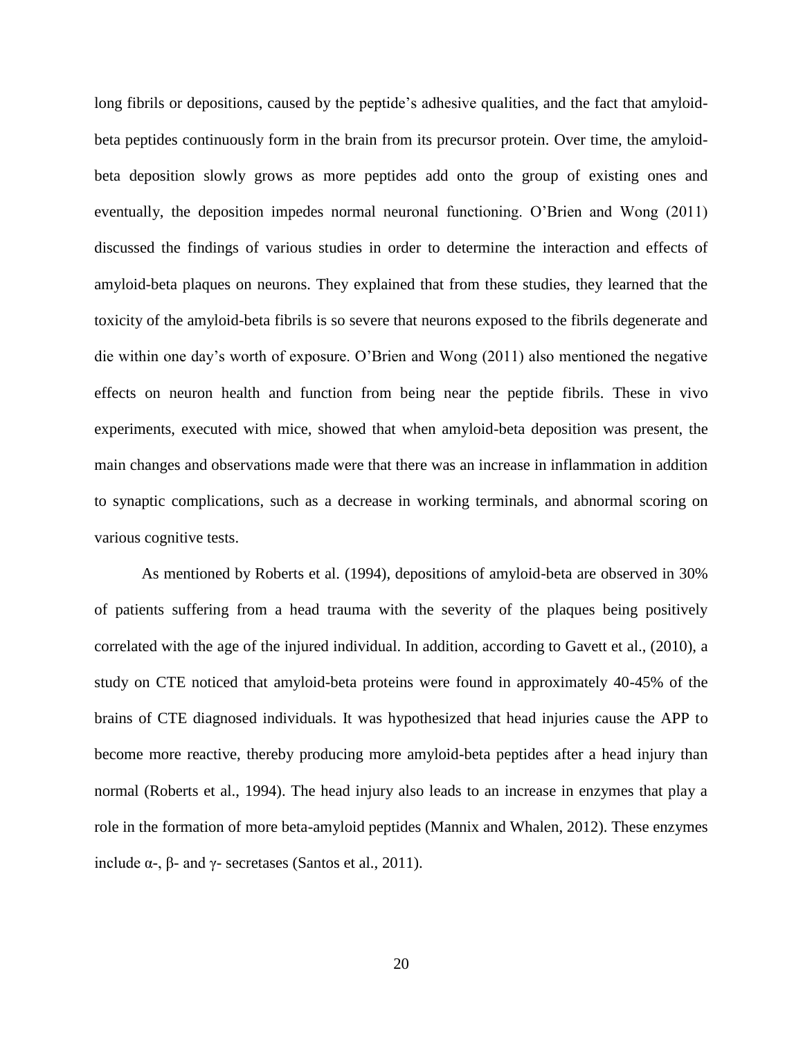long fibrils or depositions, caused by the peptide's adhesive qualities, and the fact that amyloid-beta peptides continuously form in the brain from its precursor protein. Over time, the amyloid-beta deposition slowly grows as more peptides add onto the group of existing ones and eventually, the deposition impedes normal neuronal functioning. O'Brien and Wong (2011) discussed the findings of various studies in order to determine the interaction and effects of amyloid-beta plaques on neurons. They explained that from these studies, they learned that the toxicity of the amyloid-beta fibrils is so severe that neurons exposed to the fibrils degenerate and die within one day's worth of exposure. O'Brien and Wong (2011) also mentioned the negative effects on neuron health and function from being near the peptide fibrils. These in vivo experiments, executed with mice, showed that when amyloid-beta deposition was present, the main changes and observations made were that there was an increase in inflammation in addition to synaptic complications, such as a decrease in working terminals, and abnormal scoring on various cognitive tests.

As mentioned by Roberts et al. (1994), depositions of amyloid-beta are observed in 30% of patients suffering from a head trauma with the severity of the plaques being positively correlated with the age of the injured individual. In addition, according to Gavett et al., (2010), a study on CTE noticed that amyloid-beta proteins were found in approximately 40-45% of the brains of CTE diagnosed individuals. It was hypothesized that head injuries cause the APP to become more reactive, thereby producing more amyloid-beta peptides after a head injury than normal (Roberts et al., 1994). The head injury also leads to an increase in enzymes that play a role in the formation of more beta-amyloid peptides (Mannix and Whalen, 2012). These enzymes include α-, β- and γ- secretases (Santos et al., 2011).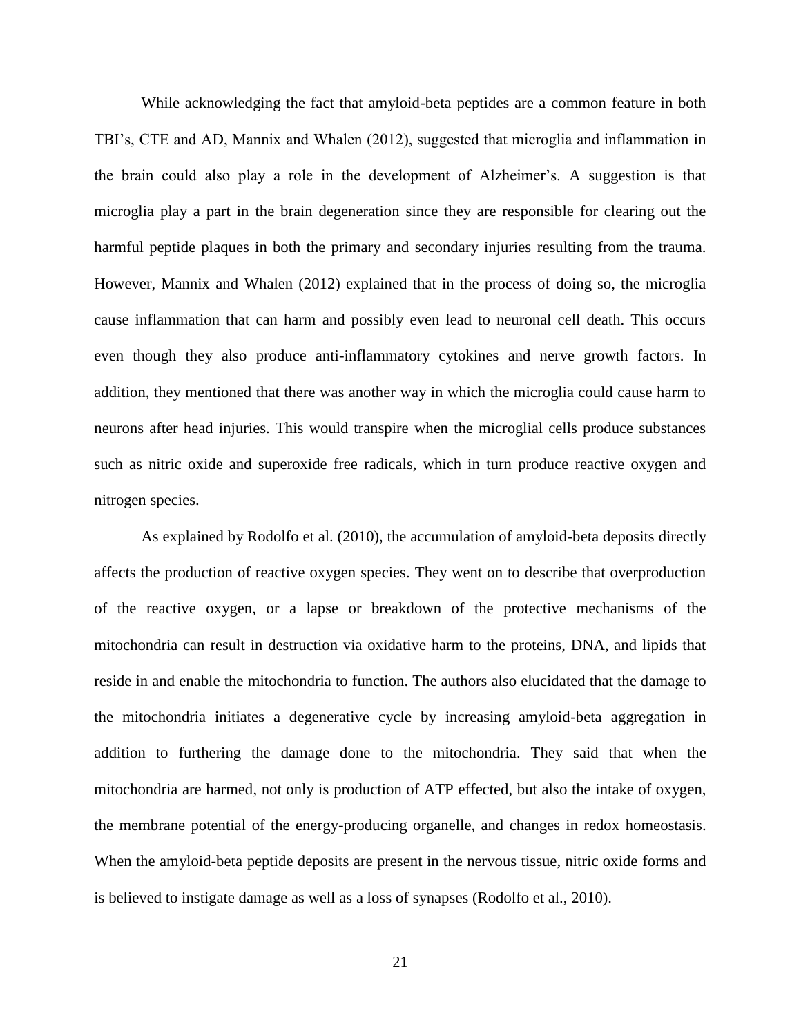While acknowledging the fact that amyloid-beta peptides are a common feature in both TBI's, CTE and AD, Mannix and Whalen (2012), suggested that microglia and inflammation in the brain could also play a role in the development of Alzheimer's. A suggestion is that microglia play a part in the brain degeneration since they are responsible for clearing out the harmful peptide plaques in both the primary and secondary injuries resulting from the trauma. However, Mannix and Whalen (2012) explained that in the process of doing so, the microglia cause inflammation that can harm and possibly even lead to neuronal cell death. This occurs even though they also produce anti-inflammatory cytokines and nerve growth factors. In addition, they mentioned that there was another way in which the microglia could cause harm to neurons after head injuries. This would transpire when the microglial cells produce substances such as nitric oxide and superoxide free radicals, which in turn produce reactive oxygen and nitrogen species.

As explained by Rodolfo et al. (2010), the accumulation of amyloid-beta deposits directly affects the production of reactive oxygen species. They went on to describe that overproduction of the reactive oxygen, or a lapse or breakdown of the protective mechanisms of the mitochondria can result in destruction via oxidative harm to the proteins, DNA, and lipids that reside in and enable the mitochondria to function. The authors also elucidated that the damage to the mitochondria initiates a degenerative cycle by increasing amyloid-beta aggregation in addition to furthering the damage done to the mitochondria. They said that when the mitochondria are harmed, not only is production of ATP effected, but also the intake of oxygen, the membrane potential of the energy-producing organelle, and changes in redox homeostasis. When the amyloid-beta peptide deposits are present in the nervous tissue, nitric oxide forms and is believed to instigate damage as well as a loss of synapses (Rodolfo et al., 2010).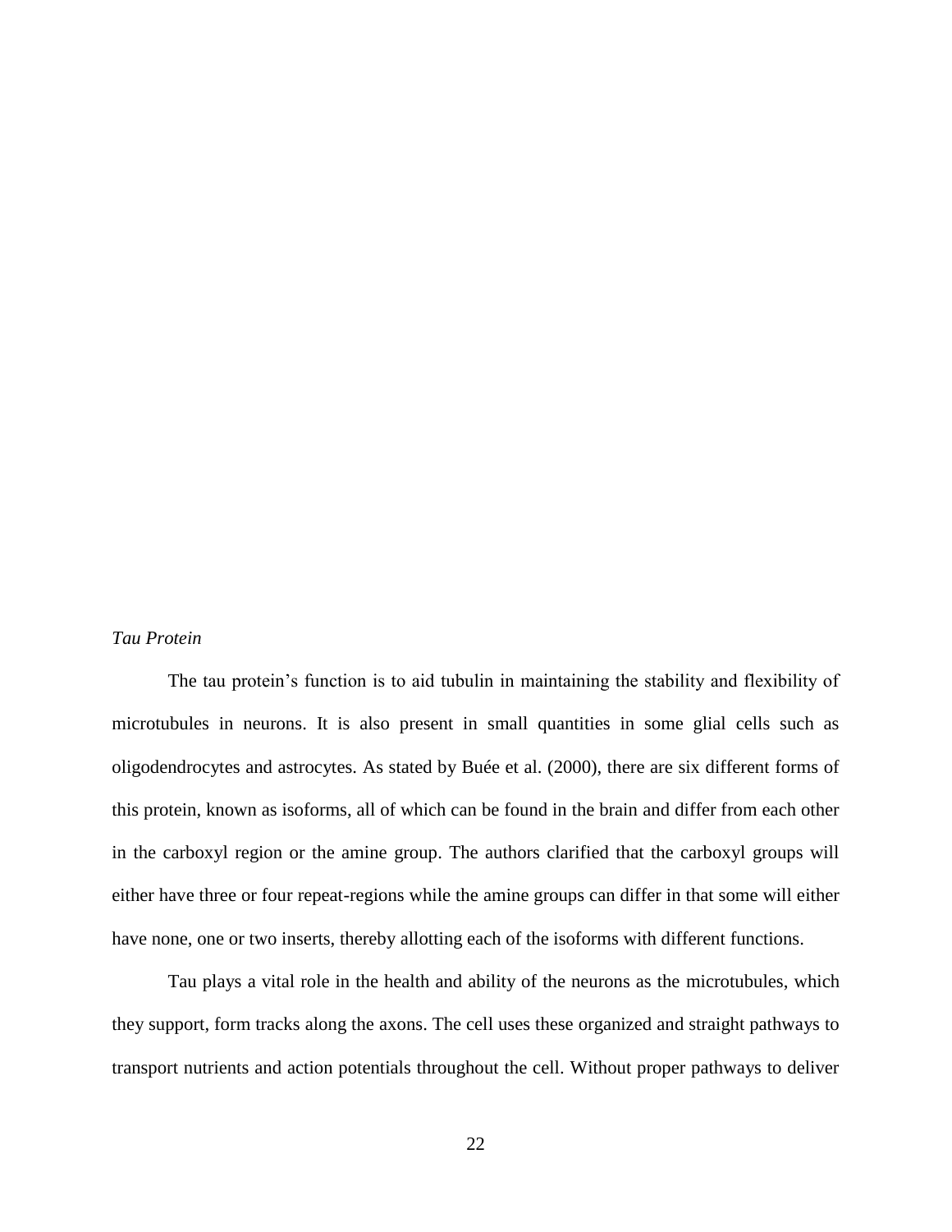*Tau Protein*

The tau protein's function is to aid tubulin in maintaining the stability and flexibility of microtubules in neurons. It is also present in small quantities in some glial cells such as oligodendrocytes and astrocytes. As stated by Buée et al. (2000), there are six different forms of this protein, known as isoforms, all of which can be found in the brain and differ from each other in the carboxyl region or the amine group. The authors clarified that the carboxyl groups will either have three or four repeat-regions while the amine groups can differ in that some will either have none, one or two inserts, thereby allotting each of the isoforms with different functions.

Tau plays a vital role in the health and ability of the neurons as the microtubules, which they support, form tracks along the axons. The cell uses these organized and straight pathways to transport nutrients and action potentials throughout the cell. Without proper pathways to deliver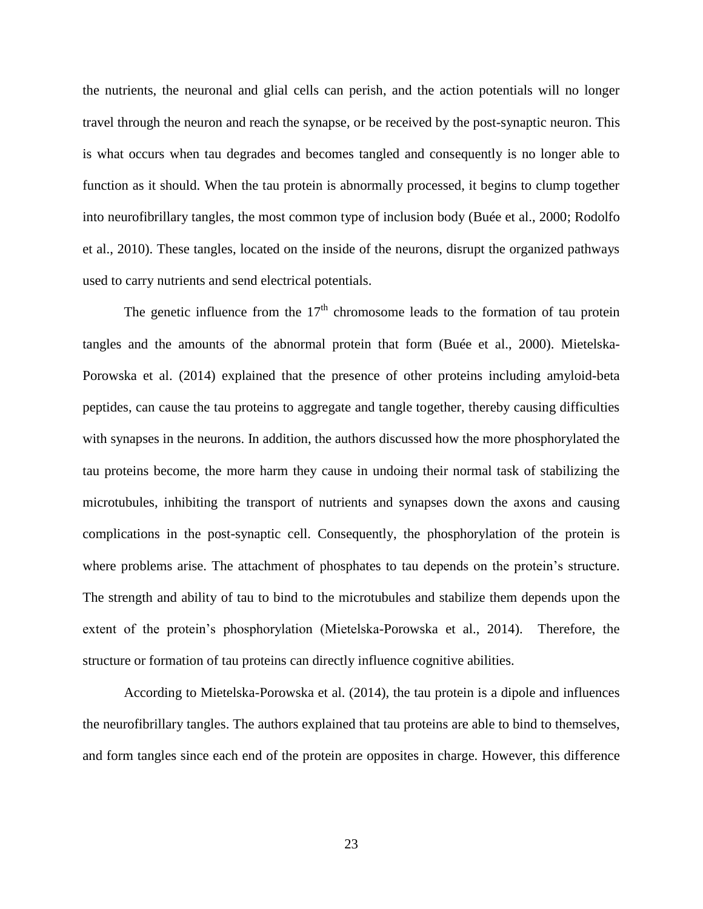the nutrients, the neuronal and glial cells can perish, and the action potentials will no longer travel through the neuron and reach the synapse, or be received by the post-synaptic neuron. This is what occurs when tau degrades and becomes tangled and consequently is no longer able to function as it should. When the tau protein is abnormally processed, it begins to clump together into neurofibrillary tangles, the most common type of inclusion body (Buée et al., 2000; Rodolfo et al., 2010). These tangles, located on the inside of the neurons, disrupt the organized pathways used to carry nutrients and send electrical potentials.

The genetic influence from the 17th chromosome leads to the formation of tau protein tangles and the amounts of the abnormal protein that form (Buée et al., 2000). Mietelska-Porowska et al. (2014) explained that the presence of other proteins including amyloid-beta peptides, can cause the tau proteins to aggregate and tangle together, thereby causing difficulties with synapses in the neurons. In addition, the authors discussed how the more phosphorylated the tau proteins become, the more harm they cause in undoing their normal task of stabilizing the microtubules, inhibiting the transport of nutrients and synapses down the axons and causing complications in the post-synaptic cell. Consequently, the phosphorylation of the protein is where problems arise. The attachment of phosphates to tau depends on the protein's structure. The strength and ability of tau to bind to the microtubules and stabilize them depends upon the extent of the protein's phosphorylation (Mietelska-Porowska et al., 2014). Therefore, the structure or formation of tau proteins can directly influence cognitive abilities.

According to Mietelska-Porowska et al. (2014), the tau protein is a dipole and influences the neurofibrillary tangles. The authors explained that tau proteins are able to bind to themselves, and form tangles since each end of the protein are opposites in charge. However, this difference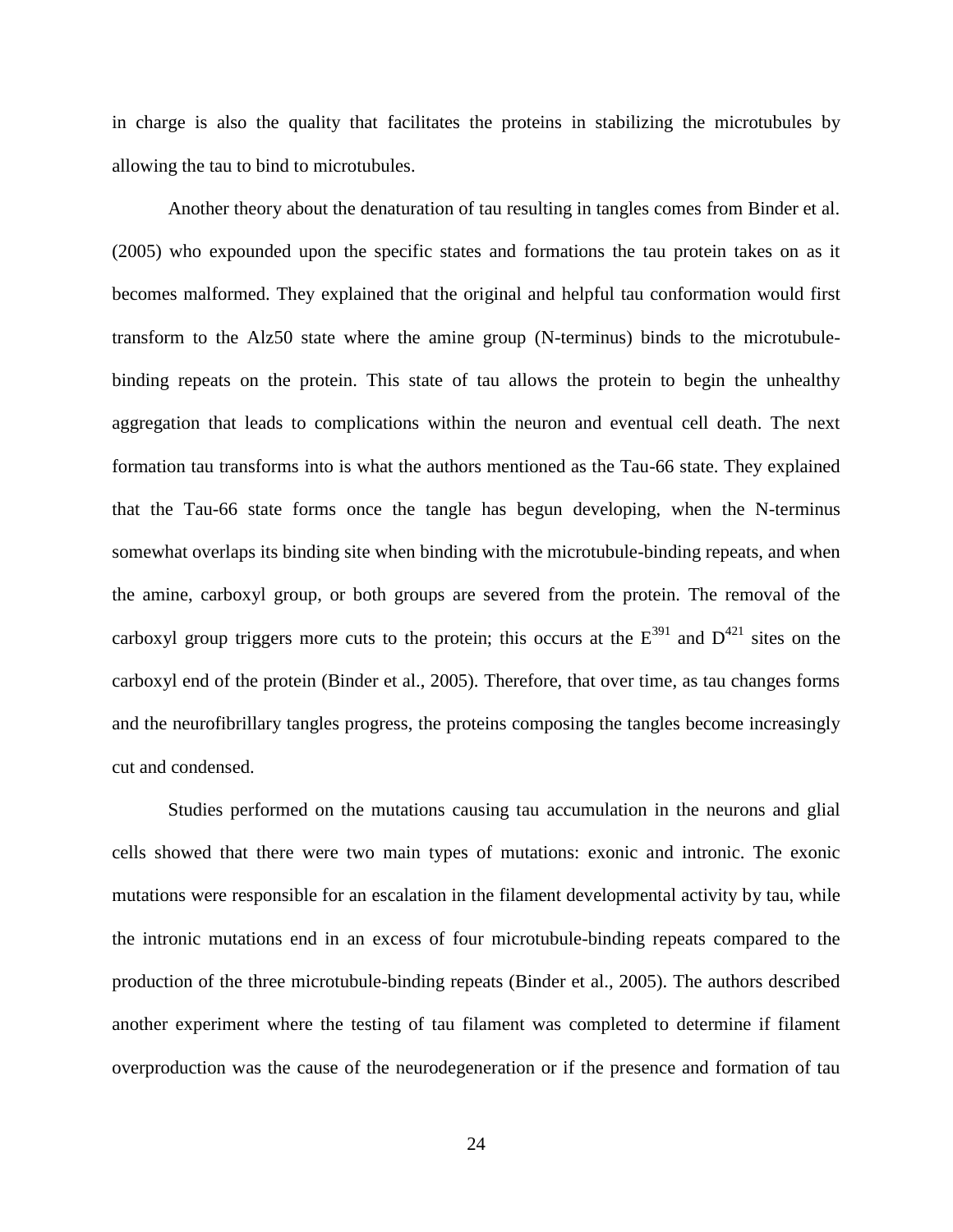in charge is also the quality that facilitates the proteins in stabilizing the microtubules by allowing the tau to bind to microtubules.

Another theory about the denaturation of tau resulting in tangles comes from Binder et al. (2005) who expounded upon the specific states and formations the tau protein takes on as it becomes malformed. They explained that the original and helpful tau conformation would first transform to the Alz50 state where the amine group (N-terminus) binds to the microtubule-binding repeats on the protein. This state of tau allows the protein to begin the unhealthy aggregation that leads to complications within the neuron and eventual cell death. The next formation tau transforms into is what the authors mentioned as the Tau-66 state. They explained that the Tau-66 state forms once the tangle has begun developing, when the N-terminus somewhat overlaps its binding site when binding with the microtubule-binding repeats, and when the amine, carboxyl group, or both groups are severed from the protein. The removal of the carboxyl group triggers more cuts to the protein; this occurs at the $E^{391}$ and $D^{421}$ sites on the carboxyl end of the protein (Binder et al., 2005). Therefore, that over time, as tau changes forms and the neurofibrillary tangles progress, the proteins composing the tangles become increasingly cut and condensed.

Studies performed on the mutations causing tau accumulation in the neurons and glial cells showed that there were two main types of mutations: exonic and intronic. The exonic mutations were responsible for an escalation in the filament developmental activity by tau, while the intronic mutations end in an excess of four microtubule-binding repeats compared to the production of the three microtubule-binding repeats (Binder et al., 2005). The authors described another experiment where the testing of tau filament was completed to determine if filament overproduction was the cause of the neurodegeneration or if the presence and formation of tau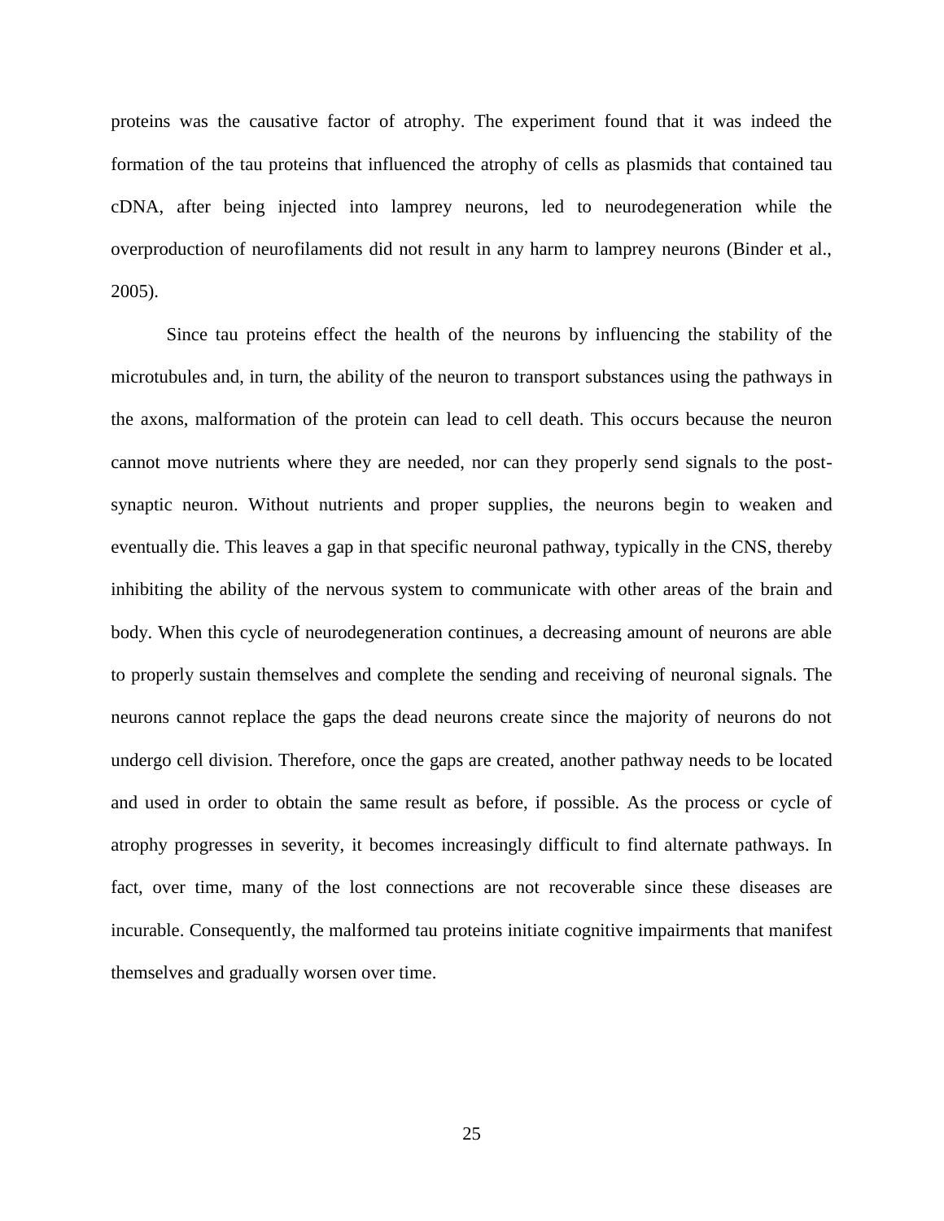proteins was the causative factor of atrophy. The experiment found that it was indeed the formation of the tau proteins that influenced the atrophy of cells as plasmids that contained tau cDNA, after being injected into lamprey neurons, led to neurodegeneration while the overproduction of neurofilaments did not result in any harm to lamprey neurons (Binder et al., 2005).

Since tau proteins effect the health of the neurons by influencing the stability of the microtubules and, in turn, the ability of the neuron to transport substances using the pathways in the axons, malformation of the protein can lead to cell death. This occurs because the neuron cannot move nutrients where they are needed, nor can they properly send signals to the post-synaptic neuron. Without nutrients and proper supplies, the neurons begin to weaken and eventually die. This leaves a gap in that specific neuronal pathway, typically in the CNS, thereby inhibiting the ability of the nervous system to communicate with other areas of the brain and body. When this cycle of neurodegeneration continues, a decreasing amount of neurons are able to properly sustain themselves and complete the sending and receiving of neuronal signals. The neurons cannot replace the gaps the dead neurons create since the majority of neurons do not undergo cell division. Therefore, once the gaps are created, another pathway needs to be located and used in order to obtain the same result as before, if possible. As the process or cycle of atrophy progresses in severity, it becomes increasingly difficult to find alternate pathways. In fact, over time, many of the lost connections are not recoverable since these diseases are incurable. Consequently, the malformed tau proteins initiate cognitive impairments that manifest themselves and gradually worsen over time.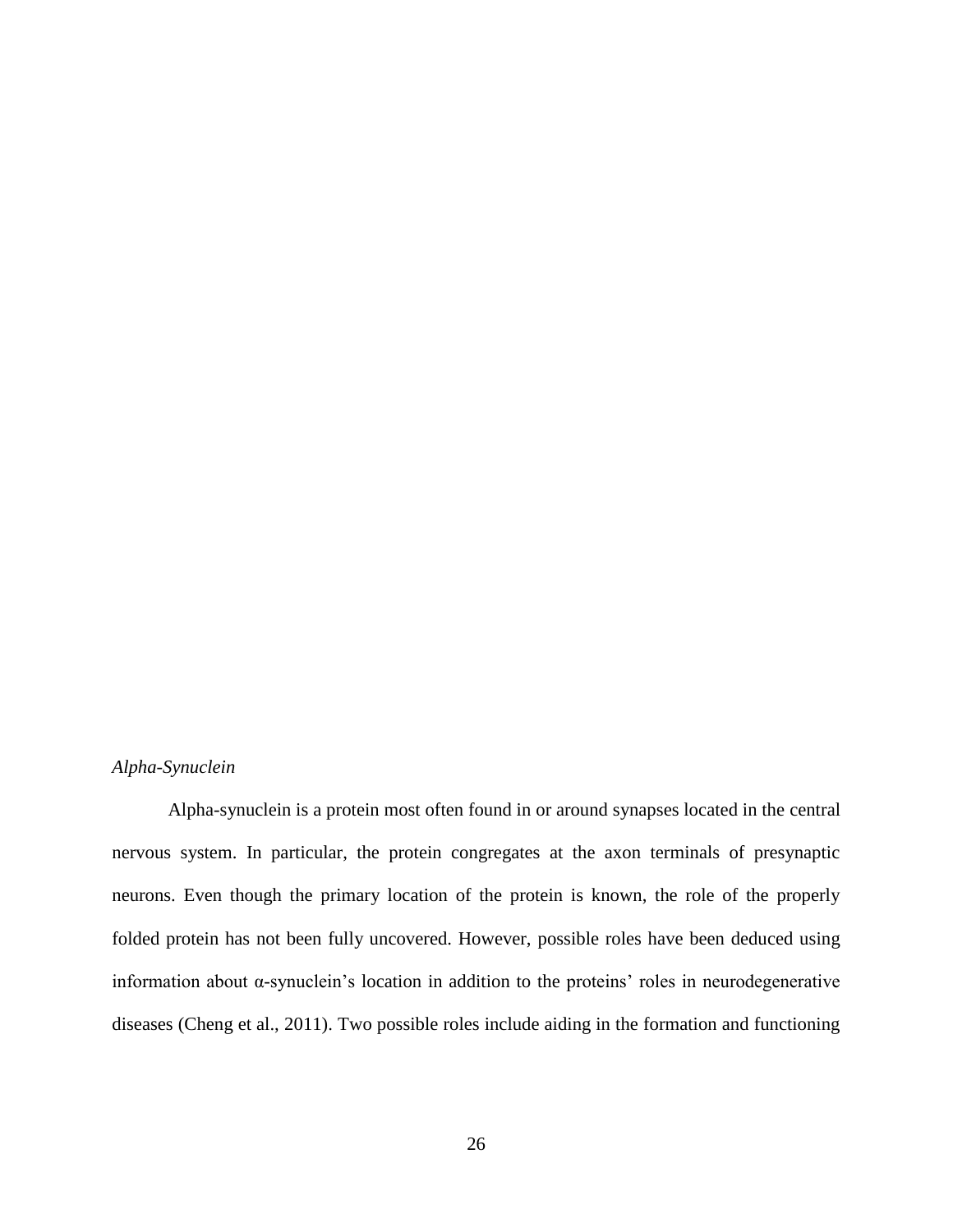### *Alpha-Synuclein*

Alpha-synuclein is a protein most often found in or around synapses located in the central nervous system. In particular, the protein congregates at the axon terminals of presynaptic neurons. Even though the primary location of the protein is known, the role of the properly folded protein has not been fully uncovered. However, possible roles have been deduced using information about α-synuclein's location in addition to the proteins' roles in neurodegenerative diseases (Cheng et al., 2011). Two possible roles include aiding in the formation and functioning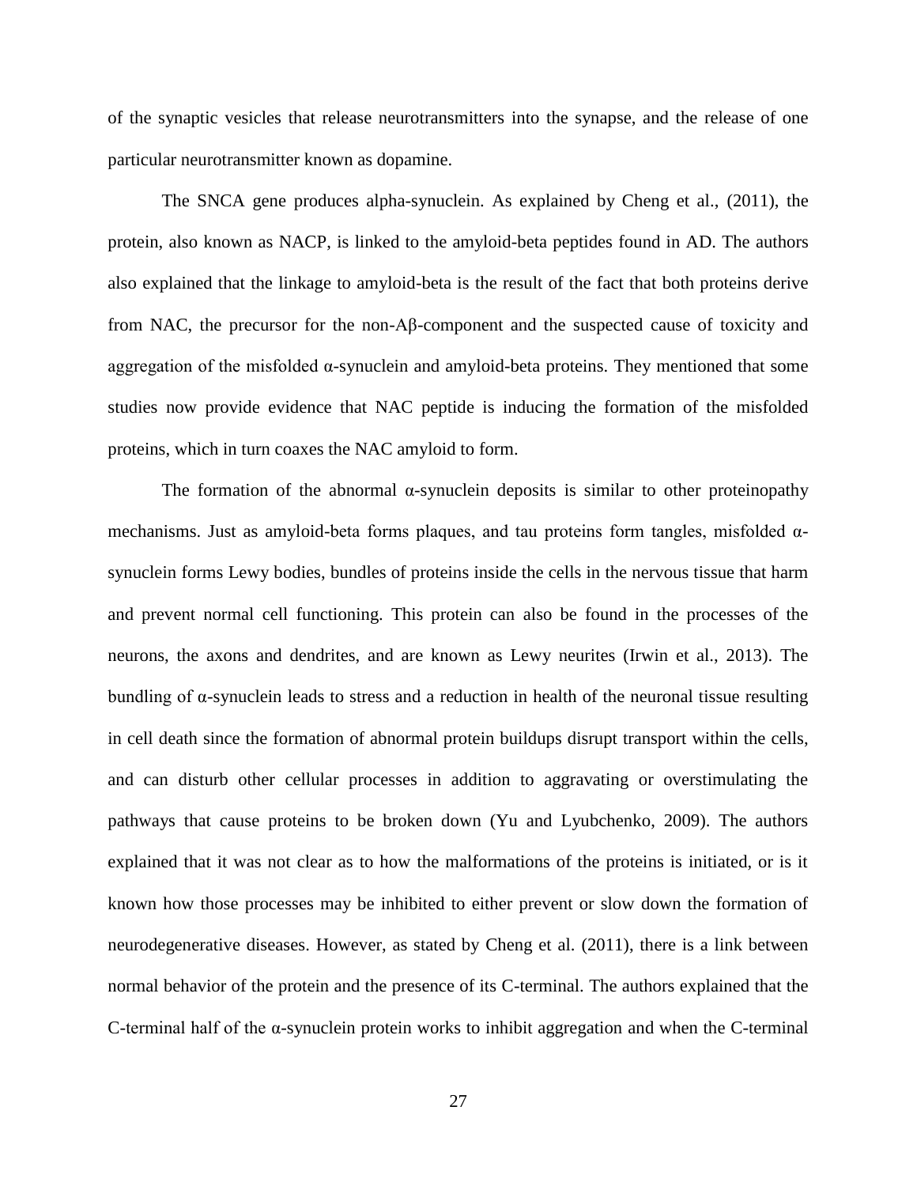of the synaptic vesicles that release neurotransmitters into the synapse, and the release of one particular neurotransmitter known as dopamine.

The SNCA gene produces alpha-synuclein. As explained by Cheng et al., (2011), the protein, also known as NACP, is linked to the amyloid-beta peptides found in AD. The authors also explained that the linkage to amyloid-beta is the result of the fact that both proteins derive from NAC, the precursor for the non-Aβ-component and the suspected cause of toxicity and aggregation of the misfolded α-synuclein and amyloid-beta proteins. They mentioned that some studies now provide evidence that NAC peptide is inducing the formation of the misfolded proteins, which in turn coaxes the NAC amyloid to form.

The formation of the abnormal α-synuclein deposits is similar to other proteinopathy mechanisms. Just as amyloid-beta forms plaques, and tau proteins form tangles, misfolded α-synuclein forms Lewy bodies, bundles of proteins inside the cells in the nervous tissue that harm and prevent normal cell functioning. This protein can also be found in the processes of the neurons, the axons and dendrites, and are known as Lewy neurites (Irwin et al., 2013). The bundling of α-synuclein leads to stress and a reduction in health of the neuronal tissue resulting in cell death since the formation of abnormal protein buildups disrupt transport within the cells, and can disturb other cellular processes in addition to aggravating or overstimulating the pathways that cause proteins to be broken down (Yu and Lyubchenko, 2009). The authors explained that it was not clear as to how the malformations of the proteins is initiated, or is it known how those processes may be inhibited to either prevent or slow down the formation of neurodegenerative diseases. However, as stated by Cheng et al. (2011), there is a link between normal behavior of the protein and the presence of its C-terminal. The authors explained that the C-terminal half of the α-synuclein protein works to inhibit aggregation and when the C-terminal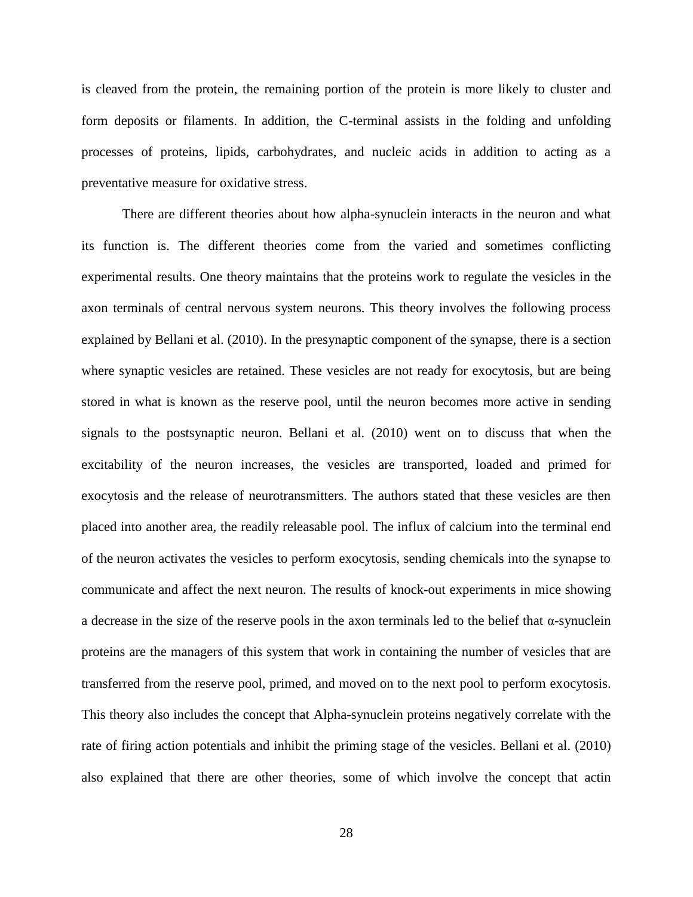is cleaved from the protein, the remaining portion of the protein is more likely to cluster and form deposits or filaments. In addition, the C-terminal assists in the folding and unfolding processes of proteins, lipids, carbohydrates, and nucleic acids in addition to acting as a preventative measure for oxidative stress.

There are different theories about how alpha-synuclein interacts in the neuron and what its function is. The different theories come from the varied and sometimes conflicting experimental results. One theory maintains that the proteins work to regulate the vesicles in the axon terminals of central nervous system neurons. This theory involves the following process explained by Bellani et al. (2010). In the presynaptic component of the synapse, there is a section where synaptic vesicles are retained. These vesicles are not ready for exocytosis, but are being stored in what is known as the reserve pool, until the neuron becomes more active in sending signals to the postsynaptic neuron. Bellani et al. (2010) went on to discuss that when the excitability of the neuron increases, the vesicles are transported, loaded and primed for exocytosis and the release of neurotransmitters. The authors stated that these vesicles are then placed into another area, the readily releasable pool. The influx of calcium into the terminal end of the neuron activates the vesicles to perform exocytosis, sending chemicals into the synapse to communicate and affect the next neuron. The results of knock-out experiments in mice showing a decrease in the size of the reserve pools in the axon terminals led to the belief that α-synuclein proteins are the managers of this system that work in containing the number of vesicles that are transferred from the reserve pool, primed, and moved on to the next pool to perform exocytosis. This theory also includes the concept that Alpha-synuclein proteins negatively correlate with the rate of firing action potentials and inhibit the priming stage of the vesicles. Bellani et al. (2010) also explained that there are other theories, some of which involve the concept that actin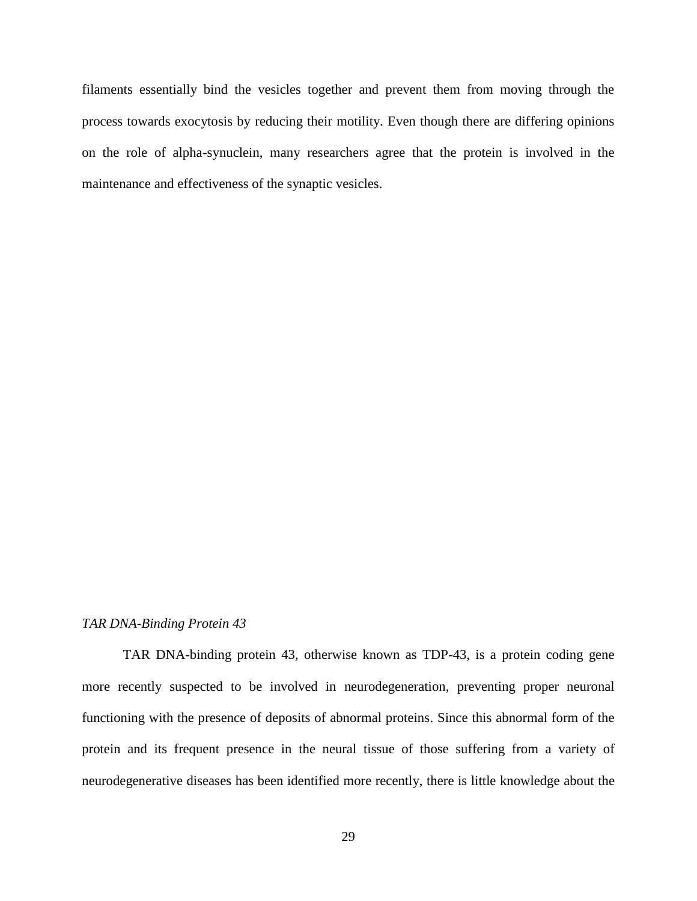filaments essentially bind the vesicles together and prevent them from moving through the process towards exocytosis by reducing their motility. Even though there are differing opinions on the role of alpha-synuclein, many researchers agree that the protein is involved in the maintenance and effectiveness of the synaptic vesicles.

### *TAR DNA-Binding Protein 43*

TAR DNA-binding protein 43, otherwise known as TDP-43, is a protein coding gene more recently suspected to be involved in neurodegeneration, preventing proper neuronal functioning with the presence of deposits of abnormal proteins. Since this abnormal form of the protein and its frequent presence in the neural tissue of those suffering from a variety of neurodegenerative diseases has been identified more recently, there is little knowledge about the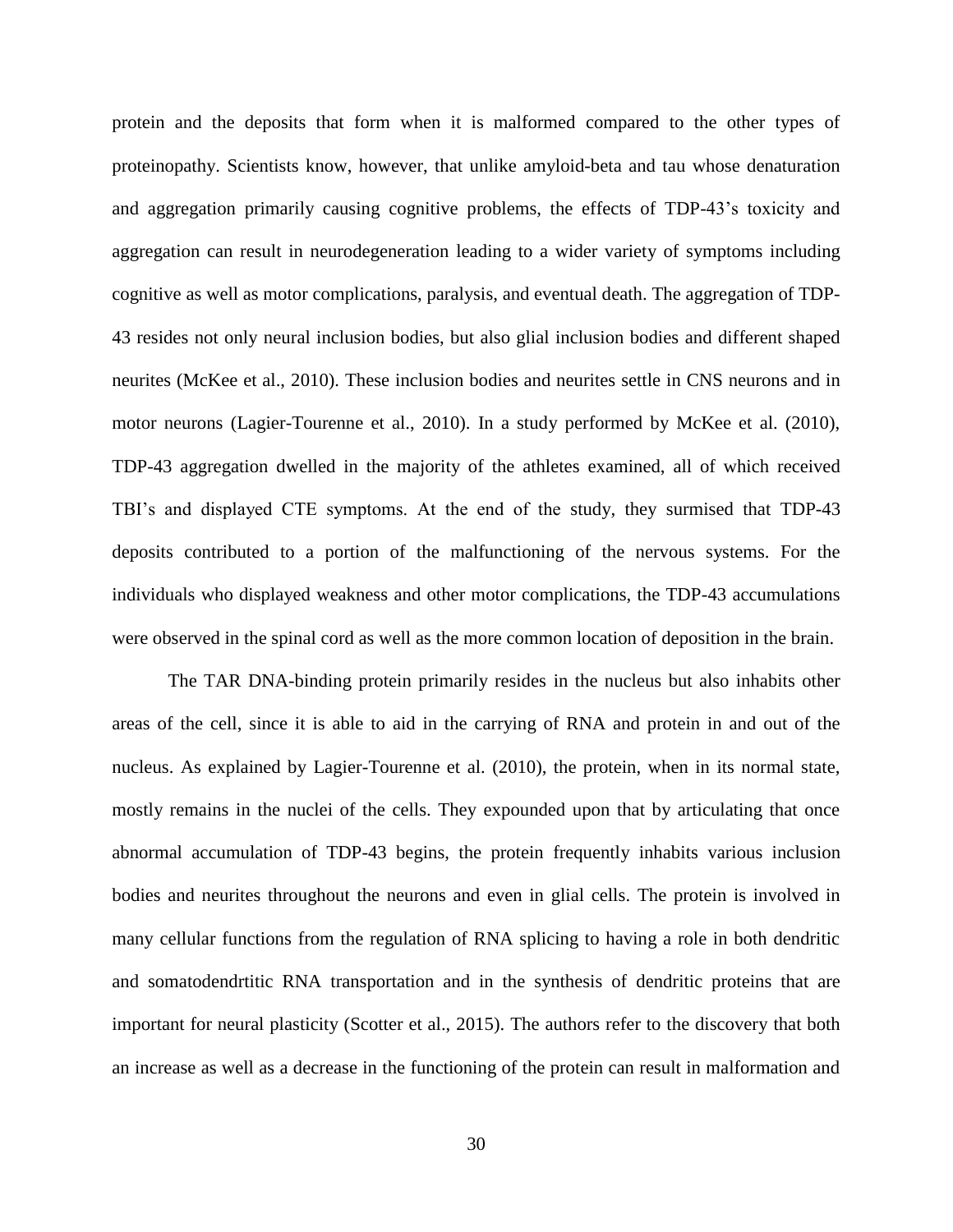protein and the deposits that form when it is malformed compared to the other types of proteinopathy. Scientists know, however, that unlike amyloid-beta and tau whose denaturation and aggregation primarily causing cognitive problems, the effects of TDP-43's toxicity and aggregation can result in neurodegeneration leading to a wider variety of symptoms including cognitive as well as motor complications, paralysis, and eventual death. The aggregation of TDP-43 resides not only neural inclusion bodies, but also glial inclusion bodies and different shaped neurites (McKee et al., 2010). These inclusion bodies and neurites settle in CNS neurons and in motor neurons (Lagier-Tourenne et al., 2010). In a study performed by McKee et al. (2010), TDP-43 aggregation dwelled in the majority of the athletes examined, all of which received TBI's and displayed CTE symptoms. At the end of the study, they surmised that TDP-43 deposits contributed to a portion of the malfunctioning of the nervous systems. For the individuals who displayed weakness and other motor complications, the TDP-43 accumulations were observed in the spinal cord as well as the more common location of deposition in the brain.

The TAR DNA-binding protein primarily resides in the nucleus but also inhabits other areas of the cell, since it is able to aid in the carrying of RNA and protein in and out of the nucleus. As explained by Lagier-Tourenne et al. (2010), the protein, when in its normal state, mostly remains in the nuclei of the cells. They expounded upon that by articulating that once abnormal accumulation of TDP-43 begins, the protein frequently inhabits various inclusion bodies and neurites throughout the neurons and even in glial cells. The protein is involved in many cellular functions from the regulation of RNA splicing to having a role in both dendritic and somatodendrtitic RNA transportation and in the synthesis of dendritic proteins that are important for neural plasticity (Scotter et al., 2015). The authors refer to the discovery that both an increase as well as a decrease in the functioning of the protein can result in malformation and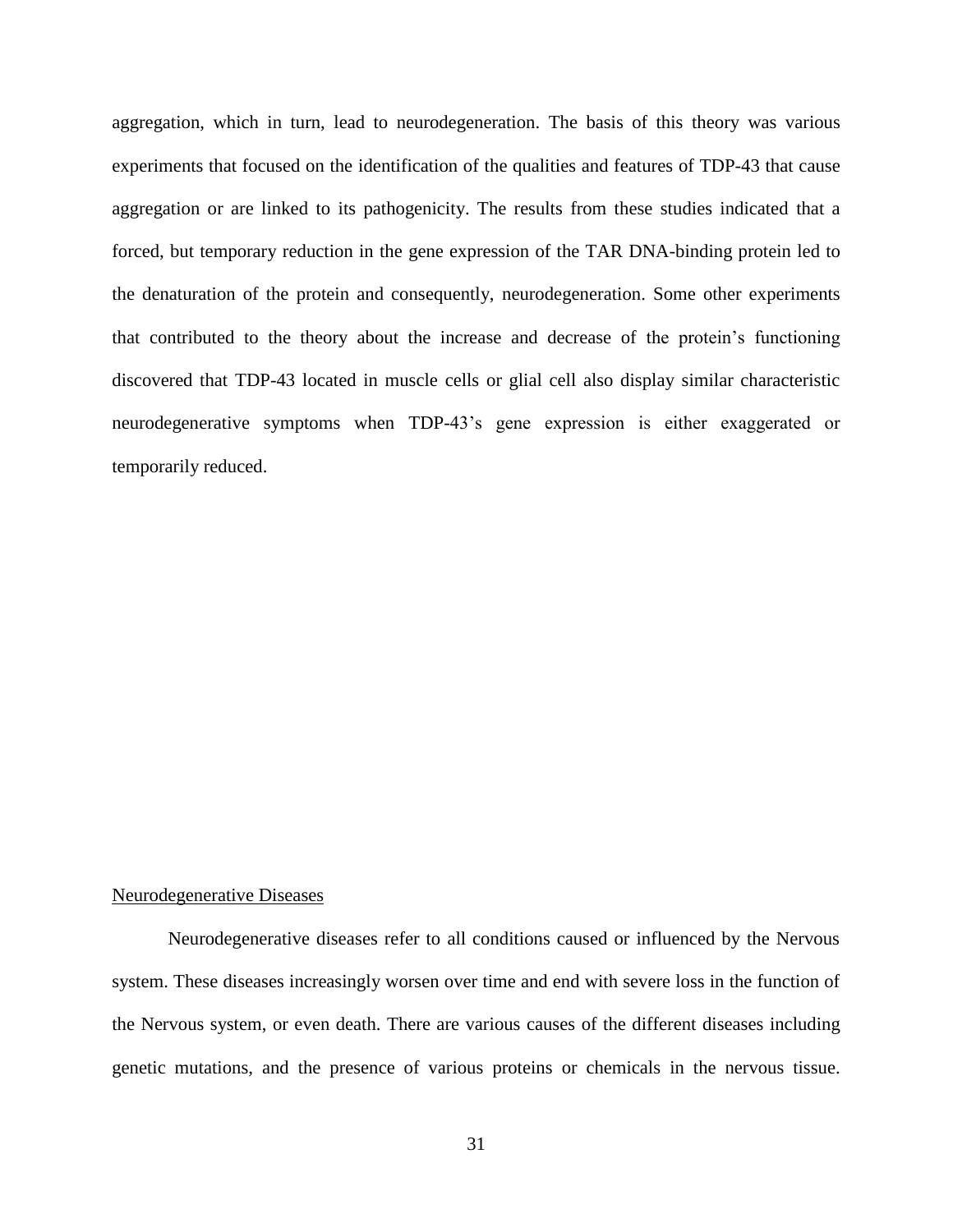aggregation, which in turn, lead to neurodegeneration. The basis of this theory was various experiments that focused on the identification of the qualities and features of TDP-43 that cause aggregation or are linked to its pathogenicity. The results from these studies indicated that a forced, but temporary reduction in the gene expression of the TAR DNA-binding protein led to the denaturation of the protein and consequently, neurodegeneration. Some other experiments that contributed to the theory about the increase and decrease of the protein's functioning discovered that TDP-43 located in muscle cells or glial cell also display similar characteristic neurodegenerative symptoms when TDP-43's gene expression is either exaggerated or temporarily reduced.

## Neurodegenerative Diseases

Neurodegenerative diseases refer to all conditions caused or influenced by the Nervous system. These diseases increasingly worsen over time and end with severe loss in the function of the Nervous system, or even death. There are various causes of the different diseases including genetic mutations, and the presence of various proteins or chemicals in the nervous tissue.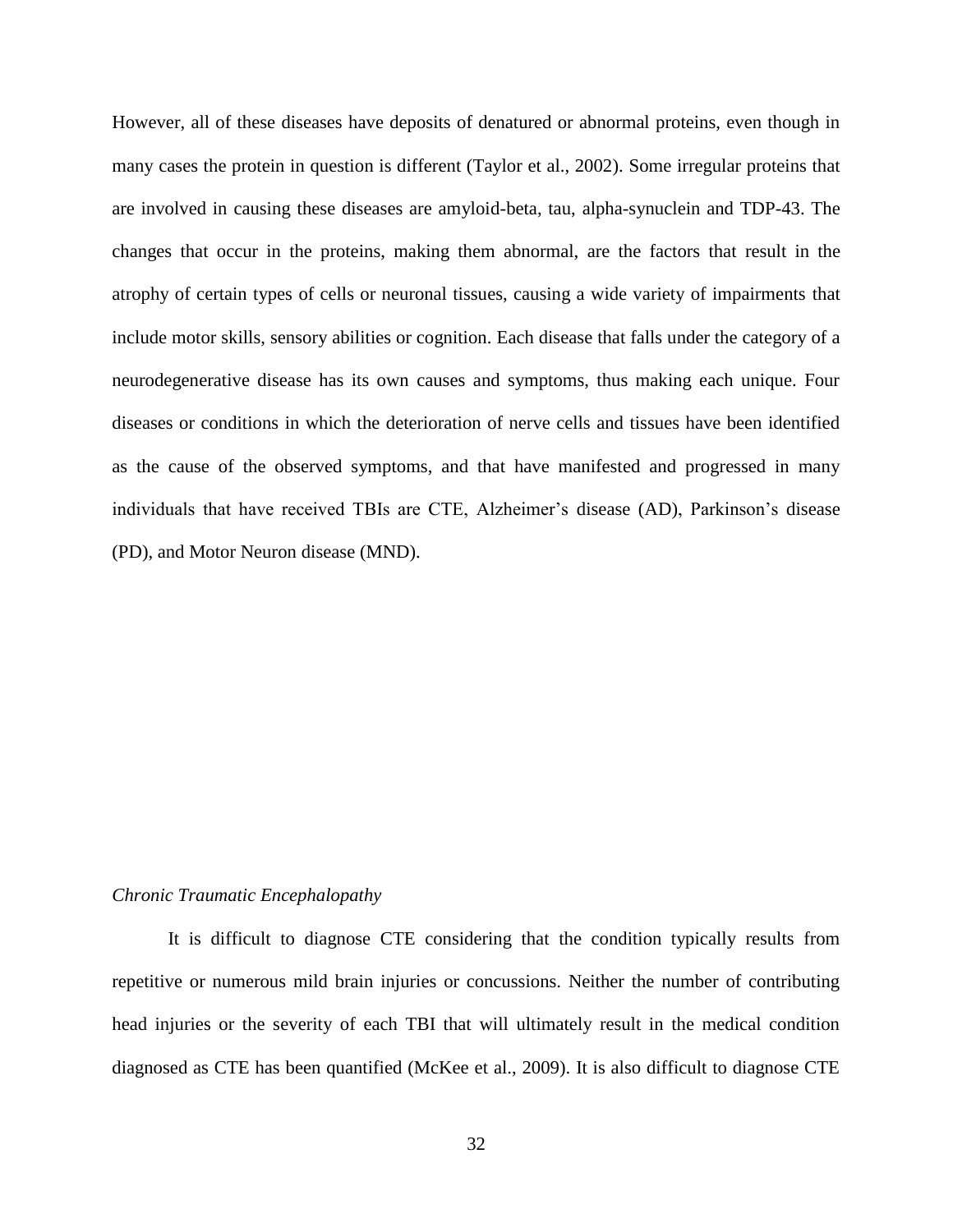However, all of these diseases have deposits of denatured or abnormal proteins, even though in many cases the protein in question is different (Taylor et al., 2002). Some irregular proteins that are involved in causing these diseases are amyloid-beta, tau, alpha-synuclein and TDP-43. The changes that occur in the proteins, making them abnormal, are the factors that result in the atrophy of certain types of cells or neuronal tissues, causing a wide variety of impairments that include motor skills, sensory abilities or cognition. Each disease that falls under the category of a neurodegenerative disease has its own causes and symptoms, thus making each unique. Four diseases or conditions in which the deterioration of nerve cells and tissues have been identified as the cause of the observed symptoms, and that have manifested and progressed in many individuals that have received TBIs are CTE, Alzheimer's disease (AD), Parkinson's disease (PD), and Motor Neuron disease (MND).

*Chronic Traumatic Encephalopathy*

It is difficult to diagnose CTE considering that the condition typically results from repetitive or numerous mild brain injuries or concussions. Neither the number of contributing head injuries or the severity of each TBI that will ultimately result in the medical condition diagnosed as CTE has been quantified (McKee et al., 2009). It is also difficult to diagnose CTE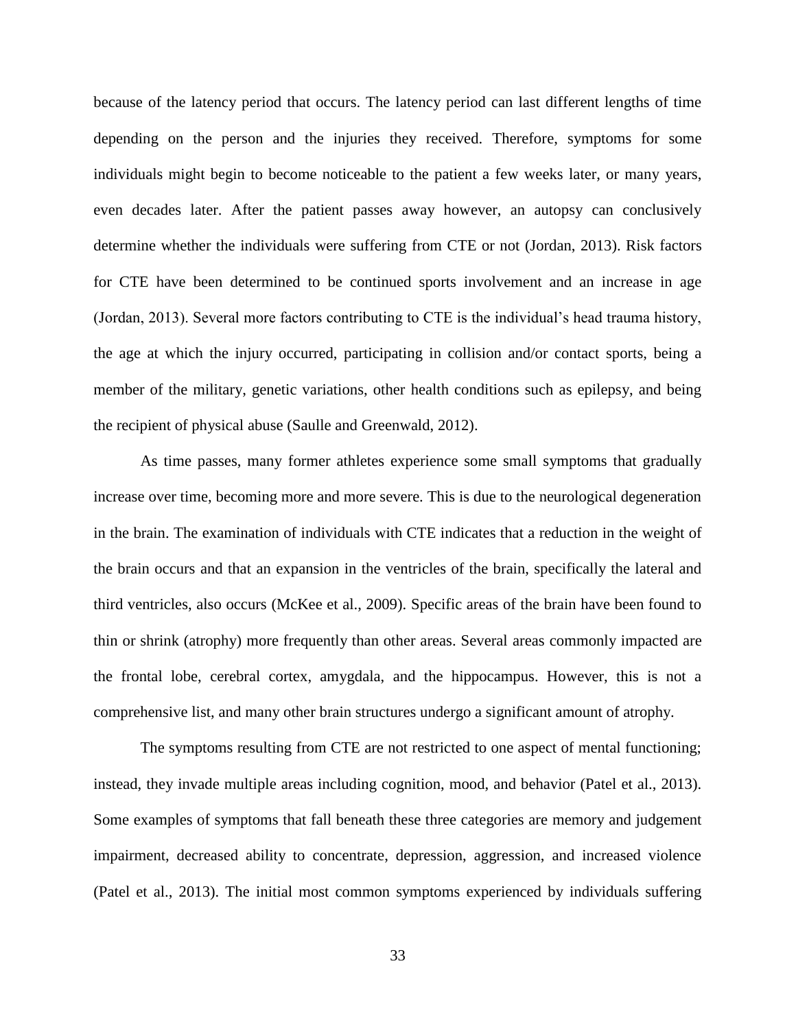because of the latency period that occurs. The latency period can last different lengths of time depending on the person and the injuries they received. Therefore, symptoms for some individuals might begin to become noticeable to the patient a few weeks later, or many years, even decades later. After the patient passes away however, an autopsy can conclusively determine whether the individuals were suffering from CTE or not (Jordan, 2013). Risk factors for CTE have been determined to be continued sports involvement and an increase in age (Jordan, 2013). Several more factors contributing to CTE is the individual's head trauma history, the age at which the injury occurred, participating in collision and/or contact sports, being a member of the military, genetic variations, other health conditions such as epilepsy, and being the recipient of physical abuse (Saulle and Greenwald, 2012).

As time passes, many former athletes experience some small symptoms that gradually increase over time, becoming more and more severe. This is due to the neurological degeneration in the brain. The examination of individuals with CTE indicates that a reduction in the weight of the brain occurs and that an expansion in the ventricles of the brain, specifically the lateral and third ventricles, also occurs (McKee et al., 2009). Specific areas of the brain have been found to thin or shrink (atrophy) more frequently than other areas. Several areas commonly impacted are the frontal lobe, cerebral cortex, amygdala, and the hippocampus. However, this is not a comprehensive list, and many other brain structures undergo a significant amount of atrophy.

The symptoms resulting from CTE are not restricted to one aspect of mental functioning; instead, they invade multiple areas including cognition, mood, and behavior (Patel et al., 2013). Some examples of symptoms that fall beneath these three categories are memory and judgement impairment, decreased ability to concentrate, depression, aggression, and increased violence (Patel et al., 2013). The initial most common symptoms experienced by individuals suffering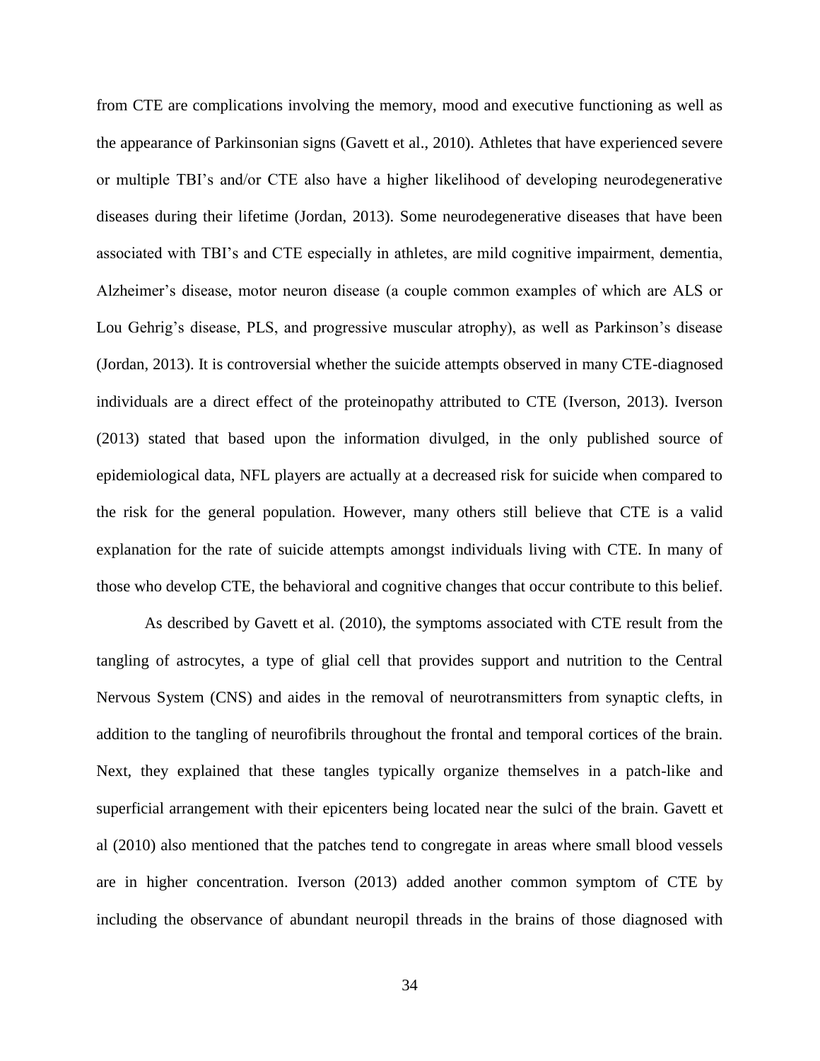from CTE are complications involving the memory, mood and executive functioning as well as the appearance of Parkinsonian signs (Gavett et al., 2010). Athletes that have experienced severe or multiple TBI's and/or CTE also have a higher likelihood of developing neurodegenerative diseases during their lifetime (Jordan, 2013). Some neurodegenerative diseases that have been associated with TBI's and CTE especially in athletes, are mild cognitive impairment, dementia, Alzheimer's disease, motor neuron disease (a couple common examples of which are ALS or Lou Gehrig's disease, PLS, and progressive muscular atrophy), as well as Parkinson's disease (Jordan, 2013). It is controversial whether the suicide attempts observed in many CTE-diagnosed individuals are a direct effect of the proteinopathy attributed to CTE (Iverson, 2013). Iverson (2013) stated that based upon the information divulged, in the only published source of epidemiological data, NFL players are actually at a decreased risk for suicide when compared to the risk for the general population. However, many others still believe that CTE is a valid explanation for the rate of suicide attempts amongst individuals living with CTE. In many of those who develop CTE, the behavioral and cognitive changes that occur contribute to this belief.

As described by Gavett et al. (2010), the symptoms associated with CTE result from the tangling of astrocytes, a type of glial cell that provides support and nutrition to the Central Nervous System (CNS) and aides in the removal of neurotransmitters from synaptic clefts, in addition to the tangling of neurofibrils throughout the frontal and temporal cortices of the brain. Next, they explained that these tangles typically organize themselves in a patch-like and superficial arrangement with their epicenters being located near the sulci of the brain. Gavett et al (2010) also mentioned that the patches tend to congregate in areas where small blood vessels are in higher concentration. Iverson (2013) added another common symptom of CTE by including the observance of abundant neuropil threads in the brains of those diagnosed with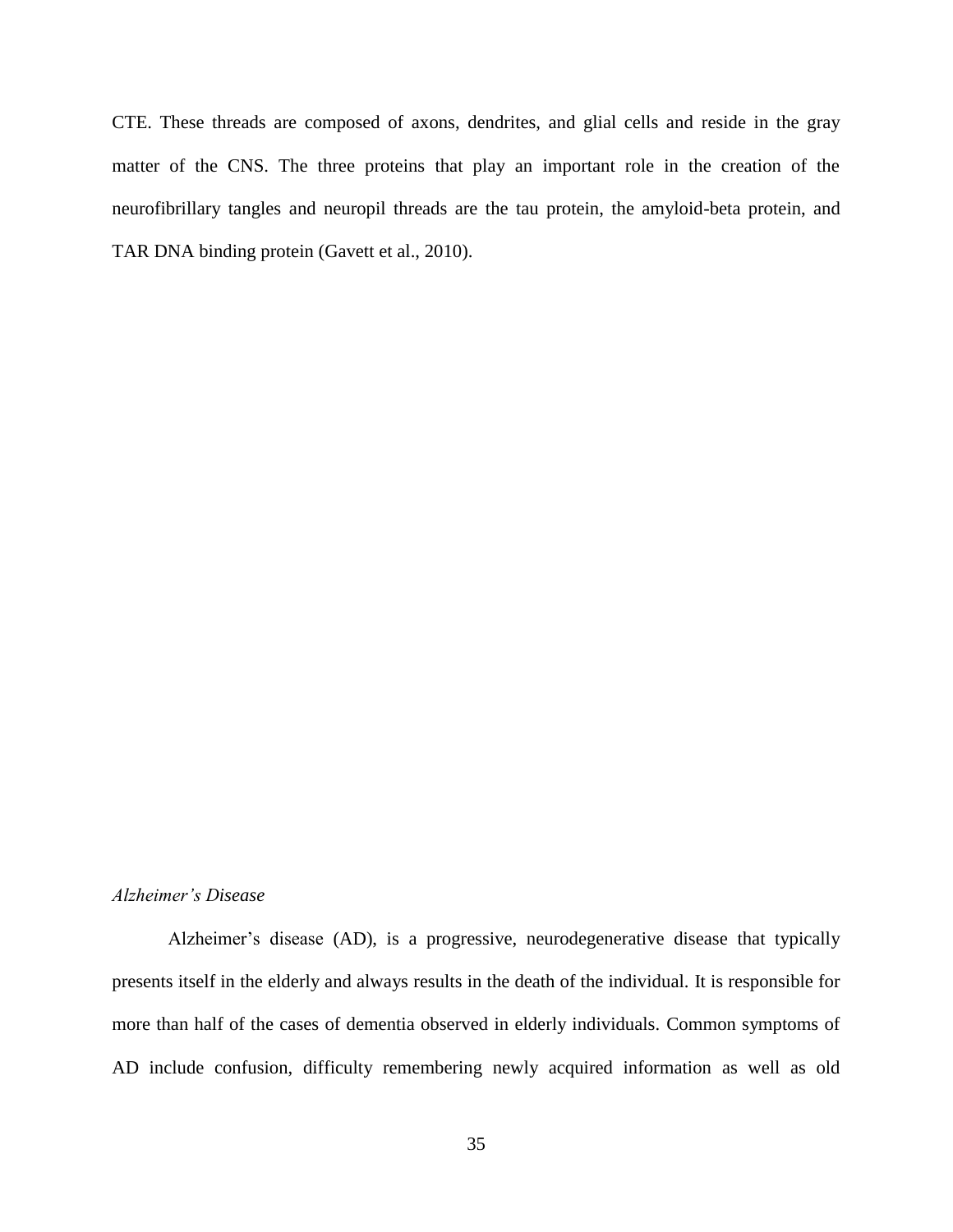CTE. These threads are composed of axons, dendrites, and glial cells and reside in the gray matter of the CNS. The three proteins that play an important role in the creation of the neurofibrillary tangles and neuropil threads are the tau protein, the amyloid-beta protein, and TAR DNA binding protein (Gavett et al., 2010).

*Alzheimer's Disease*

Alzheimer's disease (AD), is a progressive, neurodegenerative disease that typically presents itself in the elderly and always results in the death of the individual. It is responsible for more than half of the cases of dementia observed in elderly individuals. Common symptoms of AD include confusion, difficulty remembering newly acquired information as well as old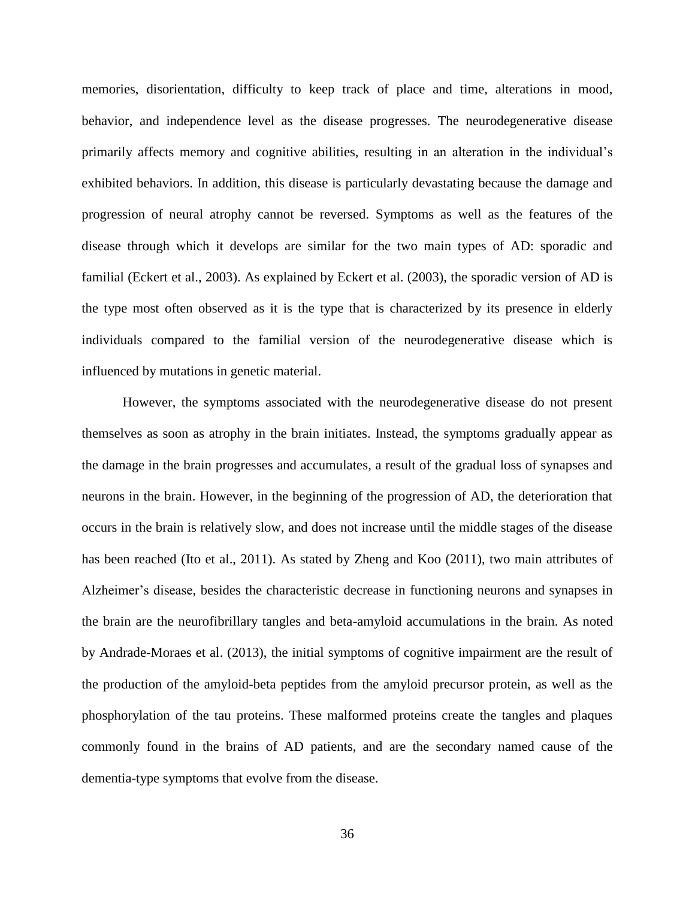memories, disorientation, difficulty to keep track of place and time, alterations in mood, behavior, and independence level as the disease progresses. The neurodegenerative disease primarily affects memory and cognitive abilities, resulting in an alteration in the individual's exhibited behaviors. In addition, this disease is particularly devastating because the damage and progression of neural atrophy cannot be reversed. Symptoms as well as the features of the disease through which it develops are similar for the two main types of AD: sporadic and familial (Eckert et al., 2003). As explained by Eckert et al. (2003), the sporadic version of AD is the type most often observed as it is the type that is characterized by its presence in elderly individuals compared to the familial version of the neurodegenerative disease which is influenced by mutations in genetic material.

However, the symptoms associated with the neurodegenerative disease do not present themselves as soon as atrophy in the brain initiates. Instead, the symptoms gradually appear as the damage in the brain progresses and accumulates, a result of the gradual loss of synapses and neurons in the brain. However, in the beginning of the progression of AD, the deterioration that occurs in the brain is relatively slow, and does not increase until the middle stages of the disease has been reached (Ito et al., 2011). As stated by Zheng and Koo (2011), two main attributes of Alzheimer's disease, besides the characteristic decrease in functioning neurons and synapses in the brain are the neurofibrillary tangles and beta-amyloid accumulations in the brain. As noted by Andrade-Moraes et al. (2013), the initial symptoms of cognitive impairment are the result of the production of the amyloid-beta peptides from the amyloid precursor protein, as well as the phosphorylation of the tau proteins. These malformed proteins create the tangles and plaques commonly found in the brains of AD patients, and are the secondary named cause of the dementia-type symptoms that evolve from the disease.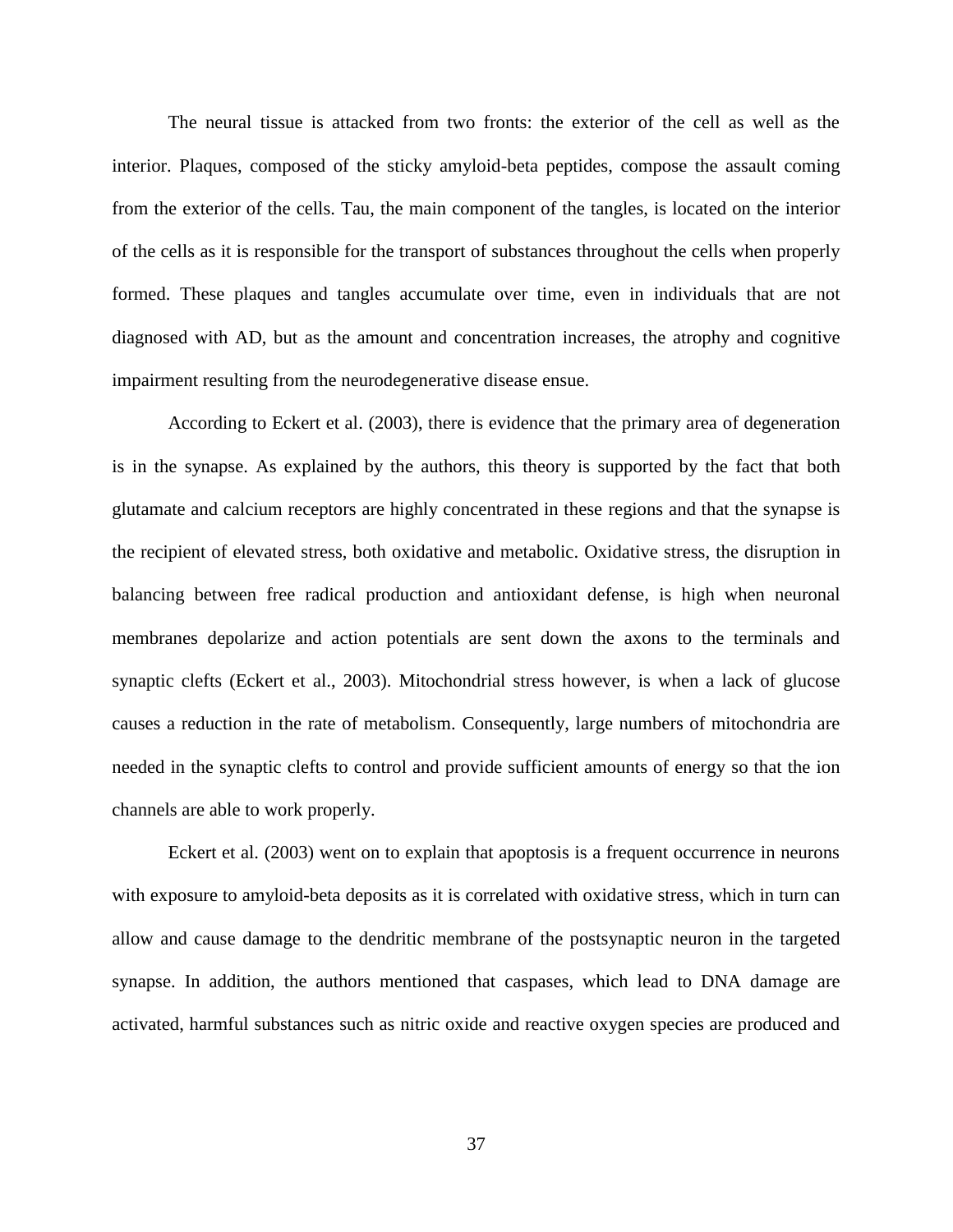The neural tissue is attacked from two fronts: the exterior of the cell as well as the interior. Plaques, composed of the sticky amyloid-beta peptides, compose the assault coming from the exterior of the cells. Tau, the main component of the tangles, is located on the interior of the cells as it is responsible for the transport of substances throughout the cells when properly formed. These plaques and tangles accumulate over time, even in individuals that are not diagnosed with AD, but as the amount and concentration increases, the atrophy and cognitive impairment resulting from the neurodegenerative disease ensue.

According to Eckert et al. (2003), there is evidence that the primary area of degeneration is in the synapse. As explained by the authors, this theory is supported by the fact that both glutamate and calcium receptors are highly concentrated in these regions and that the synapse is the recipient of elevated stress, both oxidative and metabolic. Oxidative stress, the disruption in balancing between free radical production and antioxidant defense, is high when neuronal membranes depolarize and action potentials are sent down the axons to the terminals and synaptic clefts (Eckert et al., 2003). Mitochondrial stress however, is when a lack of glucose causes a reduction in the rate of metabolism. Consequently, large numbers of mitochondria are needed in the synaptic clefts to control and provide sufficient amounts of energy so that the ion channels are able to work properly.

Eckert et al. (2003) went on to explain that apoptosis is a frequent occurrence in neurons with exposure to amyloid-beta deposits as it is correlated with oxidative stress, which in turn can allow and cause damage to the dendritic membrane of the postsynaptic neuron in the targeted synapse. In addition, the authors mentioned that caspases, which lead to DNA damage are activated, harmful substances such as nitric oxide and reactive oxygen species are produced and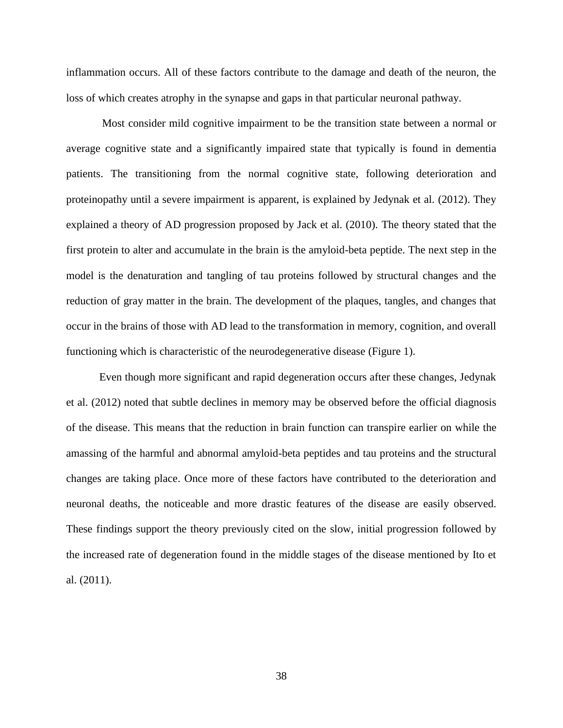inflammation occurs. All of these factors contribute to the damage and death of the neuron, the loss of which creates atrophy in the synapse and gaps in that particular neuronal pathway.

Most consider mild cognitive impairment to be the transition state between a normal or average cognitive state and a significantly impaired state that typically is found in dementia patients. The transitioning from the normal cognitive state, following deterioration and proteinopathy until a severe impairment is apparent, is explained by Jedynak et al. (2012). They explained a theory of AD progression proposed by Jack et al. (2010). The theory stated that the first protein to alter and accumulate in the brain is the amyloid-beta peptide. The next step in the model is the denaturation and tangling of tau proteins followed by structural changes and the reduction of gray matter in the brain. The development of the plaques, tangles, and changes that occur in the brains of those with AD lead to the transformation in memory, cognition, and overall functioning which is characteristic of the neurodegenerative disease (Figure 1).

Even though more significant and rapid degeneration occurs after these changes, Jedynak et al. (2012) noted that subtle declines in memory may be observed before the official diagnosis of the disease. This means that the reduction in brain function can transpire earlier on while the amassing of the harmful and abnormal amyloid-beta peptides and tau proteins and the structural changes are taking place. Once more of these factors have contributed to the deterioration and neuronal deaths, the noticeable and more drastic features of the disease are easily observed. These findings support the theory previously cited on the slow, initial progression followed by the increased rate of degeneration found in the middle stages of the disease mentioned by Ito et al. (2011).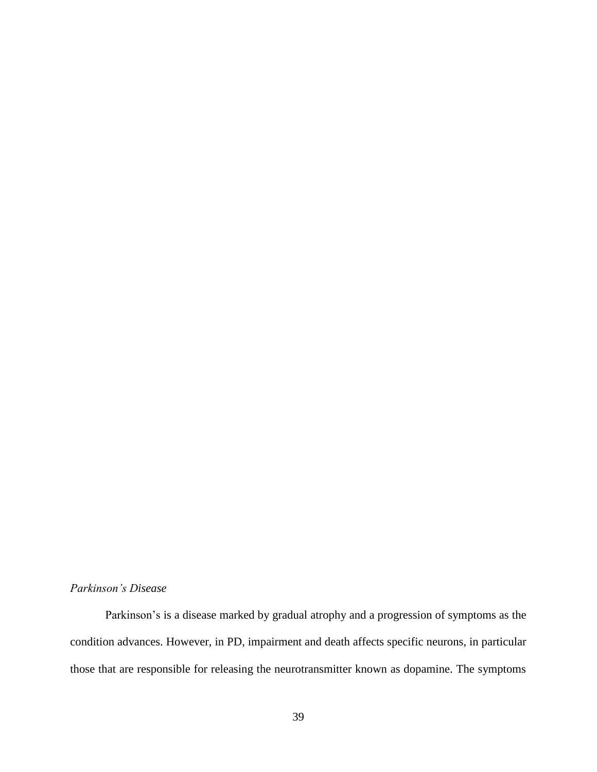*Parkinson's Disease*

Parkinson's is a disease marked by gradual atrophy and a progression of symptoms as the condition advances. However, in PD, impairment and death affects specific neurons, in particular those that are responsible for releasing the neurotransmitter known as dopamine. The symptoms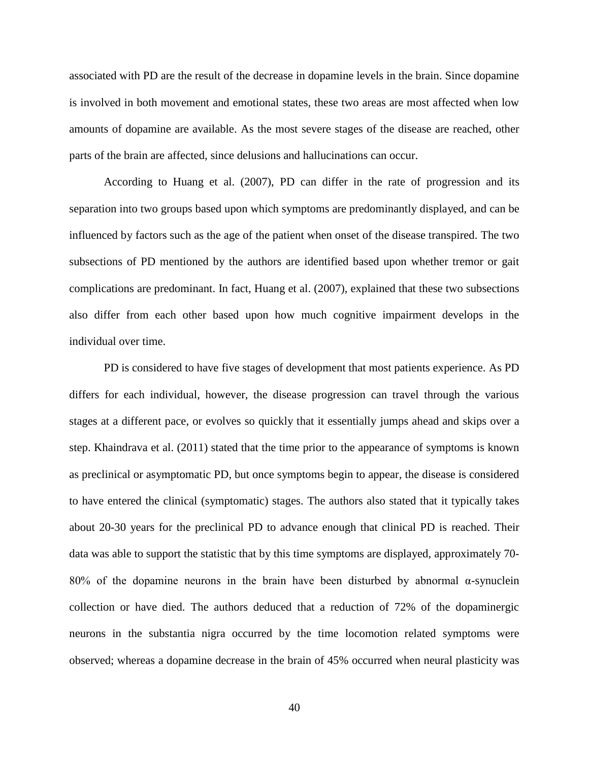associated with PD are the result of the decrease in dopamine levels in the brain. Since dopamine is involved in both movement and emotional states, these two areas are most affected when low amounts of dopamine are available. As the most severe stages of the disease are reached, other parts of the brain are affected, since delusions and hallucinations can occur.

According to Huang et al. (2007), PD can differ in the rate of progression and its separation into two groups based upon which symptoms are predominantly displayed, and can be influenced by factors such as the age of the patient when onset of the disease transpired. The two subsections of PD mentioned by the authors are identified based upon whether tremor or gait complications are predominant. In fact, Huang et al. (2007), explained that these two subsections also differ from each other based upon how much cognitive impairment develops in the individual over time.

PD is considered to have five stages of development that most patients experience. As PD differs for each individual, however, the disease progression can travel through the various stages at a different pace, or evolves so quickly that it essentially jumps ahead and skips over a step. Khaindrava et al. (2011) stated that the time prior to the appearance of symptoms is known as preclinical or asymptomatic PD, but once symptoms begin to appear, the disease is considered to have entered the clinical (symptomatic) stages. The authors also stated that it typically takes about 20-30 years for the preclinical PD to advance enough that clinical PD is reached. Their data was able to support the statistic that by this time symptoms are displayed, approximately 70-80% of the dopamine neurons in the brain have been disturbed by abnormal α-synuclein collection or have died. The authors deduced that a reduction of 72% of the dopaminergic neurons in the substantia nigra occurred by the time locomotion related symptoms were observed; whereas a dopamine decrease in the brain of 45% occurred when neural plasticity was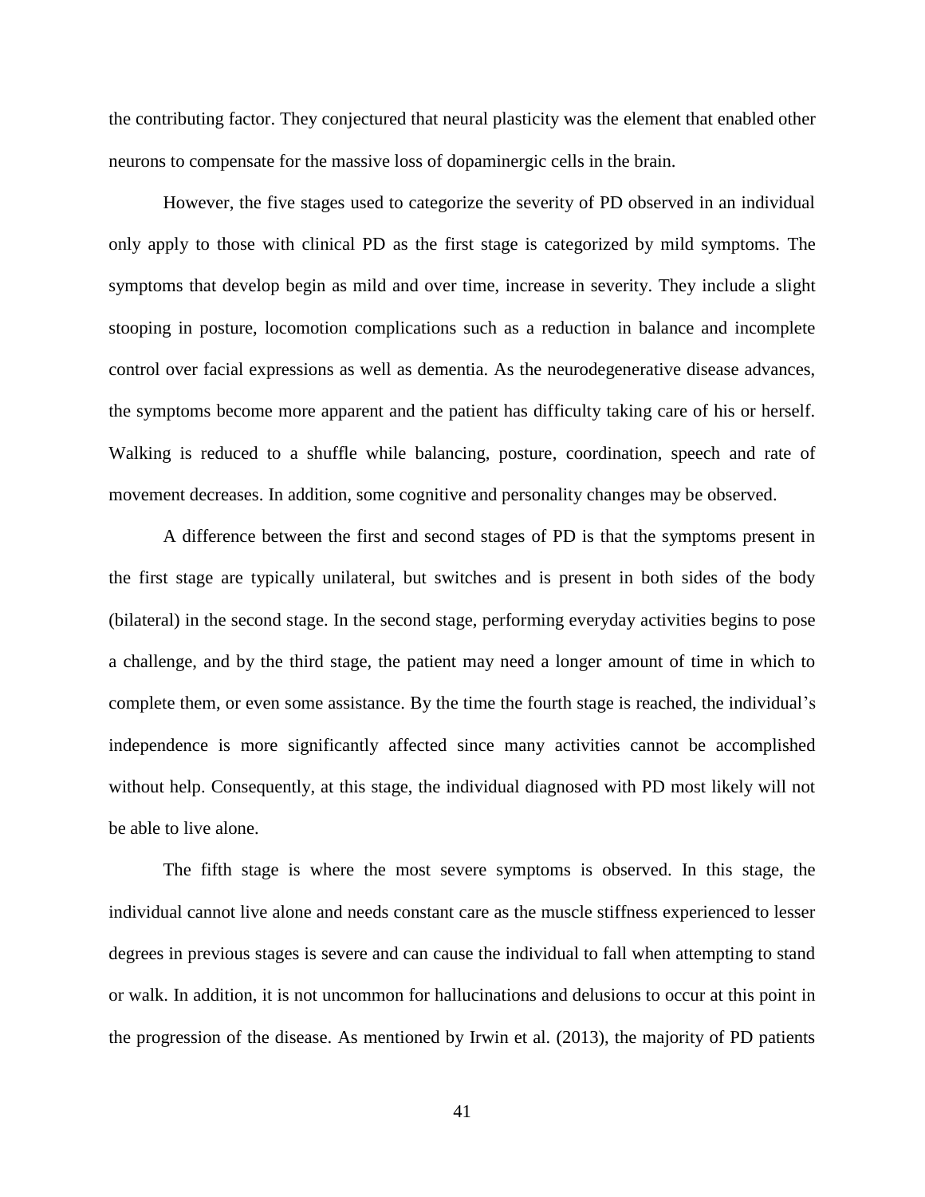the contributing factor. They conjectured that neural plasticity was the element that enabled other neurons to compensate for the massive loss of dopaminergic cells in the brain.

However, the five stages used to categorize the severity of PD observed in an individual only apply to those with clinical PD as the first stage is categorized by mild symptoms. The symptoms that develop begin as mild and over time, increase in severity. They include a slight stooping in posture, locomotion complications such as a reduction in balance and incomplete control over facial expressions as well as dementia. As the neurodegenerative disease advances, the symptoms become more apparent and the patient has difficulty taking care of his or herself. Walking is reduced to a shuffle while balancing, posture, coordination, speech and rate of movement decreases. In addition, some cognitive and personality changes may be observed.

A difference between the first and second stages of PD is that the symptoms present in the first stage are typically unilateral, but switches and is present in both sides of the body (bilateral) in the second stage. In the second stage, performing everyday activities begins to pose a challenge, and by the third stage, the patient may need a longer amount of time in which to complete them, or even some assistance. By the time the fourth stage is reached, the individual's independence is more significantly affected since many activities cannot be accomplished without help. Consequently, at this stage, the individual diagnosed with PD most likely will not be able to live alone.

The fifth stage is where the most severe symptoms is observed. In this stage, the individual cannot live alone and needs constant care as the muscle stiffness experienced to lesser degrees in previous stages is severe and can cause the individual to fall when attempting to stand or walk. In addition, it is not uncommon for hallucinations and delusions to occur at this point in the progression of the disease. As mentioned by Irwin et al. (2013), the majority of PD patients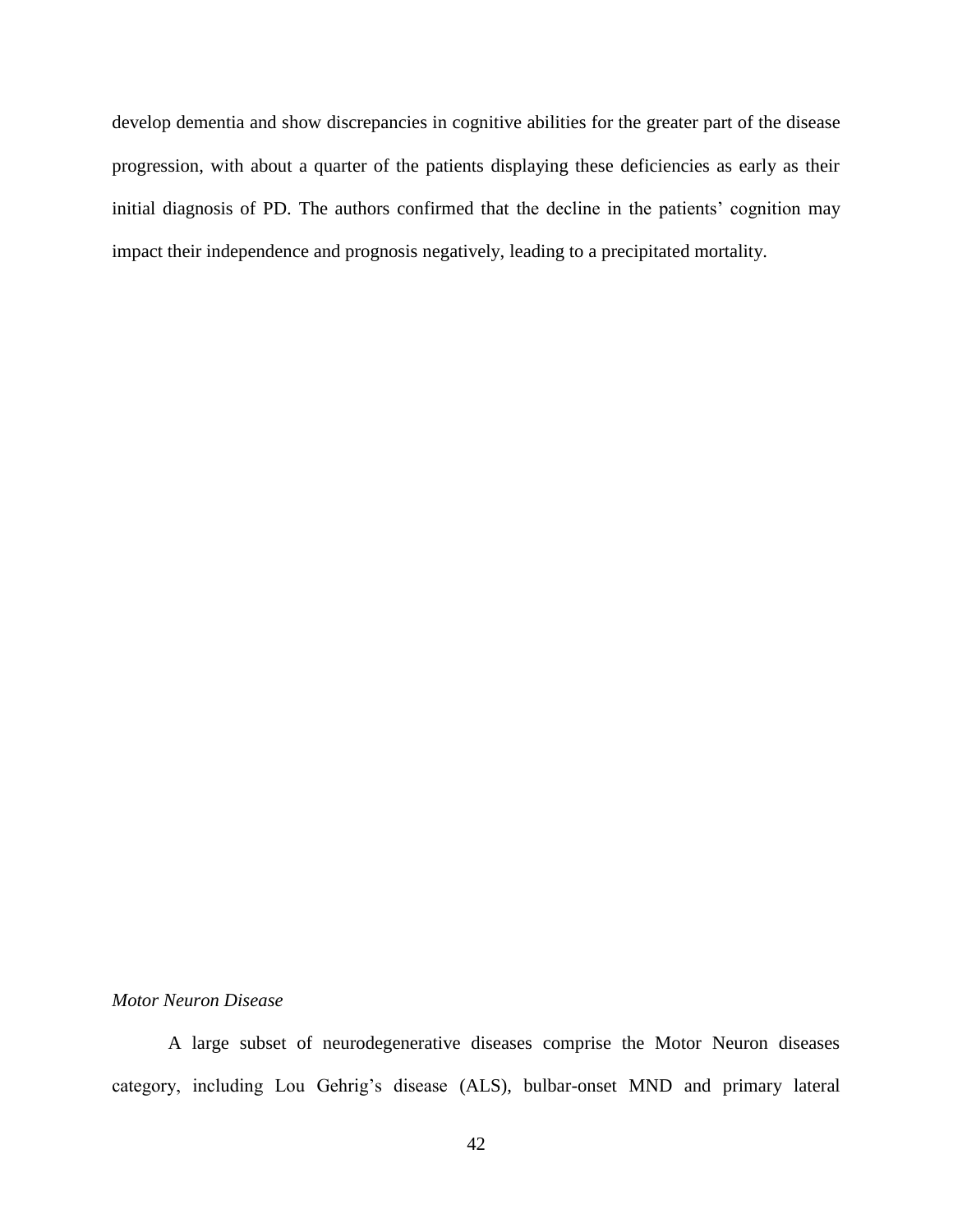develop dementia and show discrepancies in cognitive abilities for the greater part of the disease progression, with about a quarter of the patients displaying these deficiencies as early as their initial diagnosis of PD. The authors confirmed that the decline in the patients' cognition may impact their independence and prognosis negatively, leading to a precipitated mortality.

*Motor Neuron Disease*

A large subset of neurodegenerative diseases comprise the Motor Neuron diseases category, including Lou Gehrig's disease (ALS), bulbar-onset MND and primary lateral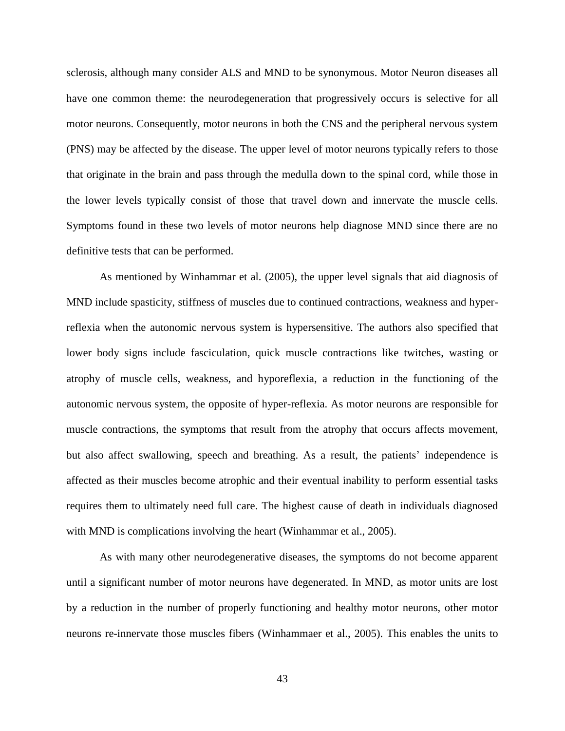sclerosis, although many consider ALS and MND to be synonymous. Motor Neuron diseases all have one common theme: the neurodegeneration that progressively occurs is selective for all motor neurons. Consequently, motor neurons in both the CNS and the peripheral nervous system (PNS) may be affected by the disease. The upper level of motor neurons typically refers to those that originate in the brain and pass through the medulla down to the spinal cord, while those in the lower levels typically consist of those that travel down and innervate the muscle cells. Symptoms found in these two levels of motor neurons help diagnose MND since there are no definitive tests that can be performed.

As mentioned by Winhammar et al. (2005), the upper level signals that aid diagnosis of MND include spasticity, stiffness of muscles due to continued contractions, weakness and hyper-reflexia when the autonomic nervous system is hypersensitive. The authors also specified that lower body signs include fasciculation, quick muscle contractions like twitches, wasting or atrophy of muscle cells, weakness, and hyporeflexia, a reduction in the functioning of the autonomic nervous system, the opposite of hyper-reflexia. As motor neurons are responsible for muscle contractions, the symptoms that result from the atrophy that occurs affects movement, but also affect swallowing, speech and breathing. As a result, the patients' independence is affected as their muscles become atrophic and their eventual inability to perform essential tasks requires them to ultimately need full care. The highest cause of death in individuals diagnosed with MND is complications involving the heart (Winhammar et al., 2005).

As with many other neurodegenerative diseases, the symptoms do not become apparent until a significant number of motor neurons have degenerated. In MND, as motor units are lost by a reduction in the number of properly functioning and healthy motor neurons, other motor neurons re-innervate those muscles fibers (Winhammaer et al., 2005). This enables the units to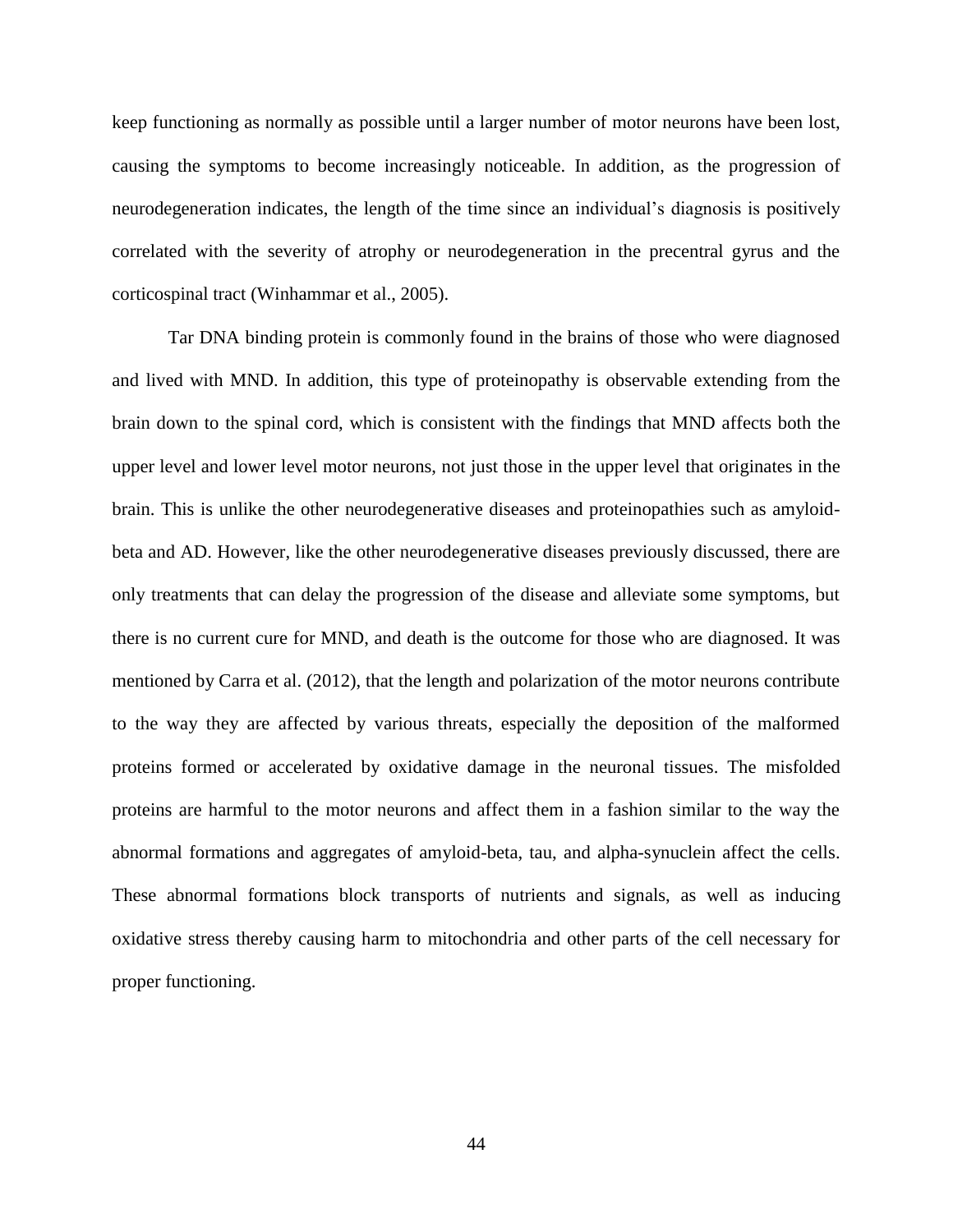keep functioning as normally as possible until a larger number of motor neurons have been lost, causing the symptoms to become increasingly noticeable. In addition, as the progression of neurodegeneration indicates, the length of the time since an individual's diagnosis is positively correlated with the severity of atrophy or neurodegeneration in the precentral gyrus and the corticospinal tract (Winhammar et al., 2005).

Tar DNA binding protein is commonly found in the brains of those who were diagnosed and lived with MND. In addition, this type of proteinopathy is observable extending from the brain down to the spinal cord, which is consistent with the findings that MND affects both the upper level and lower level motor neurons, not just those in the upper level that originates in the brain. This is unlike the other neurodegenerative diseases and proteinopathies such as amyloid-beta and AD. However, like the other neurodegenerative diseases previously discussed, there are only treatments that can delay the progression of the disease and alleviate some symptoms, but there is no current cure for MND, and death is the outcome for those who are diagnosed. It was mentioned by Carra et al. (2012), that the length and polarization of the motor neurons contribute to the way they are affected by various threats, especially the deposition of the malformed proteins formed or accelerated by oxidative damage in the neuronal tissues. The misfolded proteins are harmful to the motor neurons and affect them in a fashion similar to the way the abnormal formations and aggregates of amyloid-beta, tau, and alpha-synuclein affect the cells. These abnormal formations block transports of nutrients and signals, as well as inducing oxidative stress thereby causing harm to mitochondria and other parts of the cell necessary for proper functioning.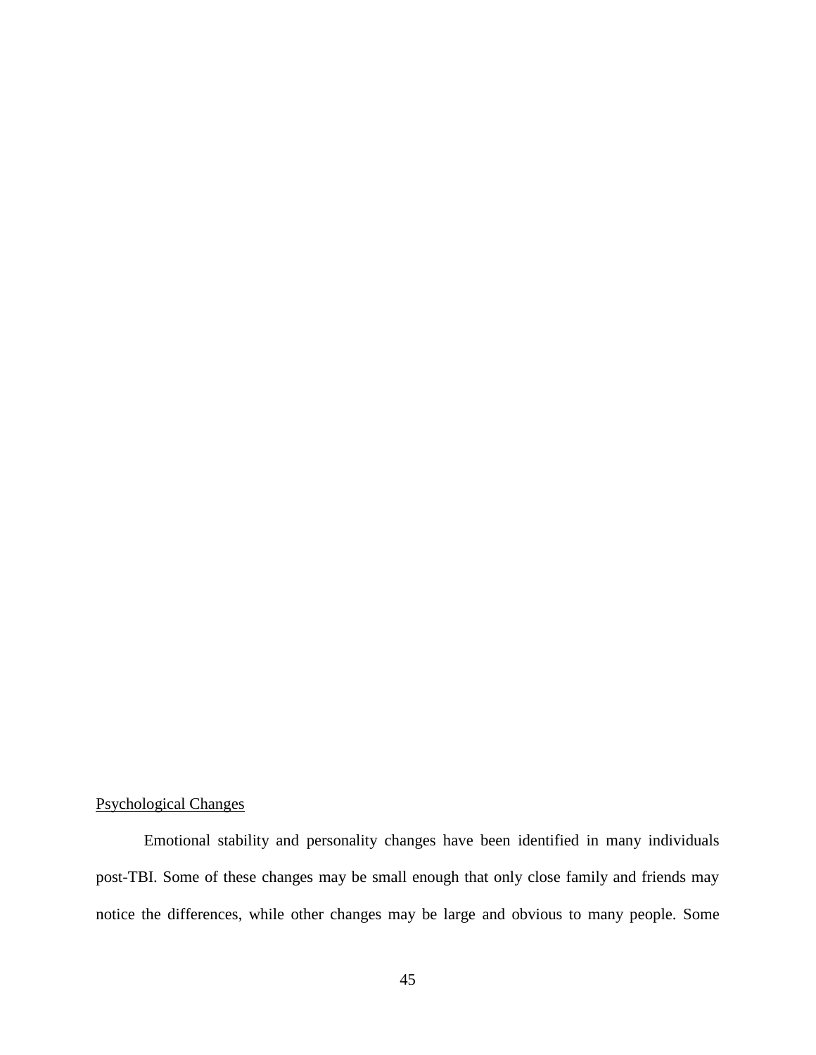<u>Psychological Changes</u>

Emotional stability and personality changes have been identified in many individuals post-TBI. Some of these changes may be small enough that only close family and friends may notice the differences, while other changes may be large and obvious to many people. Some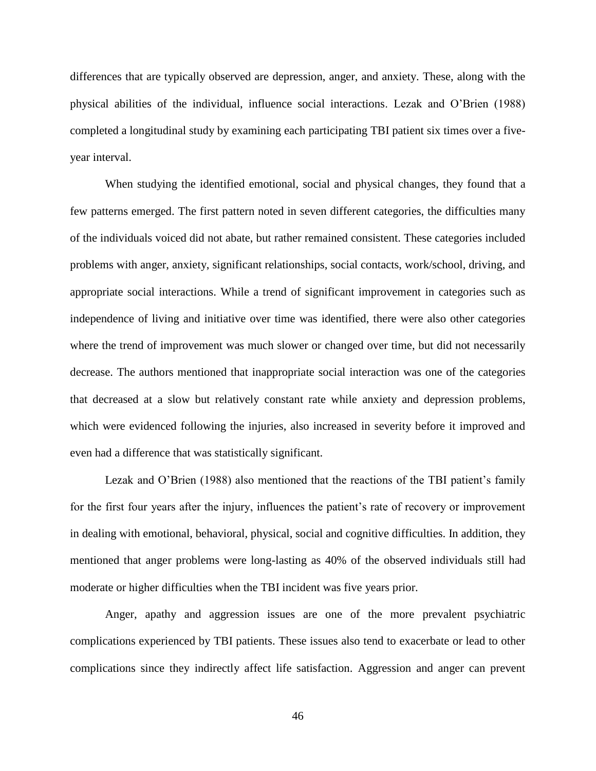differences that are typically observed are depression, anger, and anxiety. These, along with the physical abilities of the individual, influence social interactions. Lezak and O'Brien (1988) completed a longitudinal study by examining each participating TBI patient six times over a five-year interval.

When studying the identified emotional, social and physical changes, they found that a few patterns emerged. The first pattern noted in seven different categories, the difficulties many of the individuals voiced did not abate, but rather remained consistent. These categories included problems with anger, anxiety, significant relationships, social contacts, work/school, driving, and appropriate social interactions. While a trend of significant improvement in categories such as independence of living and initiative over time was identified, there were also other categories where the trend of improvement was much slower or changed over time, but did not necessarily decrease. The authors mentioned that inappropriate social interaction was one of the categories that decreased at a slow but relatively constant rate while anxiety and depression problems, which were evidenced following the injuries, also increased in severity before it improved and even had a difference that was statistically significant.

Lezak and O'Brien (1988) also mentioned that the reactions of the TBI patient's family for the first four years after the injury, influences the patient's rate of recovery or improvement in dealing with emotional, behavioral, physical, social and cognitive difficulties. In addition, they mentioned that anger problems were long-lasting as 40% of the observed individuals still had moderate or higher difficulties when the TBI incident was five years prior.

Anger, apathy and aggression issues are one of the more prevalent psychiatric complications experienced by TBI patients. These issues also tend to exacerbate or lead to other complications since they indirectly affect life satisfaction. Aggression and anger can prevent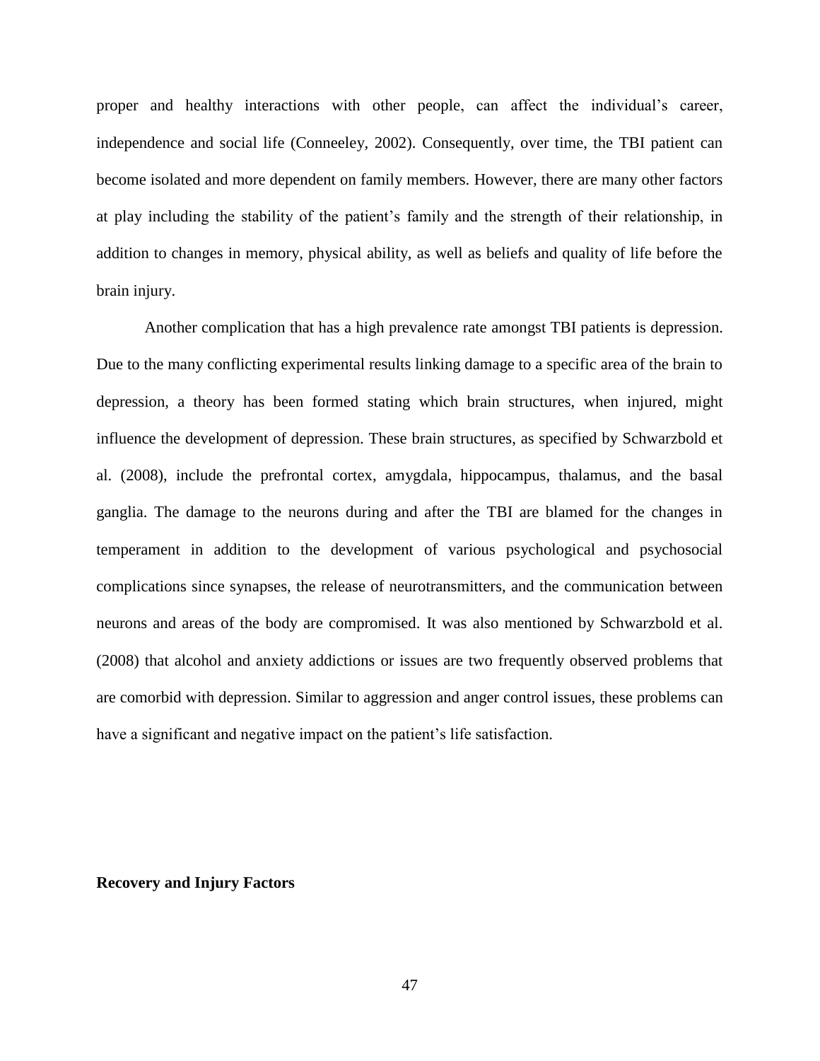proper and healthy interactions with other people, can affect the individual's career, independence and social life (Conneeley, 2002). Consequently, over time, the TBI patient can become isolated and more dependent on family members. However, there are many other factors at play including the stability of the patient's family and the strength of their relationship, in addition to changes in memory, physical ability, as well as beliefs and quality of life before the brain injury.

Another complication that has a high prevalence rate amongst TBI patients is depression. Due to the many conflicting experimental results linking damage to a specific area of the brain to depression, a theory has been formed stating which brain structures, when injured, might influence the development of depression. These brain structures, as specified by Schwarzbold et al. (2008), include the prefrontal cortex, amygdala, hippocampus, thalamus, and the basal ganglia. The damage to the neurons during and after the TBI are blamed for the changes in temperament in addition to the development of various psychological and psychosocial complications since synapses, the release of neurotransmitters, and the communication between neurons and areas of the body are compromised. It was also mentioned by Schwarzbold et al. (2008) that alcohol and anxiety addictions or issues are two frequently observed problems that are comorbid with depression. Similar to aggression and anger control issues, these problems can have a significant and negative impact on the patient's life satisfaction.

**Recovery and Injury Factors**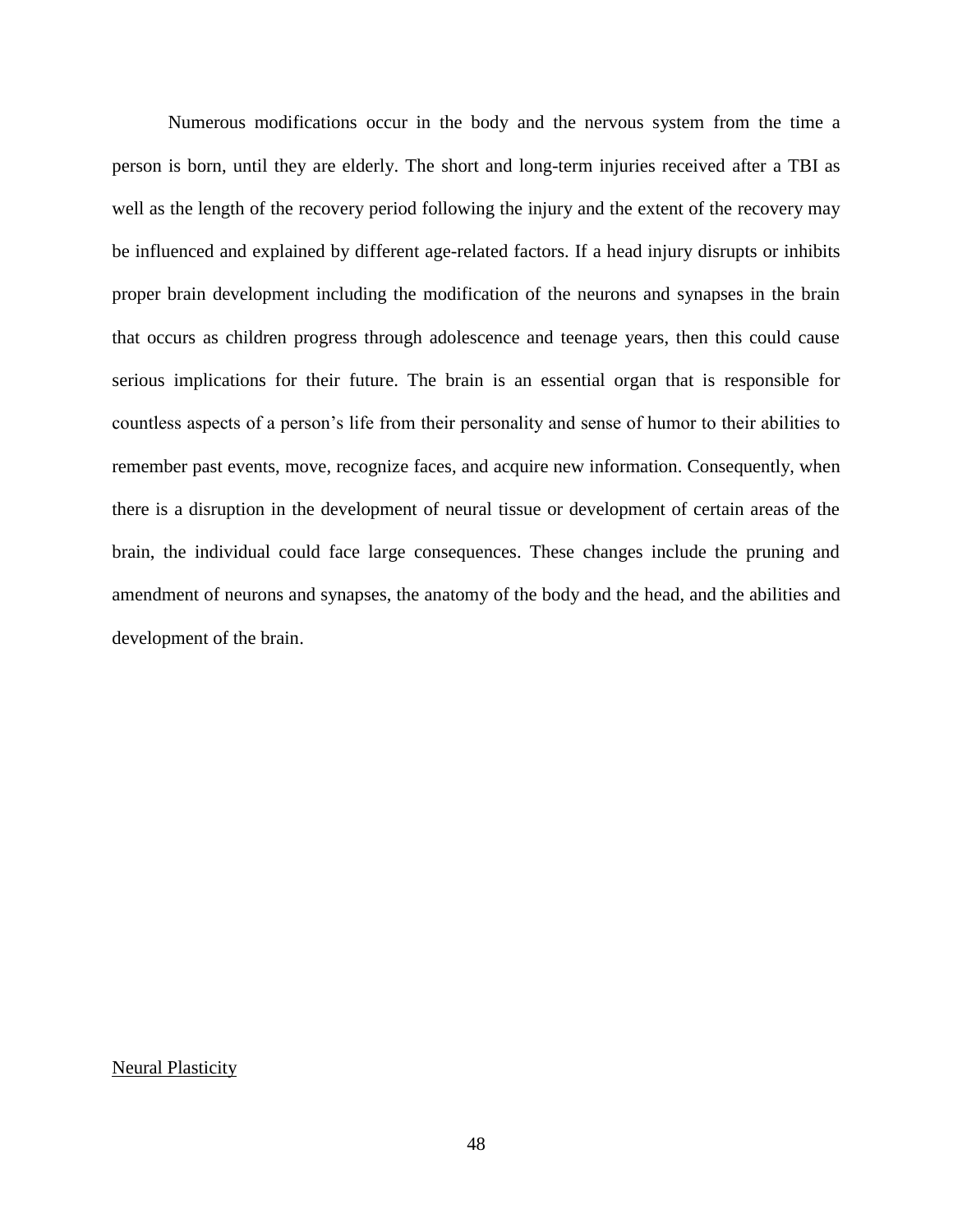Numerous modifications occur in the body and the nervous system from the time a person is born, until they are elderly. The short and long-term injuries received after a TBI as well as the length of the recovery period following the injury and the extent of the recovery may be influenced and explained by different age-related factors. If a head injury disrupts or inhibits proper brain development including the modification of the neurons and synapses in the brain that occurs as children progress through adolescence and teenage years, then this could cause serious implications for their future. The brain is an essential organ that is responsible for countless aspects of a person's life from their personality and sense of humor to their abilities to remember past events, move, recognize faces, and acquire new information. Consequently, when there is a disruption in the development of neural tissue or development of certain areas of the brain, the individual could face large consequences. These changes include the pruning and amendment of neurons and synapses, the anatomy of the body and the head, and the abilities and development of the brain.

<u>Neural Plasticity</u>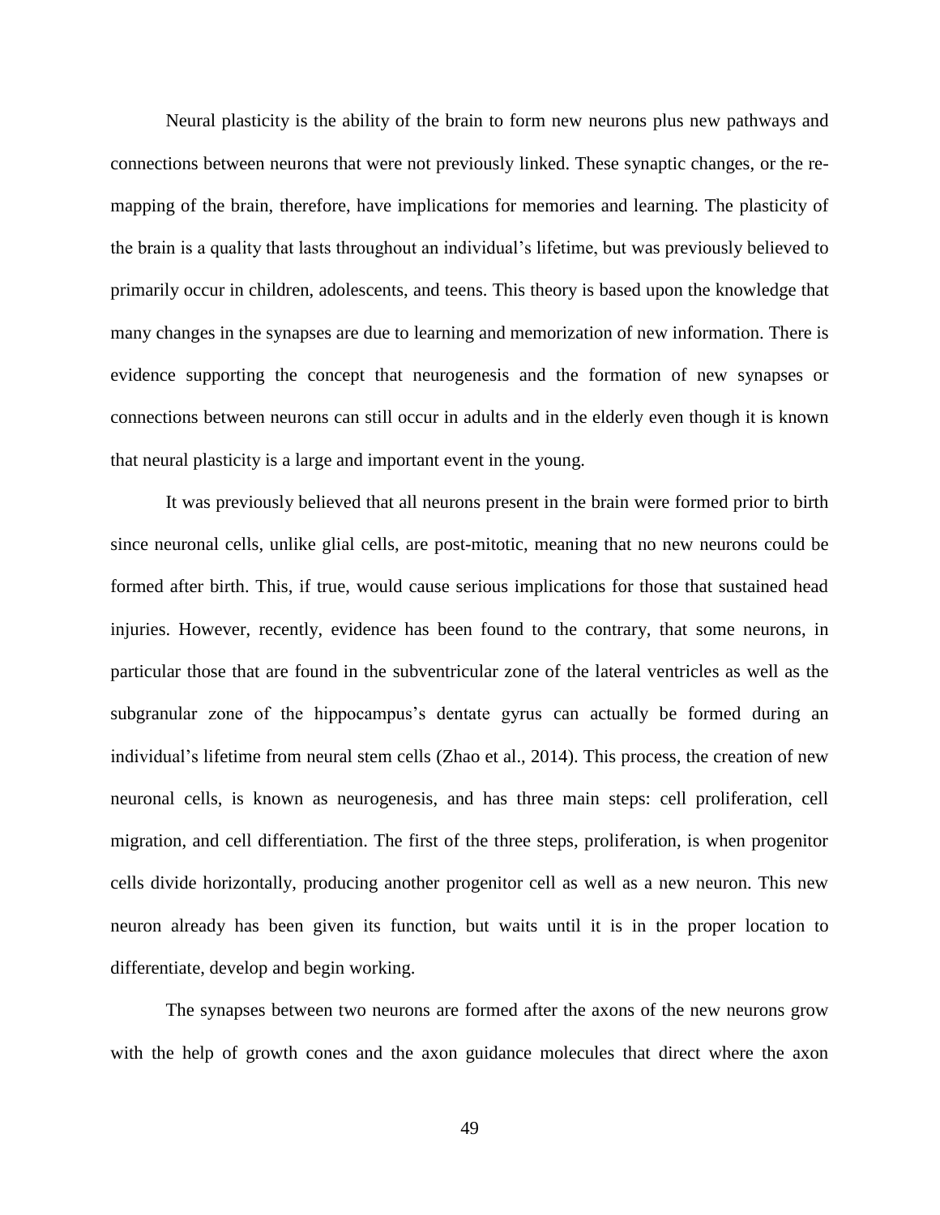Neural plasticity is the ability of the brain to form new neurons plus new pathways and connections between neurons that were not previously linked. These synaptic changes, or the re-mapping of the brain, therefore, have implications for memories and learning. The plasticity of the brain is a quality that lasts throughout an individual's lifetime, but was previously believed to primarily occur in children, adolescents, and teens. This theory is based upon the knowledge that many changes in the synapses are due to learning and memorization of new information. There is evidence supporting the concept that neurogenesis and the formation of new synapses or connections between neurons can still occur in adults and in the elderly even though it is known that neural plasticity is a large and important event in the young.

It was previously believed that all neurons present in the brain were formed prior to birth since neuronal cells, unlike glial cells, are post-mitotic, meaning that no new neurons could be formed after birth. This, if true, would cause serious implications for those that sustained head injuries. However, recently, evidence has been found to the contrary, that some neurons, in particular those that are found in the subventricular zone of the lateral ventricles as well as the subgranular zone of the hippocampus's dentate gyrus can actually be formed during an individual's lifetime from neural stem cells (Zhao et al., 2014). This process, the creation of new neuronal cells, is known as neurogenesis, and has three main steps: cell proliferation, cell migration, and cell differentiation. The first of the three steps, proliferation, is when progenitor cells divide horizontally, producing another progenitor cell as well as a new neuron. This new neuron already has been given its function, but waits until it is in the proper location to differentiate, develop and begin working.

The synapses between two neurons are formed after the axons of the new neurons grow with the help of growth cones and the axon guidance molecules that direct where the axon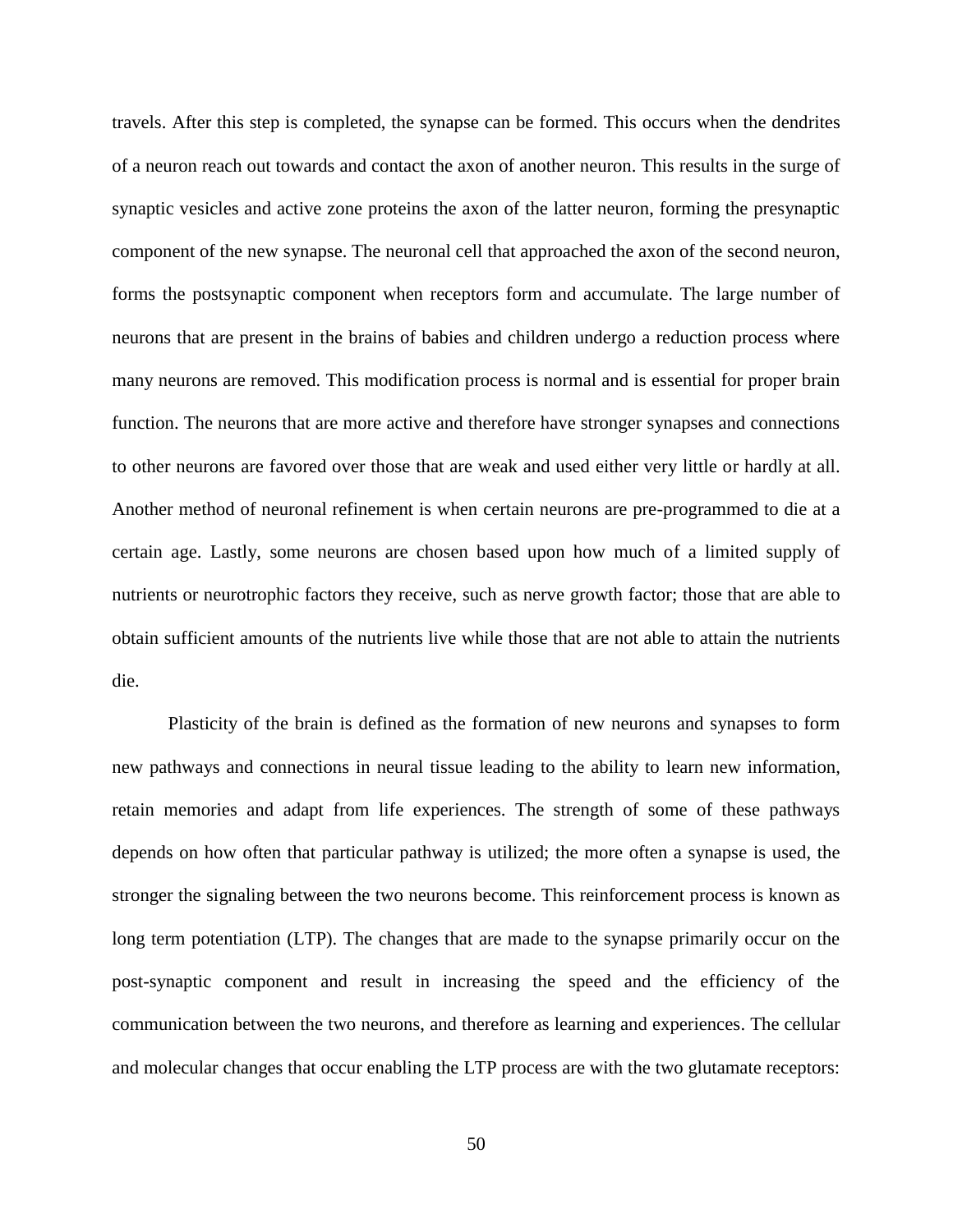travels. After this step is completed, the synapse can be formed. This occurs when the dendrites of a neuron reach out towards and contact the axon of another neuron. This results in the surge of synaptic vesicles and active zone proteins the axon of the latter neuron, forming the presynaptic component of the new synapse. The neuronal cell that approached the axon of the second neuron, forms the postsynaptic component when receptors form and accumulate. The large number of neurons that are present in the brains of babies and children undergo a reduction process where many neurons are removed. This modification process is normal and is essential for proper brain function. The neurons that are more active and therefore have stronger synapses and connections to other neurons are favored over those that are weak and used either very little or hardly at all. Another method of neuronal refinement is when certain neurons are pre-programmed to die at a certain age. Lastly, some neurons are chosen based upon how much of a limited supply of nutrients or neurotrophic factors they receive, such as nerve growth factor; those that are able to obtain sufficient amounts of the nutrients live while those that are not able to attain the nutrients die.

Plasticity of the brain is defined as the formation of new neurons and synapses to form new pathways and connections in neural tissue leading to the ability to learn new information, retain memories and adapt from life experiences. The strength of some of these pathways depends on how often that particular pathway is utilized; the more often a synapse is used, the stronger the signaling between the two neurons become. This reinforcement process is known as long term potentiation (LTP). The changes that are made to the synapse primarily occur on the post-synaptic component and result in increasing the speed and the efficiency of the communication between the two neurons, and therefore as learning and experiences. The cellular and molecular changes that occur enabling the LTP process are with the two glutamate receptors: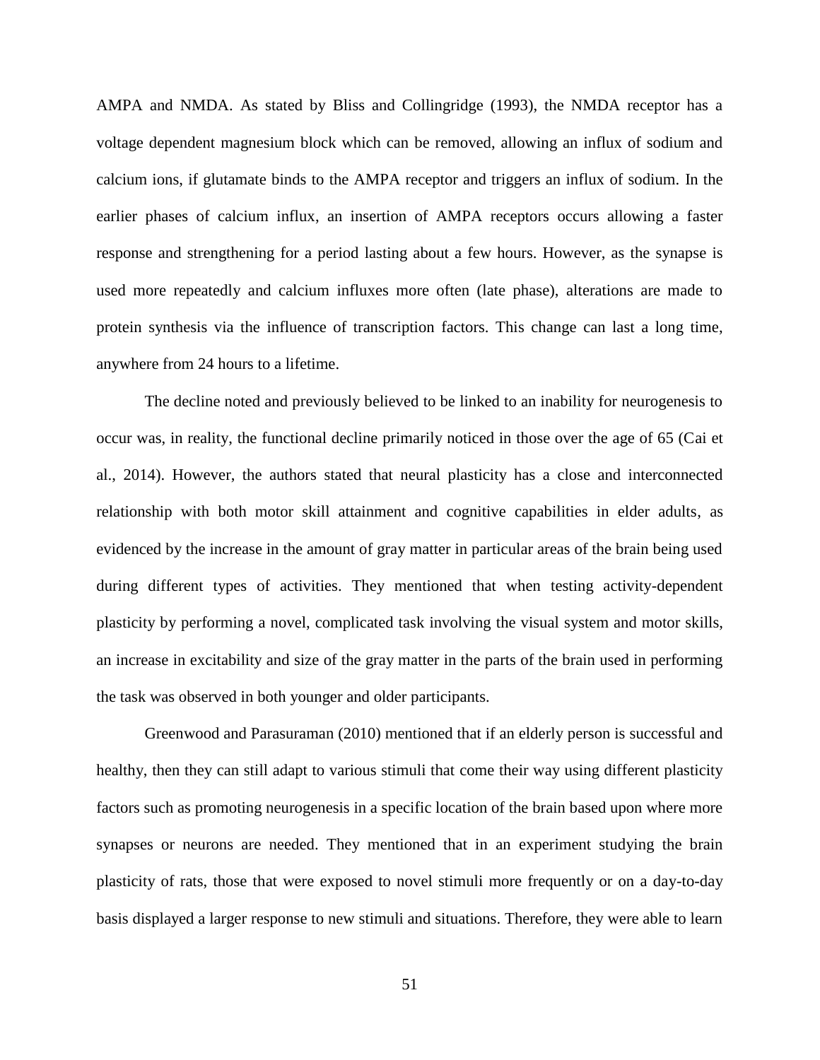AMPA and NMDA. As stated by Bliss and Collingridge (1993), the NMDA receptor has a voltage dependent magnesium block which can be removed, allowing an influx of sodium and calcium ions, if glutamate binds to the AMPA receptor and triggers an influx of sodium. In the earlier phases of calcium influx, an insertion of AMPA receptors occurs allowing a faster response and strengthening for a period lasting about a few hours. However, as the synapse is used more repeatedly and calcium influxes more often (late phase), alterations are made to protein synthesis via the influence of transcription factors. This change can last a long time, anywhere from 24 hours to a lifetime.

The decline noted and previously believed to be linked to an inability for neurogenesis to occur was, in reality, the functional decline primarily noticed in those over the age of 65 (Cai et al., 2014). However, the authors stated that neural plasticity has a close and interconnected relationship with both motor skill attainment and cognitive capabilities in elder adults, as evidenced by the increase in the amount of gray matter in particular areas of the brain being used during different types of activities. They mentioned that when testing activity-dependent plasticity by performing a novel, complicated task involving the visual system and motor skills, an increase in excitability and size of the gray matter in the parts of the brain used in performing the task was observed in both younger and older participants.

Greenwood and Parasuraman (2010) mentioned that if an elderly person is successful and healthy, then they can still adapt to various stimuli that come their way using different plasticity factors such as promoting neurogenesis in a specific location of the brain based upon where more synapses or neurons are needed. They mentioned that in an experiment studying the brain plasticity of rats, those that were exposed to novel stimuli more frequently or on a day-to-day basis displayed a larger response to new stimuli and situations. Therefore, they were able to learn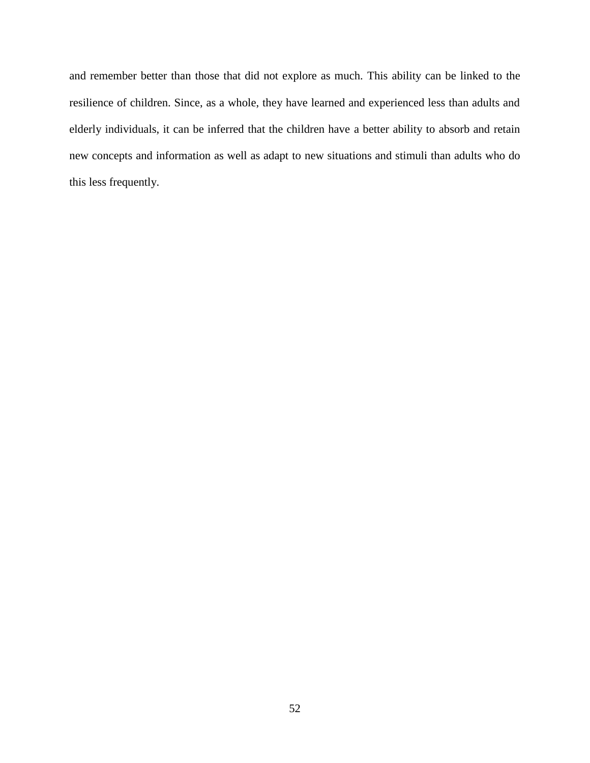and remember better than those that did not explore as much. This ability can be linked to the resilience of children. Since, as a whole, they have learned and experienced less than adults and elderly individuals, it can be inferred that the children have a better ability to absorb and retain new concepts and information as well as adapt to new situations and stimuli than adults who do this less frequently.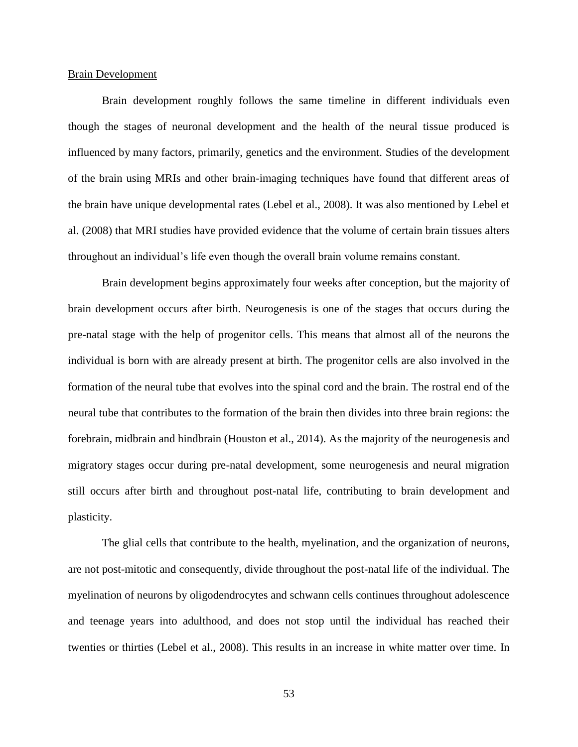Brain Development

Brain development roughly follows the same timeline in different individuals even though the stages of neuronal development and the health of the neural tissue produced is influenced by many factors, primarily, genetics and the environment. Studies of the development of the brain using MRIs and other brain-imaging techniques have found that different areas of the brain have unique developmental rates (Lebel et al., 2008). It was also mentioned by Lebel et al. (2008) that MRI studies have provided evidence that the volume of certain brain tissues alters throughout an individual's life even though the overall brain volume remains constant.

Brain development begins approximately four weeks after conception, but the majority of brain development occurs after birth. Neurogenesis is one of the stages that occurs during the pre-natal stage with the help of progenitor cells. This means that almost all of the neurons the individual is born with are already present at birth. The progenitor cells are also involved in the formation of the neural tube that evolves into the spinal cord and the brain. The rostral end of the neural tube that contributes to the formation of the brain then divides into three brain regions: the forebrain, midbrain and hindbrain (Houston et al., 2014). As the majority of the neurogenesis and migratory stages occur during pre-natal development, some neurogenesis and neural migration still occurs after birth and throughout post-natal life, contributing to brain development and plasticity.

The glial cells that contribute to the health, myelination, and the organization of neurons, are not post-mitotic and consequently, divide throughout the post-natal life of the individual. The myelination of neurons by oligodendrocytes and schwann cells continues throughout adolescence and teenage years into adulthood, and does not stop until the individual has reached their twenties or thirties (Lebel et al., 2008). This results in an increase in white matter over time. In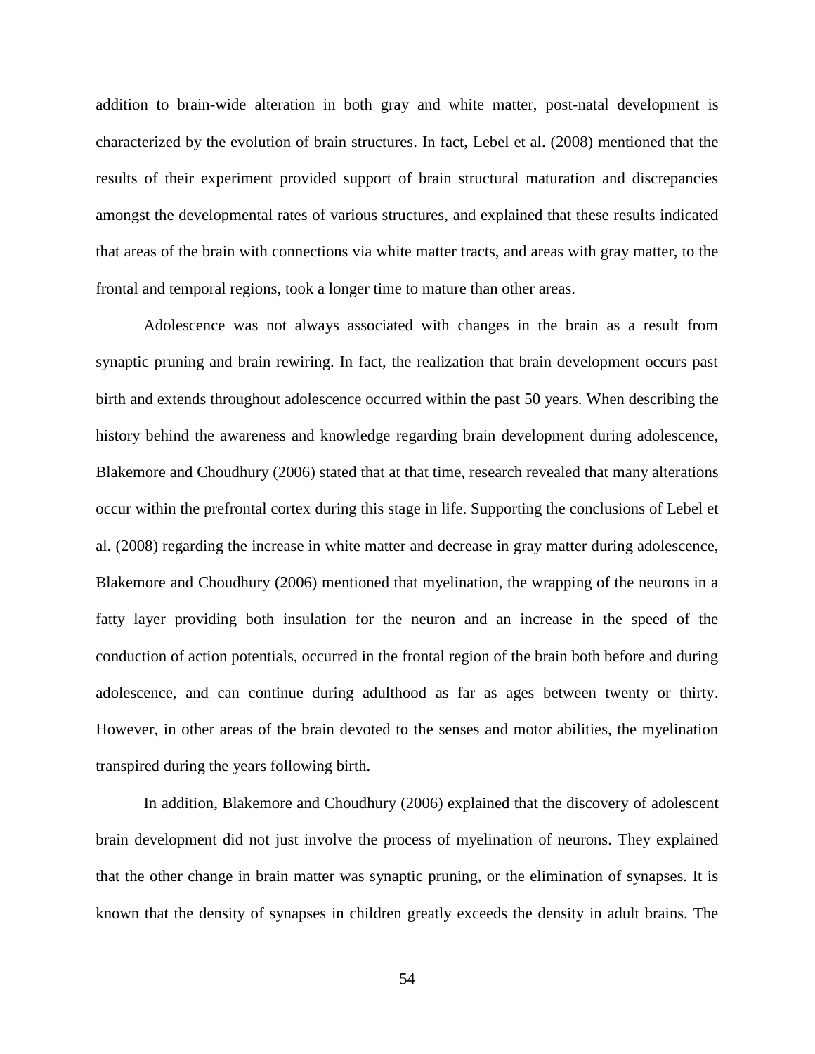addition to brain-wide alteration in both gray and white matter, post-natal development is characterized by the evolution of brain structures. In fact, Lebel et al. (2008) mentioned that the results of their experiment provided support of brain structural maturation and discrepancies amongst the developmental rates of various structures, and explained that these results indicated that areas of the brain with connections via white matter tracts, and areas with gray matter, to the frontal and temporal regions, took a longer time to mature than other areas.

Adolescence was not always associated with changes in the brain as a result from synaptic pruning and brain rewiring. In fact, the realization that brain development occurs past birth and extends throughout adolescence occurred within the past 50 years. When describing the history behind the awareness and knowledge regarding brain development during adolescence, Blakemore and Choudhury (2006) stated that at that time, research revealed that many alterations occur within the prefrontal cortex during this stage in life. Supporting the conclusions of Lebel et al. (2008) regarding the increase in white matter and decrease in gray matter during adolescence, Blakemore and Choudhury (2006) mentioned that myelination, the wrapping of the neurons in a fatty layer providing both insulation for the neuron and an increase in the speed of the conduction of action potentials, occurred in the frontal region of the brain both before and during adolescence, and can continue during adulthood as far as ages between twenty or thirty. However, in other areas of the brain devoted to the senses and motor abilities, the myelination transpired during the years following birth.

In addition, Blakemore and Choudhury (2006) explained that the discovery of adolescent brain development did not just involve the process of myelination of neurons. They explained that the other change in brain matter was synaptic pruning, or the elimination of synapses. It is known that the density of synapses in children greatly exceeds the density in adult brains. The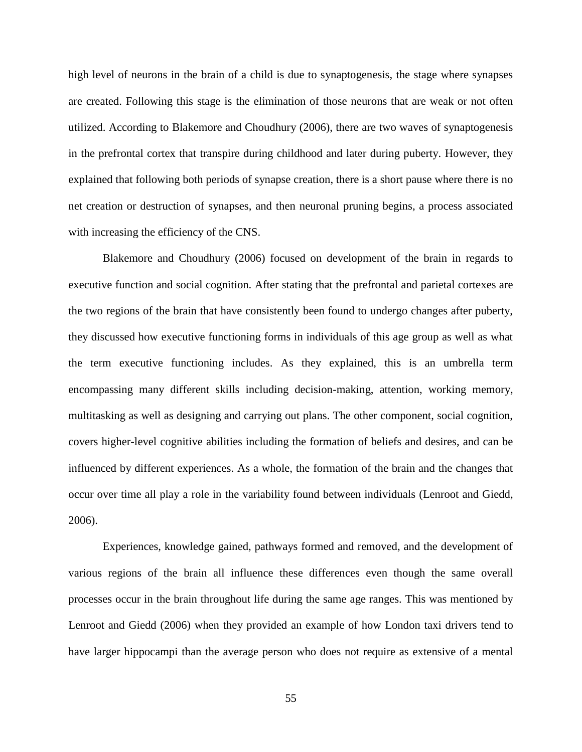high level of neurons in the brain of a child is due to synaptogenesis, the stage where synapses are created. Following this stage is the elimination of those neurons that are weak or not often utilized. According to Blakemore and Choudhury (2006), there are two waves of synaptogenesis in the prefrontal cortex that transpire during childhood and later during puberty. However, they explained that following both periods of synapse creation, there is a short pause where there is no net creation or destruction of synapses, and then neuronal pruning begins, a process associated with increasing the efficiency of the CNS.

Blakemore and Choudhury (2006) focused on development of the brain in regards to executive function and social cognition. After stating that the prefrontal and parietal cortexes are the two regions of the brain that have consistently been found to undergo changes after puberty, they discussed how executive functioning forms in individuals of this age group as well as what the term executive functioning includes. As they explained, this is an umbrella term encompassing many different skills including decision-making, attention, working memory, multitasking as well as designing and carrying out plans. The other component, social cognition, covers higher-level cognitive abilities including the formation of beliefs and desires, and can be influenced by different experiences. As a whole, the formation of the brain and the changes that occur over time all play a role in the variability found between individuals (Lenroot and Giedd, 2006).

Experiences, knowledge gained, pathways formed and removed, and the development of various regions of the brain all influence these differences even though the same overall processes occur in the brain throughout life during the same age ranges. This was mentioned by Lenroot and Giedd (2006) when they provided an example of how London taxi drivers tend to have larger hippocampi than the average person who does not require as extensive of a mental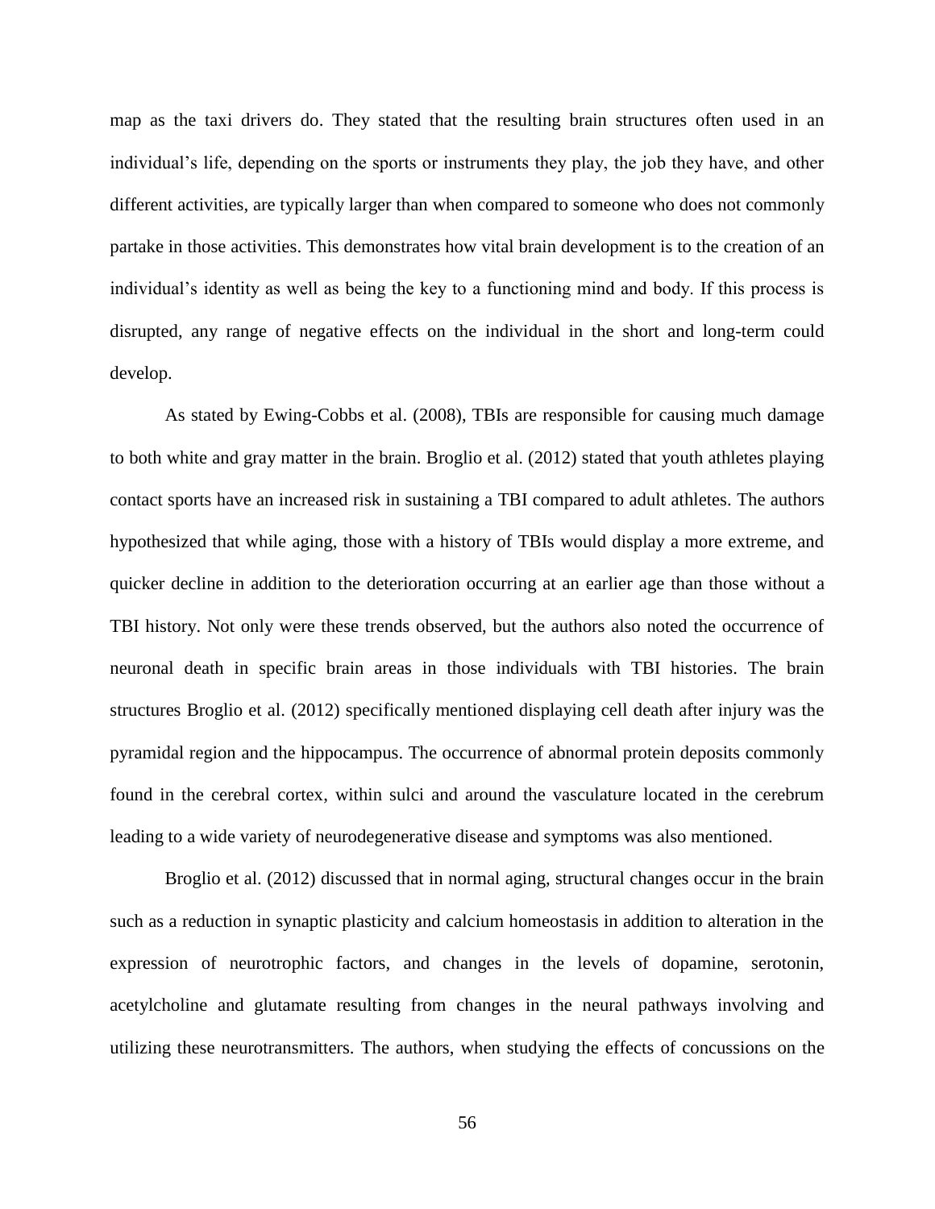map as the taxi drivers do. They stated that the resulting brain structures often used in an individual's life, depending on the sports or instruments they play, the job they have, and other different activities, are typically larger than when compared to someone who does not commonly partake in those activities. This demonstrates how vital brain development is to the creation of an individual's identity as well as being the key to a functioning mind and body. If this process is disrupted, any range of negative effects on the individual in the short and long-term could develop.

As stated by Ewing-Cobbs et al. (2008), TBIs are responsible for causing much damage to both white and gray matter in the brain. Broglio et al. (2012) stated that youth athletes playing contact sports have an increased risk in sustaining a TBI compared to adult athletes. The authors hypothesized that while aging, those with a history of TBIs would display a more extreme, and quicker decline in addition to the deterioration occurring at an earlier age than those without a TBI history. Not only were these trends observed, but the authors also noted the occurrence of neuronal death in specific brain areas in those individuals with TBI histories. The brain structures Broglio et al. (2012) specifically mentioned displaying cell death after injury was the pyramidal region and the hippocampus. The occurrence of abnormal protein deposits commonly found in the cerebral cortex, within sulci and around the vasculature located in the cerebrum leading to a wide variety of neurodegenerative disease and symptoms was also mentioned.

Broglio et al. (2012) discussed that in normal aging, structural changes occur in the brain such as a reduction in synaptic plasticity and calcium homeostasis in addition to alteration in the expression of neurotrophic factors, and changes in the levels of dopamine, serotonin, acetylcholine and glutamate resulting from changes in the neural pathways involving and utilizing these neurotransmitters. The authors, when studying the effects of concussions on the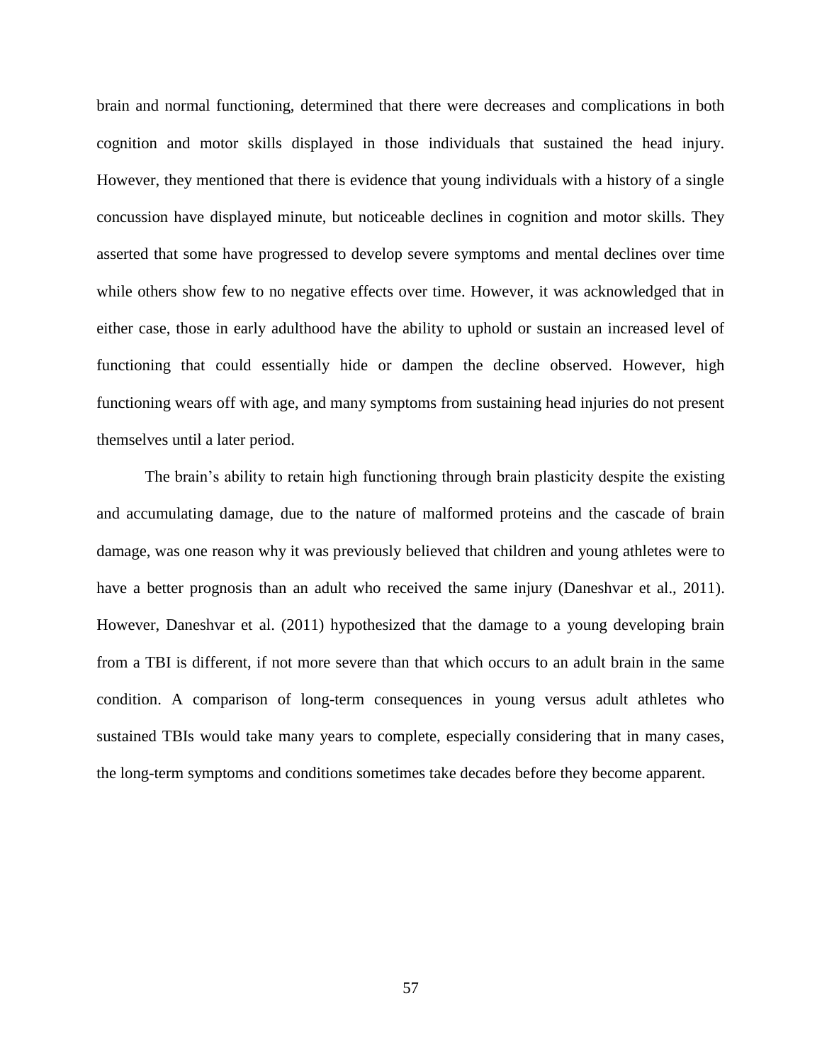brain and normal functioning, determined that there were decreases and complications in both cognition and motor skills displayed in those individuals that sustained the head injury. However, they mentioned that there is evidence that young individuals with a history of a single concussion have displayed minute, but noticeable declines in cognition and motor skills. They asserted that some have progressed to develop severe symptoms and mental declines over time while others show few to no negative effects over time. However, it was acknowledged that in either case, those in early adulthood have the ability to uphold or sustain an increased level of functioning that could essentially hide or dampen the decline observed. However, high functioning wears off with age, and many symptoms from sustaining head injuries do not present themselves until a later period.

The brain's ability to retain high functioning through brain plasticity despite the existing and accumulating damage, due to the nature of malformed proteins and the cascade of brain damage, was one reason why it was previously believed that children and young athletes were to have a better prognosis than an adult who received the same injury (Daneshvar et al., 2011). However, Daneshvar et al. (2011) hypothesized that the damage to a young developing brain from a TBI is different, if not more severe than that which occurs to an adult brain in the same condition. A comparison of long-term consequences in young versus adult athletes who sustained TBIs would take many years to complete, especially considering that in many cases, the long-term symptoms and conditions sometimes take decades before they become apparent.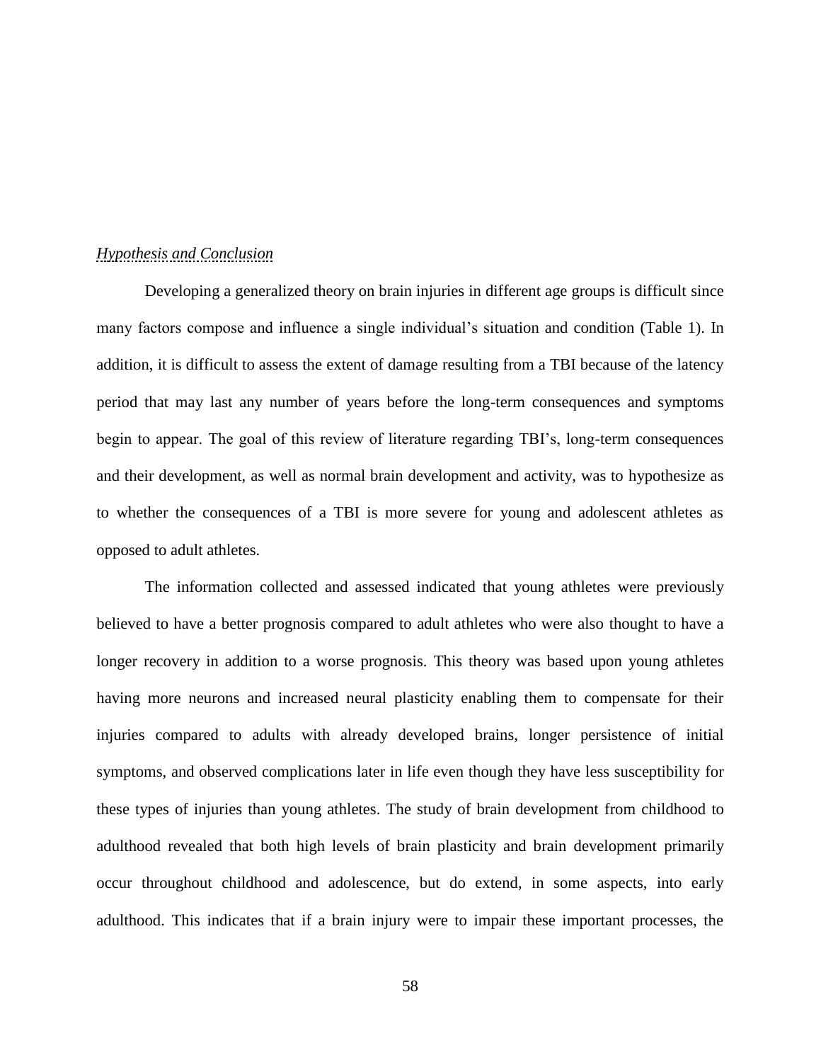*Hypothesis and Conclusion*

Developing a generalized theory on brain injuries in different age groups is difficult since many factors compose and influence a single individual's situation and condition (Table 1). In addition, it is difficult to assess the extent of damage resulting from a TBI because of the latency period that may last any number of years before the long-term consequences and symptoms begin to appear. The goal of this review of literature regarding TBI's, long-term consequences and their development, as well as normal brain development and activity, was to hypothesize as to whether the consequences of a TBI is more severe for young and adolescent athletes as opposed to adult athletes.

The information collected and assessed indicated that young athletes were previously believed to have a better prognosis compared to adult athletes who were also thought to have a longer recovery in addition to a worse prognosis. This theory was based upon young athletes having more neurons and increased neural plasticity enabling them to compensate for their injuries compared to adults with already developed brains, longer persistence of initial symptoms, and observed complications later in life even though they have less susceptibility for these types of injuries than young athletes. The study of brain development from childhood to adulthood revealed that both high levels of brain plasticity and brain development primarily occur throughout childhood and adolescence, but do extend, in some aspects, into early adulthood. This indicates that if a brain injury were to impair these important processes, the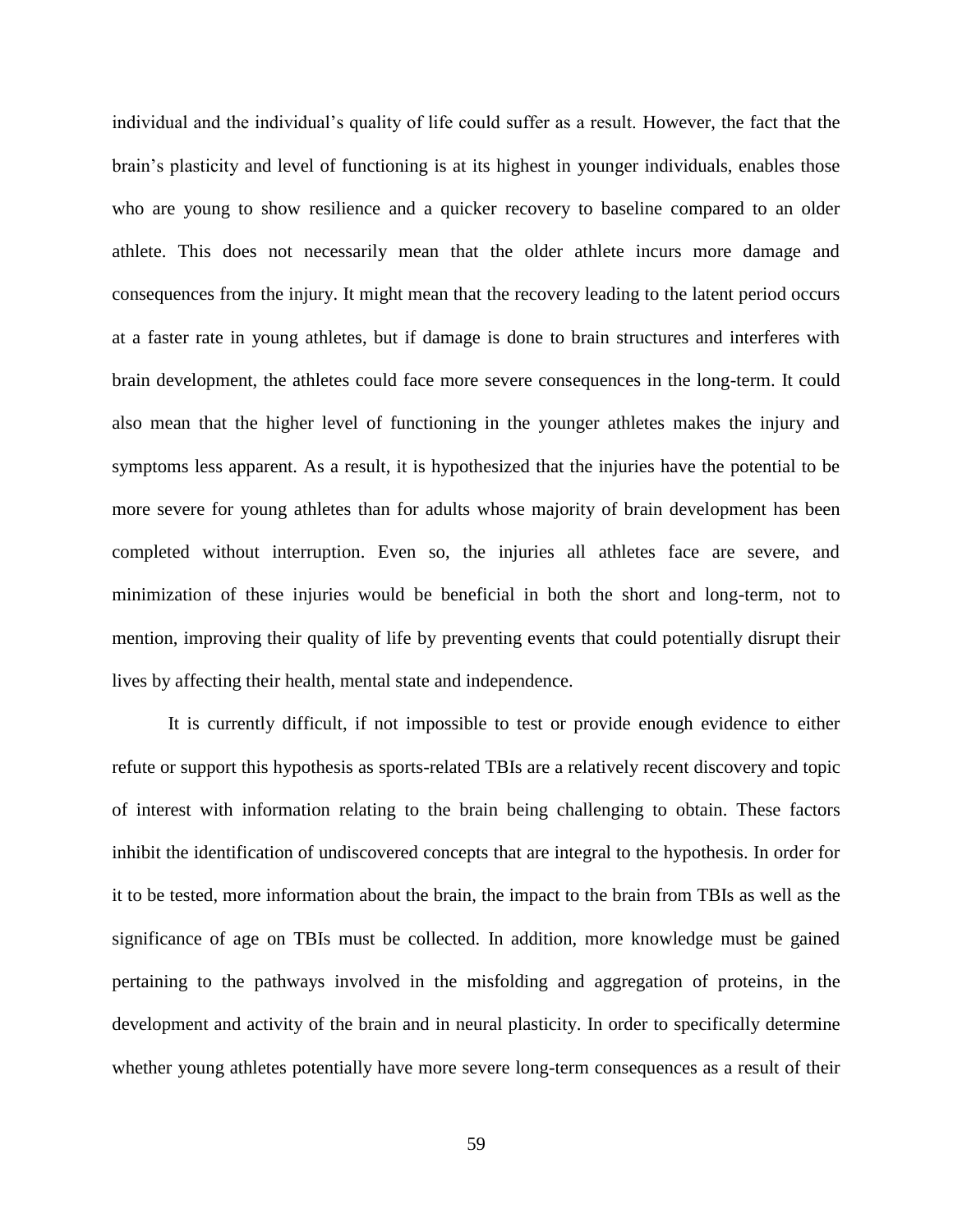individual and the individual's quality of life could suffer as a result. However, the fact that the brain's plasticity and level of functioning is at its highest in younger individuals, enables those who are young to show resilience and a quicker recovery to baseline compared to an older athlete. This does not necessarily mean that the older athlete incurs more damage and consequences from the injury. It might mean that the recovery leading to the latent period occurs at a faster rate in young athletes, but if damage is done to brain structures and interferes with brain development, the athletes could face more severe consequences in the long-term. It could also mean that the higher level of functioning in the younger athletes makes the injury and symptoms less apparent. As a result, it is hypothesized that the injuries have the potential to be more severe for young athletes than for adults whose majority of brain development has been completed without interruption. Even so, the injuries all athletes face are severe, and minimization of these injuries would be beneficial in both the short and long-term, not to mention, improving their quality of life by preventing events that could potentially disrupt their lives by affecting their health, mental state and independence.

It is currently difficult, if not impossible to test or provide enough evidence to either refute or support this hypothesis as sports-related TBIs are a relatively recent discovery and topic of interest with information relating to the brain being challenging to obtain. These factors inhibit the identification of undiscovered concepts that are integral to the hypothesis. In order for it to be tested, more information about the brain, the impact to the brain from TBIs as well as the significance of age on TBIs must be collected. In addition, more knowledge must be gained pertaining to the pathways involved in the misfolding and aggregation of proteins, in the development and activity of the brain and in neural plasticity. In order to specifically determine whether young athletes potentially have more severe long-term consequences as a result of their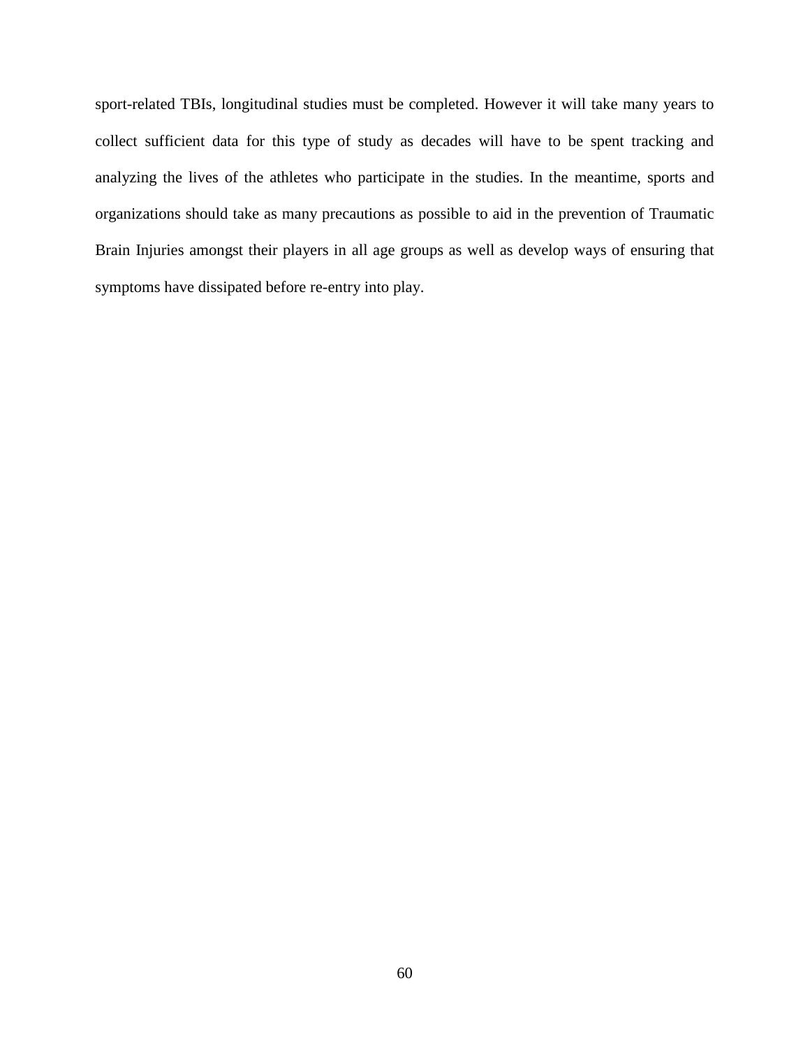sport-related TBIs, longitudinal studies must be completed. However it will take many years to collect sufficient data for this type of study as decades will have to be spent tracking and analyzing the lives of the athletes who participate in the studies. In the meantime, sports and organizations should take as many precautions as possible to aid in the prevention of Traumatic Brain Injuries amongst their players in all age groups as well as develop ways of ensuring that symptoms have dissipated before re-entry into play.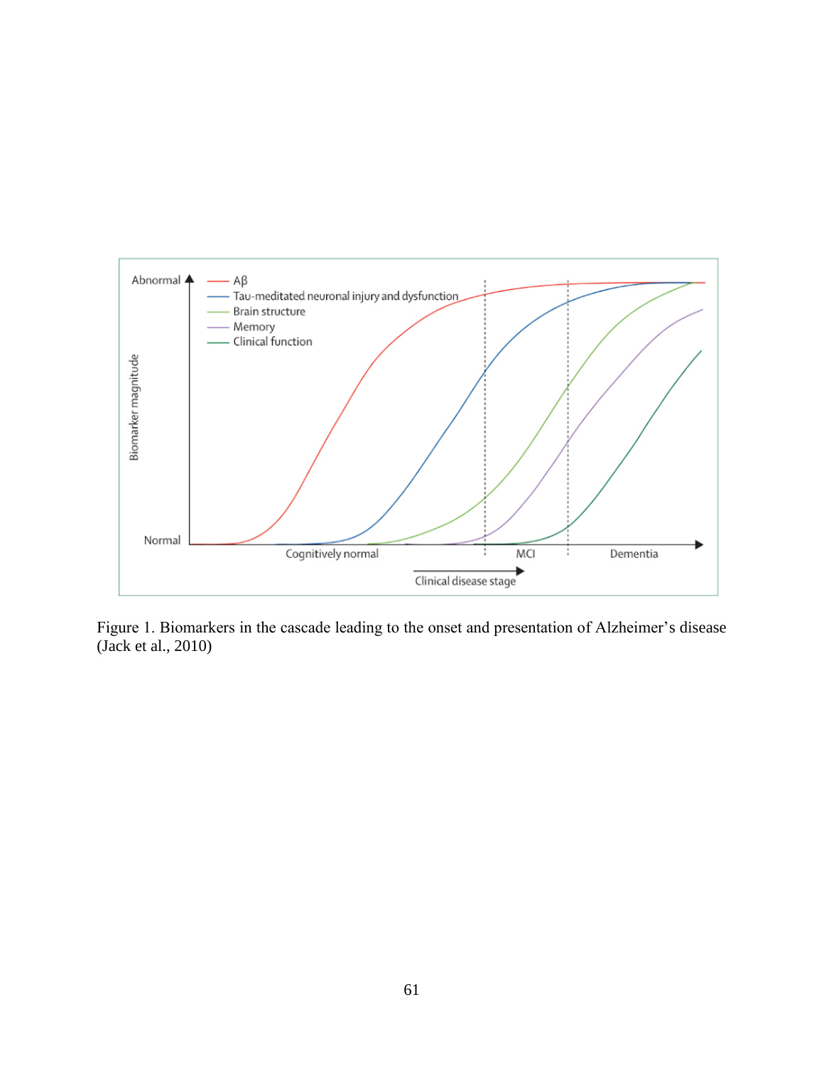Figure 1. Biomarkers in the cascade leading to the onset and presentation of Alzheimer's disease (Jack et al., 2010)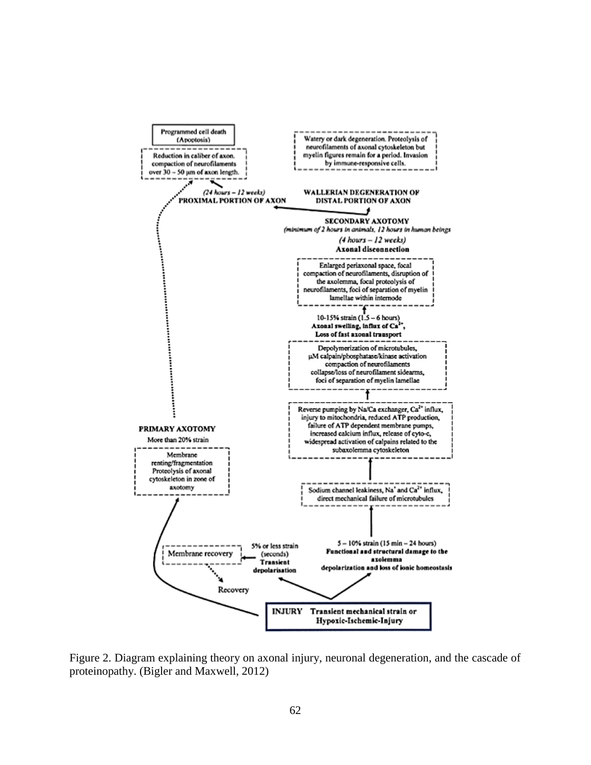Programmed cell death (Apoptosis)

Reduction in caliber of axon, compaction of neurofilaments over 30 – 50 µm of axon length.

Watery or dark degeneration. Proteolysis of neurofilaments of axonal cytoskeleton but myelin figures remain for a period. Invasion by immune-responsive cells.

*(24 hours – 12 weeks)*
**PROXIMAL PORTION OF AXON**

**WALLERIAN DEGENERATION OF DISTAL PORTION OF AXON**

**SECONDARY AXOTOMY**
*(minimum of 2 hours in animals, 12 hours in human beings*
*(4 hours – 12 weeks)*
**Axonal disconnection**

Enlarged periaxonal space, focal compaction of neurofilaments, disruption of the axolemma, focal proteolysis of neurofilaments, foci of separation of myelin lamellae within internode

10-15% strain (1.5 – 6 hours)
**Axonal swelling, influx of $Ca^{2+}$,**
**Loss of fast axonal transport**

Depolymerization of microtubules, µM calpain/phosphatase/kinase activation compaction of neurofilaments collapse/loss of neurofilament sidearms, foci of separation of myelin lamellae

Reverse pumping by Na/Ca exchanger, $Ca^{2+}$ influx, injury to mitochondria, reduced ATP production, failure of ATP dependent membrane pumps, increased calcium influx, release of cyto-c, widespread activation of calpains related to the subaxolemma cytoskeleton

**PRIMARY AXOTOMY**
More than 20% strain

Membrane renting/fragmentation Proteolysis of axonal cytoskeleton in zone of axotomy

Sodium channel leakiness, $Na^{+}$ and $Ca^{2+}$ influx, direct mechanical failure of microtubules

5 – 10% strain (15 min – 24 hours)
**Functional and structural damage to the axolemma**
**depolarization and loss of ionic homeostasis**

Membrane recovery

5% or less strain (seconds)
**Transient depolarisation**

Recovery

**INJURY Transient mechanical strain or Hypoxic-Ischemic-Injury**

Figure 2. Diagram explaining theory on axonal injury, neuronal degeneration, and the cascade of proteinopathy. (Bigler and Maxwell, 2012)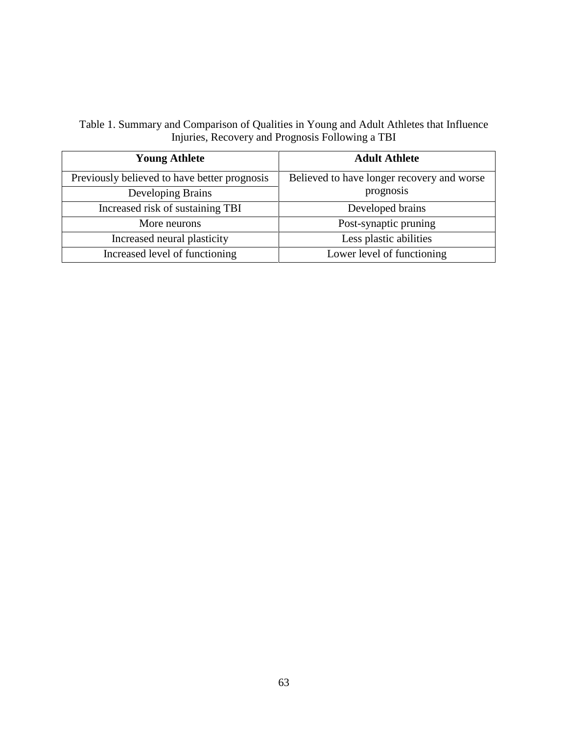Table 1. Summary and Comparison of Qualities in Young and Adult Athletes that Influence Injuries, Recovery and Prognosis Following a TBI

| **Young Athlete** | **Adult Athlete** |
|---|---|
| Previously believed to have better prognosis | Believed to have longer recovery and worse prognosis |
| Developing Brains | |
| Increased risk of sustaining TBI | Developed brains |
| More neurons | Post-synaptic pruning |
| Increased neural plasticity | Less plastic abilities |
| Increased level of functioning | Lower level of functioning |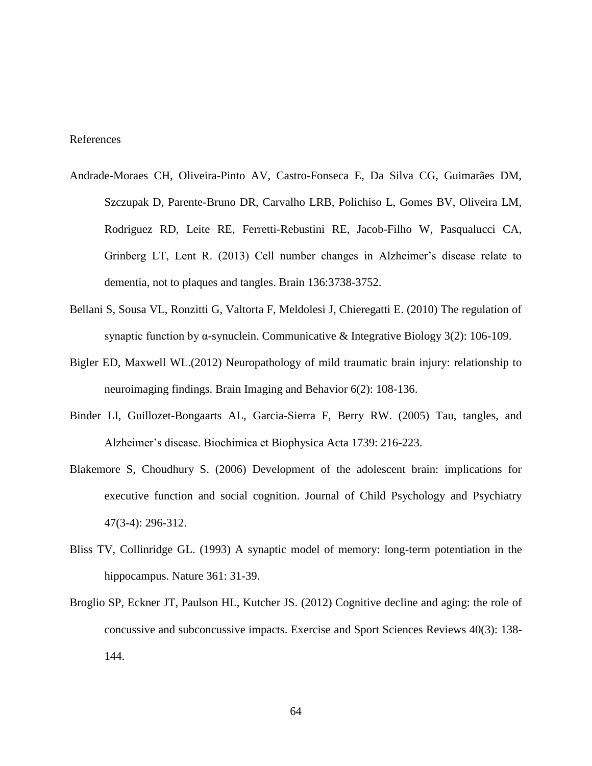References

Andrade-Moraes CH, Oliveira-Pinto AV, Castro-Fonseca E, Da Silva CG, Guimarães DM, Szczupak D, Parente-Bruno DR, Carvalho LRB, Polichiso L, Gomes BV, Oliveira LM, Rodriguez RD, Leite RE, Ferretti-Rebustini RE, Jacob-Filho W, Pasqualucci CA, Grinberg LT, Lent R. (2013) Cell number changes in Alzheimer's disease relate to dementia, not to plaques and tangles. Brain 136:3738-3752.

Bellani S, Sousa VL, Ronzitti G, Valtorta F, Meldolesi J, Chieregatti E. (2010) The regulation of synaptic function by α-synuclein. Communicative & Integrative Biology 3(2): 106-109.

Bigler ED, Maxwell WL.(2012) Neuropathology of mild traumatic brain injury: relationship to neuroimaging findings. Brain Imaging and Behavior 6(2): 108-136.

Binder LI, Guillozet-Bongaarts AL, Garcia-Sierra F, Berry RW. (2005) Tau, tangles, and Alzheimer's disease. Biochimica et Biophysica Acta 1739: 216-223.

Blakemore S, Choudhury S. (2006) Development of the adolescent brain: implications for executive function and social cognition. Journal of Child Psychology and Psychiatry 47(3-4): 296-312.

Bliss TV, Collinridge GL. (1993) A synaptic model of memory: long-term potentiation in the hippocampus. Nature 361: 31-39.

Broglio SP, Eckner JT, Paulson HL, Kutcher JS. (2012) Cognitive decline and aging: the role of concussive and subconcussive impacts. Exercise and Sport Sciences Reviews 40(3): 138-144.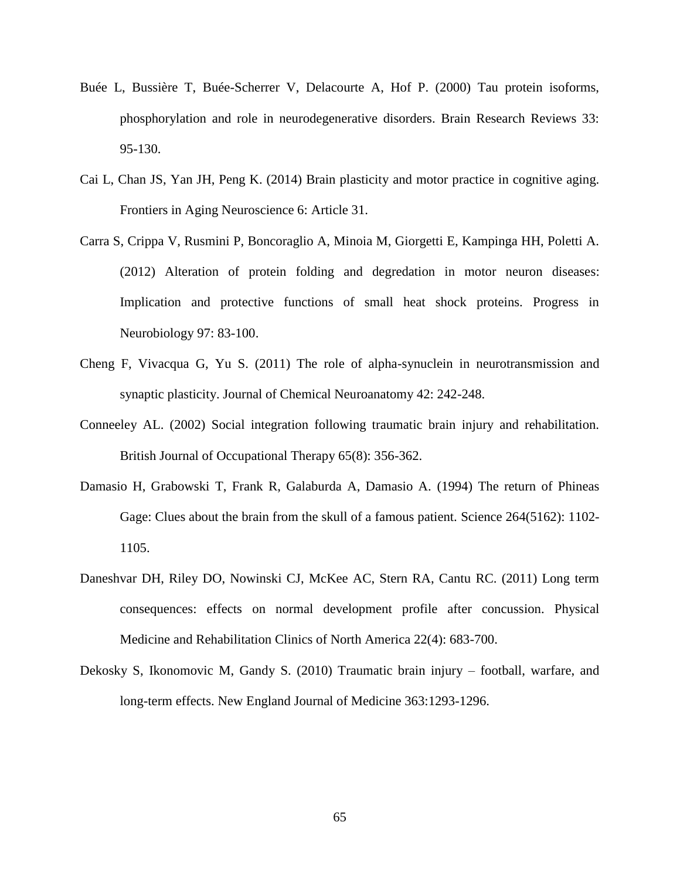Buée L, Bussière T, Buée-Scherrer V, Delacourte A, Hof P. (2000) Tau protein isoforms, phosphorylation and role in neurodegenerative disorders. Brain Research Reviews 33: 95-130.

Cai L, Chan JS, Yan JH, Peng K. (2014) Brain plasticity and motor practice in cognitive aging. Frontiers in Aging Neuroscience 6: Article 31.

Carra S, Crippa V, Rusmini P, Boncoraglio A, Minoia M, Giorgetti E, Kampinga HH, Poletti A. (2012) Alteration of protein folding and degredation in motor neuron diseases: Implication and protective functions of small heat shock proteins. Progress in Neurobiology 97: 83-100.

Cheng F, Vivacqua G, Yu S. (2011) The role of alpha-synuclein in neurotransmission and synaptic plasticity. Journal of Chemical Neuroanatomy 42: 242-248.

Conneeley AL. (2002) Social integration following traumatic brain injury and rehabilitation. British Journal of Occupational Therapy 65(8): 356-362.

Damasio H, Grabowski T, Frank R, Galaburda A, Damasio A. (1994) The return of Phineas Gage: Clues about the brain from the skull of a famous patient. Science 264(5162): 1102-1105.

Daneshvar DH, Riley DO, Nowinski CJ, McKee AC, Stern RA, Cantu RC. (2011) Long term consequences: effects on normal development profile after concussion. Physical Medicine and Rehabilitation Clinics of North America 22(4): 683-700.

Dekosky S, Ikonomovic M, Gandy S. (2010) Traumatic brain injury – football, warfare, and long-term effects. New England Journal of Medicine 363:1293-1296.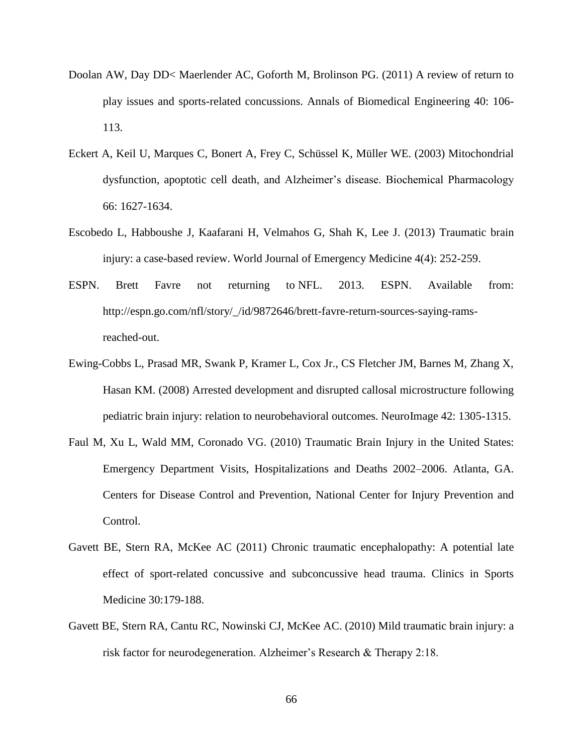Doolan AW, Day DD< Maerlender AC, Goforth M, Brolinson PG. (2011) A review of return to play issues and sports-related concussions. Annals of Biomedical Engineering 40: 106-113.

Eckert A, Keil U, Marques C, Bonert A, Frey C, Schüssel K, Müller WE. (2003) Mitochondrial dysfunction, apoptotic cell death, and Alzheimer's disease. Biochemical Pharmacology 66: 1627-1634.

Escobedo L, Habboushe J, Kaafarani H, Velmahos G, Shah K, Lee J. (2013) Traumatic brain injury: a case-based review. World Journal of Emergency Medicine 4(4): 252-259.

ESPN. Brett Favre not returning to NFL. 2013. ESPN. Available from: http://espn.go.com/nfl/story/_/id/9872646/brett-favre-return-sources-saying-rams-reached-out.

Ewing-Cobbs L, Prasad MR, Swank P, Kramer L, Cox Jr., CS Fletcher JM, Barnes M, Zhang X, Hasan KM. (2008) Arrested development and disrupted callosal microstructure following pediatric brain injury: relation to neurobehavioral outcomes. NeuroImage 42: 1305-1315.

Faul M, Xu L, Wald MM, Coronado VG. (2010) Traumatic Brain Injury in the United States: Emergency Department Visits, Hospitalizations and Deaths 2002–2006. Atlanta, GA. Centers for Disease Control and Prevention, National Center for Injury Prevention and Control.

Gavett BE, Stern RA, McKee AC (2011) Chronic traumatic encephalopathy: A potential late effect of sport-related concussive and subconcussive head trauma. Clinics in Sports Medicine 30:179-188.

Gavett BE, Stern RA, Cantu RC, Nowinski CJ, McKee AC. (2010) Mild traumatic brain injury: a risk factor for neurodegeneration. Alzheimer's Research & Therapy 2:18.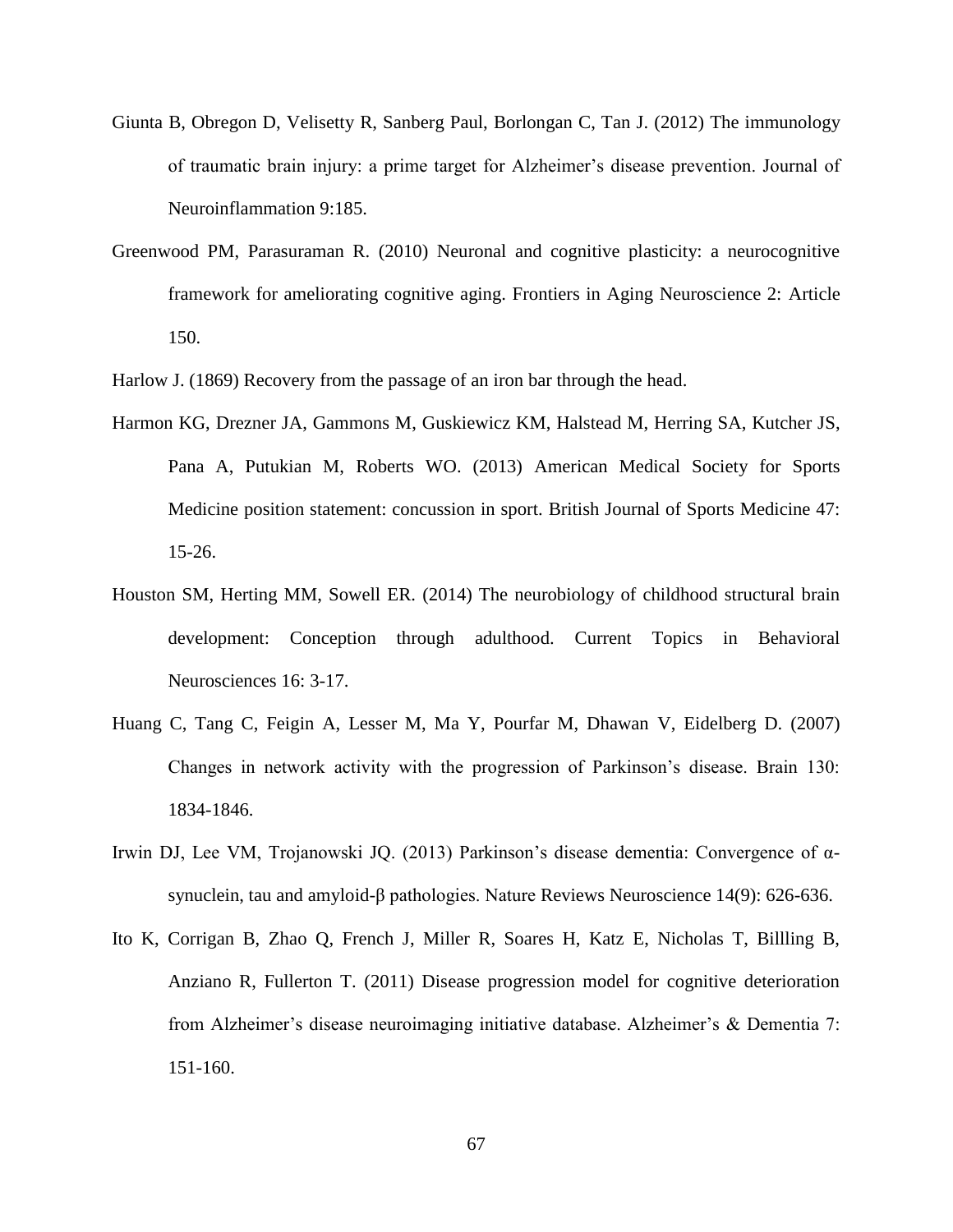Giunta B, Obregon D, Velisetty R, Sanberg Paul, Borlongan C, Tan J. (2012) The immunology of traumatic brain injury: a prime target for Alzheimer's disease prevention. Journal of Neuroinflammation 9:185.

Greenwood PM, Parasuraman R. (2010) Neuronal and cognitive plasticity: a neurocognitive framework for ameliorating cognitive aging. Frontiers in Aging Neuroscience 2: Article 150.

Harlow J. (1869) Recovery from the passage of an iron bar through the head.

Harmon KG, Drezner JA, Gammons M, Guskiewicz KM, Halstead M, Herring SA, Kutcher JS, Pana A, Putukian M, Roberts WO. (2013) American Medical Society for Sports Medicine position statement: concussion in sport. British Journal of Sports Medicine 47: 15-26.

Houston SM, Herting MM, Sowell ER. (2014) The neurobiology of childhood structural brain development: Conception through adulthood. Current Topics in Behavioral Neurosciences 16: 3-17.

Huang C, Tang C, Feigin A, Lesser M, Ma Y, Pourfar M, Dhawan V, Eidelberg D. (2007) Changes in network activity with the progression of Parkinson's disease. Brain 130: 1834-1846.

Irwin DJ, Lee VM, Trojanowski JQ. (2013) Parkinson's disease dementia: Convergence of α-synuclein, tau and amyloid-β pathologies. Nature Reviews Neuroscience 14(9): 626-636.

Ito K, Corrigan B, Zhao Q, French J, Miller R, Soares H, Katz E, Nicholas T, Billling B, Anziano R, Fullerton T. (2011) Disease progression model for cognitive deterioration from Alzheimer's disease neuroimaging initiative database. Alzheimer's & Dementia 7: 151-160.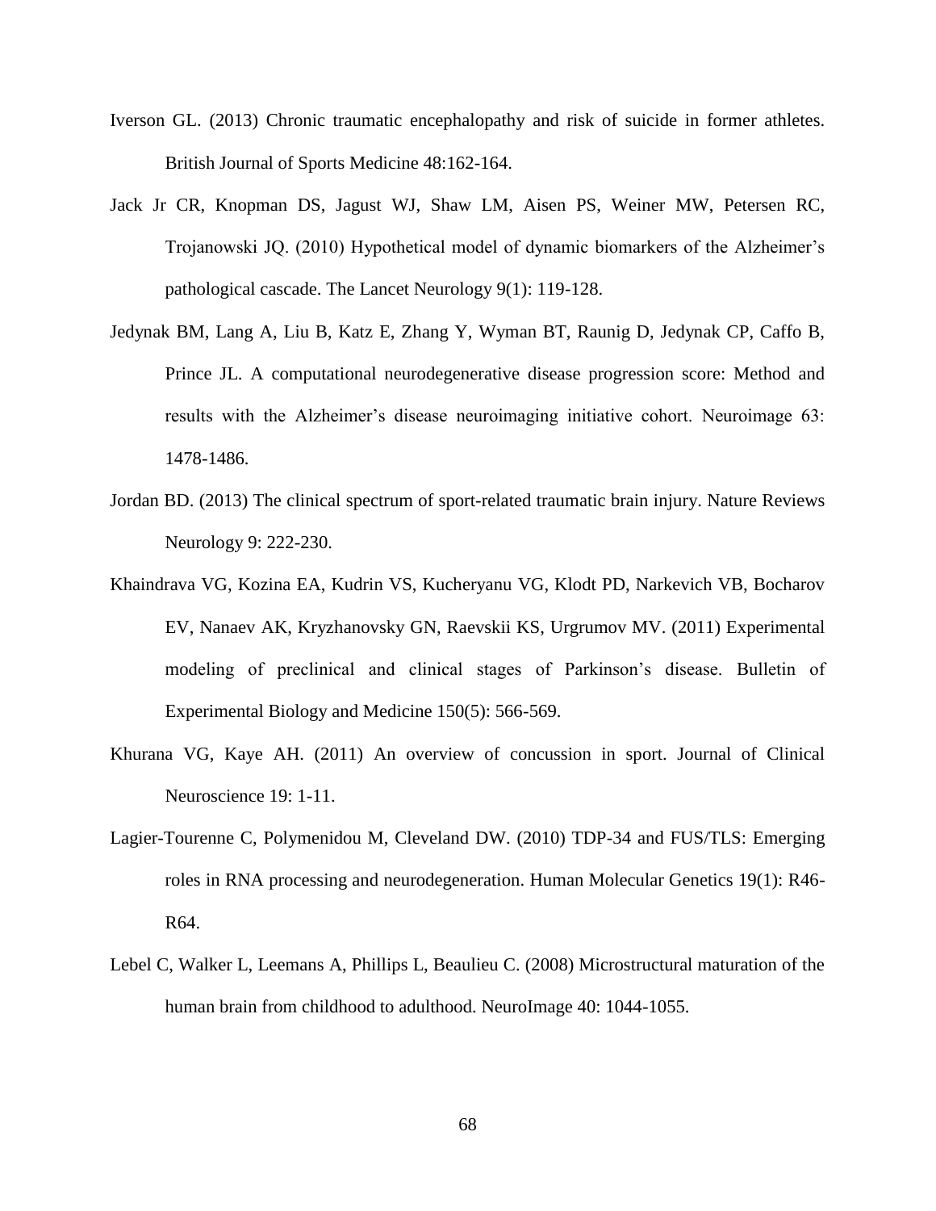Iverson GL. (2013) Chronic traumatic encephalopathy and risk of suicide in former athletes. British Journal of Sports Medicine 48:162-164.

Jack Jr CR, Knopman DS, Jagust WJ, Shaw LM, Aisen PS, Weiner MW, Petersen RC, Trojanowski JQ. (2010) Hypothetical model of dynamic biomarkers of the Alzheimer's pathological cascade. The Lancet Neurology 9(1): 119-128.

Jedynak BM, Lang A, Liu B, Katz E, Zhang Y, Wyman BT, Raunig D, Jedynak CP, Caffo B, Prince JL. A computational neurodegenerative disease progression score: Method and results with the Alzheimer's disease neuroimaging initiative cohort. Neuroimage 63: 1478-1486.

Jordan BD. (2013) The clinical spectrum of sport-related traumatic brain injury. Nature Reviews Neurology 9: 222-230.

Khaindrava VG, Kozina EA, Kudrin VS, Kucheryanu VG, Klodt PD, Narkevich VB, Bocharov EV, Nanaev AK, Kryzhanovsky GN, Raevskii KS, Urgrumov MV. (2011) Experimental modeling of preclinical and clinical stages of Parkinson's disease. Bulletin of Experimental Biology and Medicine 150(5): 566-569.

Khurana VG, Kaye AH. (2011) An overview of concussion in sport. Journal of Clinical Neuroscience 19: 1-11.

Lagier-Tourenne C, Polymenidou M, Cleveland DW. (2010) TDP-34 and FUS/TLS: Emerging roles in RNA processing and neurodegeneration. Human Molecular Genetics 19(1): R46-R64.

Lebel C, Walker L, Leemans A, Phillips L, Beaulieu C. (2008) Microstructural maturation of the human brain from childhood to adulthood. NeuroImage 40: 1044-1055.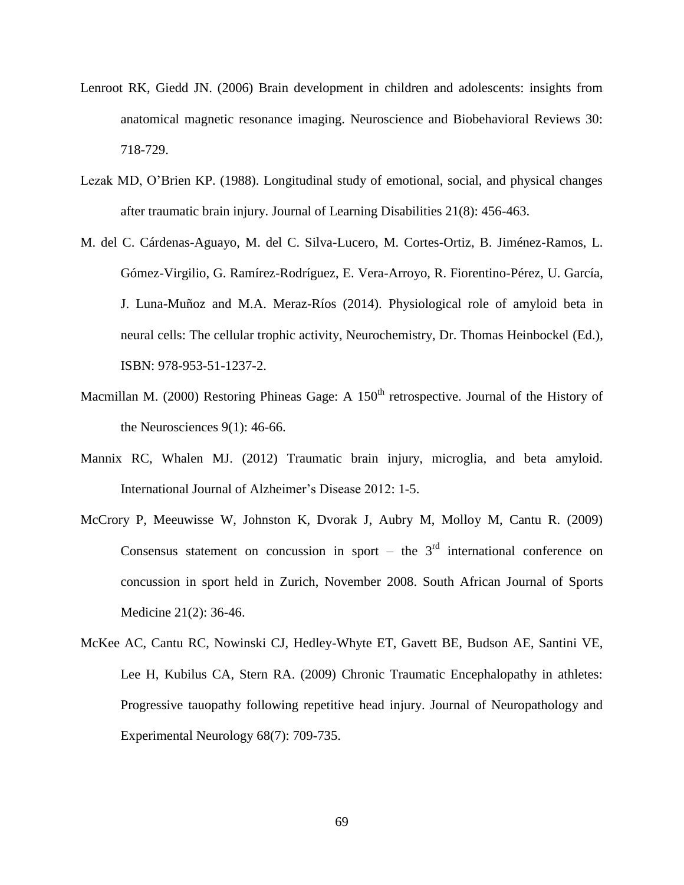Lenroot RK, Giedd JN. (2006) Brain development in children and adolescents: insights from anatomical magnetic resonance imaging. Neuroscience and Biobehavioral Reviews 30: 718-729.

Lezak MD, O'Brien KP. (1988). Longitudinal study of emotional, social, and physical changes after traumatic brain injury. Journal of Learning Disabilities 21(8): 456-463.

M. del C. Cárdenas-Aguayo, M. del C. Silva-Lucero, M. Cortes-Ortiz, B. Jiménez-Ramos, L. Gómez-Virgilio, G. Ramírez-Rodríguez, E. Vera-Arroyo, R. Fiorentino-Pérez, U. García, J. Luna-Muñoz and M.A. Meraz-Ríos (2014). Physiological role of amyloid beta in neural cells: The cellular trophic activity, Neurochemistry, Dr. Thomas Heinbockel (Ed.), ISBN: 978-953-51-1237-2.

Macmillan M. (2000) Restoring Phineas Gage: A 150th retrospective. Journal of the History of the Neurosciences 9(1): 46-66.

Mannix RC, Whalen MJ. (2012) Traumatic brain injury, microglia, and beta amyloid. International Journal of Alzheimer's Disease 2012: 1-5.

McCrory P, Meeuwisse W, Johnston K, Dvorak J, Aubry M, Molloy M, Cantu R. (2009) Consensus statement on concussion in sport – the 3rd international conference on concussion in sport held in Zurich, November 2008. South African Journal of Sports Medicine 21(2): 36-46.

McKee AC, Cantu RC, Nowinski CJ, Hedley-Whyte ET, Gavett BE, Budson AE, Santini VE, Lee H, Kubilus CA, Stern RA. (2009) Chronic Traumatic Encephalopathy in athletes: Progressive tauopathy following repetitive head injury. Journal of Neuropathology and Experimental Neurology 68(7): 709-735.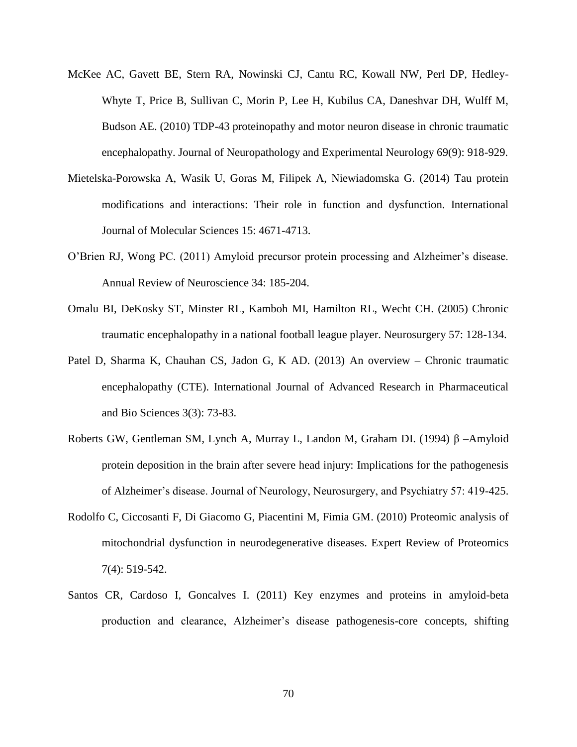McKee AC, Gavett BE, Stern RA, Nowinski CJ, Cantu RC, Kowall NW, Perl DP, Hedley-Whyte T, Price B, Sullivan C, Morin P, Lee H, Kubilus CA, Daneshvar DH, Wulff M, Budson AE. (2010) TDP-43 proteinopathy and motor neuron disease in chronic traumatic encephalopathy. Journal of Neuropathology and Experimental Neurology 69(9): 918-929.

Mietelska-Porowska A, Wasik U, Goras M, Filipek A, Niewiadomska G. (2014) Tau protein modifications and interactions: Their role in function and dysfunction. International Journal of Molecular Sciences 15: 4671-4713.

O'Brien RJ, Wong PC. (2011) Amyloid precursor protein processing and Alzheimer's disease. Annual Review of Neuroscience 34: 185-204.

Omalu BI, DeKosky ST, Minster RL, Kamboh MI, Hamilton RL, Wecht CH. (2005) Chronic traumatic encephalopathy in a national football league player. Neurosurgery 57: 128-134.

Patel D, Sharma K, Chauhan CS, Jadon G, K AD. (2013) An overview – Chronic traumatic encephalopathy (CTE). International Journal of Advanced Research in Pharmaceutical and Bio Sciences 3(3): 73-83.

Roberts GW, Gentleman SM, Lynch A, Murray L, Landon M, Graham DI. (1994) β –Amyloid protein deposition in the brain after severe head injury: Implications for the pathogenesis of Alzheimer's disease. Journal of Neurology, Neurosurgery, and Psychiatry 57: 419-425.

Rodolfo C, Ciccosanti F, Di Giacomo G, Piacentini M, Fimia GM. (2010) Proteomic analysis of mitochondrial dysfunction in neurodegenerative diseases. Expert Review of Proteomics 7(4): 519-542.

Santos CR, Cardoso I, Goncalves I. (2011) Key enzymes and proteins in amyloid-beta production and clearance, Alzheimer's disease pathogenesis-core concepts, shifting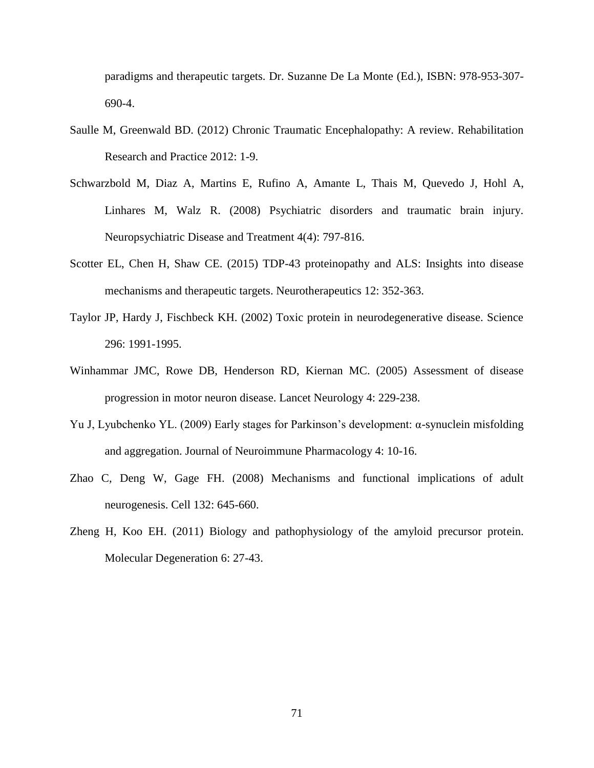paradigms and therapeutic targets. Dr. Suzanne De La Monte (Ed.), ISBN: 978-953-307-690-4.

Saulle M, Greenwald BD. (2012) Chronic Traumatic Encephalopathy: A review. Rehabilitation Research and Practice 2012: 1-9.

Schwarzbold M, Diaz A, Martins E, Rufino A, Amante L, Thais M, Quevedo J, Hohl A, Linhares M, Walz R. (2008) Psychiatric disorders and traumatic brain injury. Neuropsychiatric Disease and Treatment 4(4): 797-816.

Scotter EL, Chen H, Shaw CE. (2015) TDP-43 proteinopathy and ALS: Insights into disease mechanisms and therapeutic targets. Neurotherapeutics 12: 352-363.

Taylor JP, Hardy J, Fischbeck KH. (2002) Toxic protein in neurodegenerative disease. Science 296: 1991-1995.

Winhammar JMC, Rowe DB, Henderson RD, Kiernan MC. (2005) Assessment of disease progression in motor neuron disease. Lancet Neurology 4: 229-238.

Yu J, Lyubchenko YL. (2009) Early stages for Parkinson's development: α-synuclein misfolding and aggregation. Journal of Neuroimmune Pharmacology 4: 10-16.

Zhao C, Deng W, Gage FH. (2008) Mechanisms and functional implications of adult neurogenesis. Cell 132: 645-660.

Zheng H, Koo EH. (2011) Biology and pathophysiology of the amyloid precursor protein. Molecular Degeneration 6: 27-43.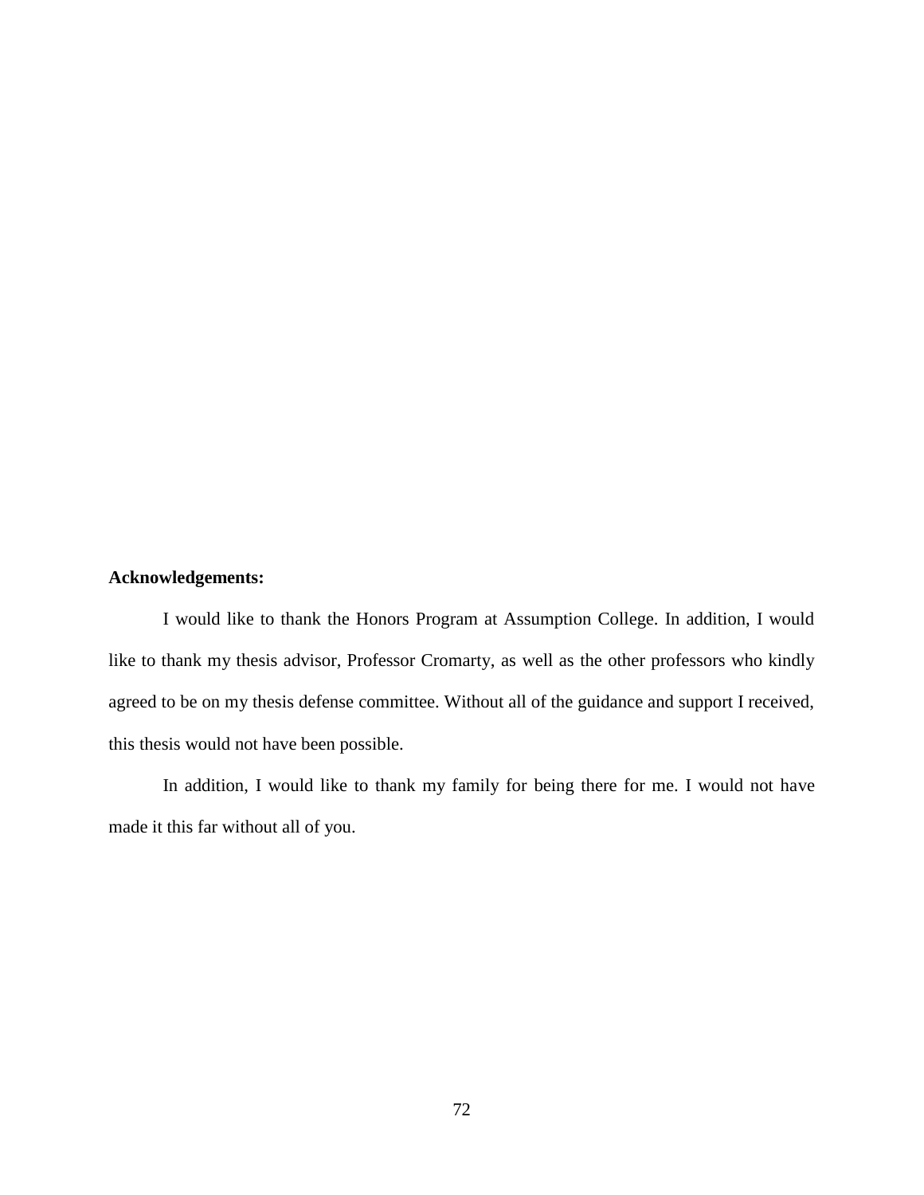**Acknowledgements:**

I would like to thank the Honors Program at Assumption College. In addition, I would like to thank my thesis advisor, Professor Cromarty, as well as the other professors who kindly agreed to be on my thesis defense committee. Without all of the guidance and support I received, this thesis would not have been possible.

In addition, I would like to thank my family for being there for me. I would not have made it this far without all of you.